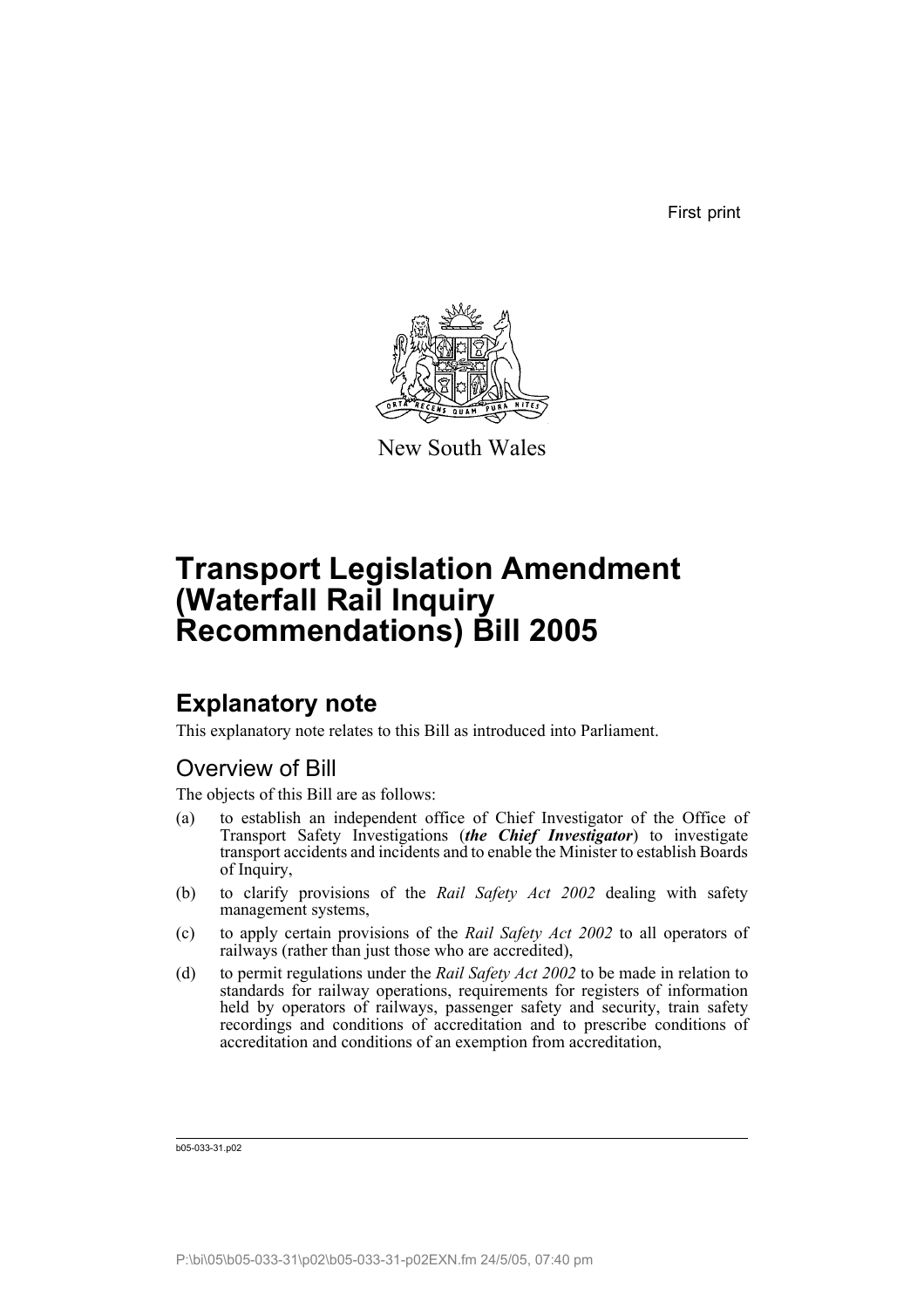First print

New South Wales

# Transport Legislation Amendment (Waterfall Rail Inquiry Recommendations) Bill 2005

## Explanatory note

This explanatory note relates to this Bill as introduced into Parliament.

### Overview of Bill

The objects of this Bill are as follows:

(a) to establish an independent office of Chief Investigator of the Office of Transport Safety Investigations (***the Chief Investigator***) to investigate transport accidents and incidents and to enable the Minister to establish Boards of Inquiry,

(b) to clarify provisions of the *Rail Safety Act 2002* dealing with safety management systems,

(c) to apply certain provisions of the *Rail Safety Act 2002* to all operators of railways (rather than just those who are accredited),

(d) to permit regulations under the *Rail Safety Act 2002* to be made in relation to standards for railway operations, requirements for registers of information held by operators of railways, passenger safety and security, train safety recordings and conditions of accreditation and to prescribe conditions of accreditation and conditions of an exemption from accreditation,

b05-033-31.p02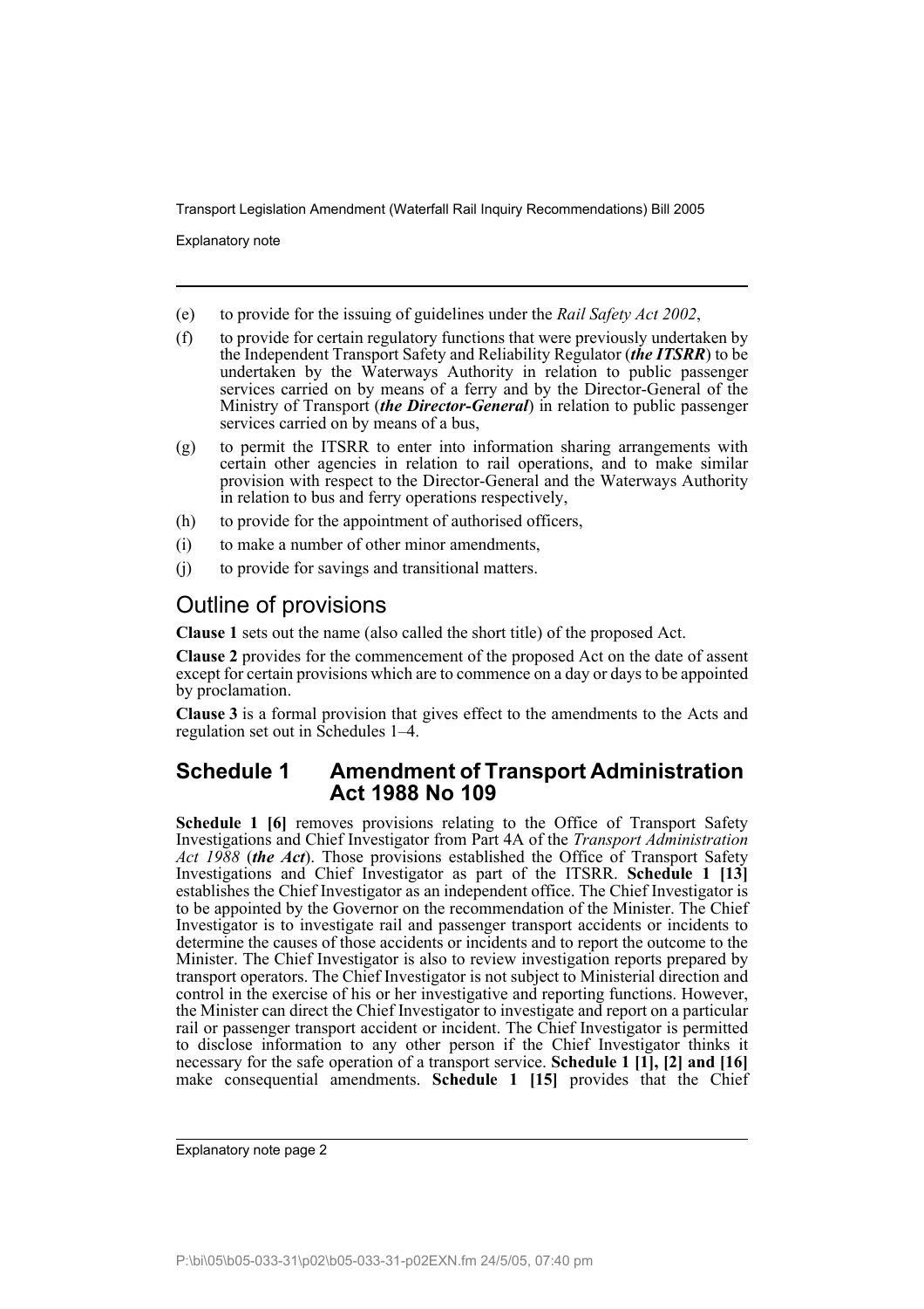(e) to provide for the issuing of guidelines under the *Rail Safety Act 2002*,

(f) to provide for certain regulatory functions that were previously undertaken by the Independent Transport Safety and Reliability Regulator (***the ITSRR***) to be undertaken by the Waterways Authority in relation to public passenger services carried on by means of a ferry and by the Director-General of the Ministry of Transport (***the Director-General***) in relation to public passenger services carried on by means of a bus,

(g) to permit the ITSRR to enter into information sharing arrangements with certain other agencies in relation to rail operations, and to make similar provision with respect to the Director-General and the Waterways Authority in relation to bus and ferry operations respectively,

(h) to provide for the appointment of authorised officers,

(i) to make a number of other minor amendments,

(j) to provide for savings and transitional matters.

## Outline of provisions

**Clause 1** sets out the name (also called the short title) of the proposed Act.

**Clause 2** provides for the commencement of the proposed Act on the date of assent except for certain provisions which are to commence on a day or days to be appointed by proclamation.

**Clause 3** is a formal provision that gives effect to the amendments to the Acts and regulation set out in Schedules 1–4.

## Schedule 1 Amendment of Transport Administration Act 1988 No 109

**Schedule 1 [6]** removes provisions relating to the Office of Transport Safety Investigations and Chief Investigator from Part 4A of the *Transport Administration Act 1988* (***the Act***). Those provisions established the Office of Transport Safety Investigations and Chief Investigator as part of the ITSRR. **Schedule 1 [13]** establishes the Chief Investigator as an independent office. The Chief Investigator is to be appointed by the Governor on the recommendation of the Minister. The Chief Investigator is to investigate rail and passenger transport accidents or incidents to determine the causes of those accidents or incidents and to report the outcome to the Minister. The Chief Investigator is also to review investigation reports prepared by transport operators. The Chief Investigator is not subject to Ministerial direction and control in the exercise of his or her investigative and reporting functions. However, the Minister can direct the Chief Investigator to investigate and report on a particular rail or passenger transport accident or incident. The Chief Investigator is permitted to disclose information to any other person if the Chief Investigator thinks it necessary for the safe operation of a transport service. **Schedule 1 [1], [2] and [16]** make consequential amendments. **Schedule 1 [15]** provides that the Chief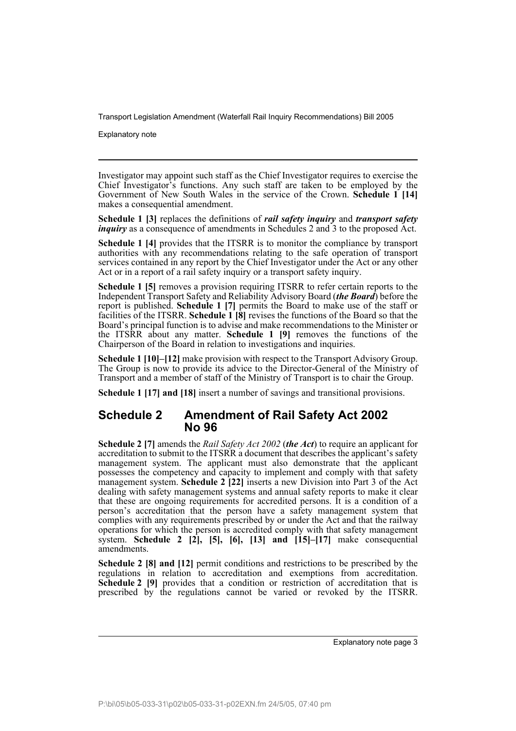Investigator may appoint such staff as the Chief Investigator requires to exercise the Chief Investigator's functions. Any such staff are taken to be employed by the Government of New South Wales in the service of the Crown. **Schedule 1 [14]** makes a consequential amendment.

**Schedule 1 [3]** replaces the definitions of ***rail safety inquiry*** and ***transport safety inquiry*** as a consequence of amendments in Schedules 2 and 3 to the proposed Act.

**Schedule 1 [4]** provides that the ITSRR is to monitor the compliance by transport authorities with any recommendations relating to the safe operation of transport services contained in any report by the Chief Investigator under the Act or any other Act or in a report of a rail safety inquiry or a transport safety inquiry.

**Schedule 1 [5]** removes a provision requiring ITSRR to refer certain reports to the Independent Transport Safety and Reliability Advisory Board (***the Board***) before the report is published. **Schedule 1 [7]** permits the Board to make use of the staff or facilities of the ITSRR. **Schedule 1 [8]** revises the functions of the Board so that the Board's principal function is to advise and make recommendations to the Minister or the ITSRR about any matter. **Schedule 1 [9]** removes the functions of the Chairperson of the Board in relation to investigations and inquiries.

**Schedule 1 [10]–[12]** make provision with respect to the Transport Advisory Group. The Group is now to provide its advice to the Director-General of the Ministry of Transport and a member of staff of the Ministry of Transport is to chair the Group.

**Schedule 1 [17] and [18]** insert a number of savings and transitional provisions.

## Schedule 2 Amendment of Rail Safety Act 2002 No 96

**Schedule 2 [7]** amends the *Rail Safety Act 2002* (***the Act***) to require an applicant for accreditation to submit to the ITSRR a document that describes the applicant's safety management system. The applicant must also demonstrate that the applicant possesses the competency and capacity to implement and comply with that safety management system. **Schedule 2 [22]** inserts a new Division into Part 3 of the Act dealing with safety management systems and annual safety reports to make it clear that these are ongoing requirements for accredited persons. It is a condition of a person's accreditation that the person have a safety management system that complies with any requirements prescribed by or under the Act and that the railway operations for which the person is accredited comply with that safety management system. **Schedule 2 [2], [5], [6], [13] and [15]–[17]** make consequential amendments.

**Schedule 2 [8] and [12]** permit conditions and restrictions to be prescribed by the regulations in relation to accreditation and exemptions from accreditation. **Schedule 2 [9]** provides that a condition or restriction of accreditation that is prescribed by the regulations cannot be varied or revoked by the ITSRR.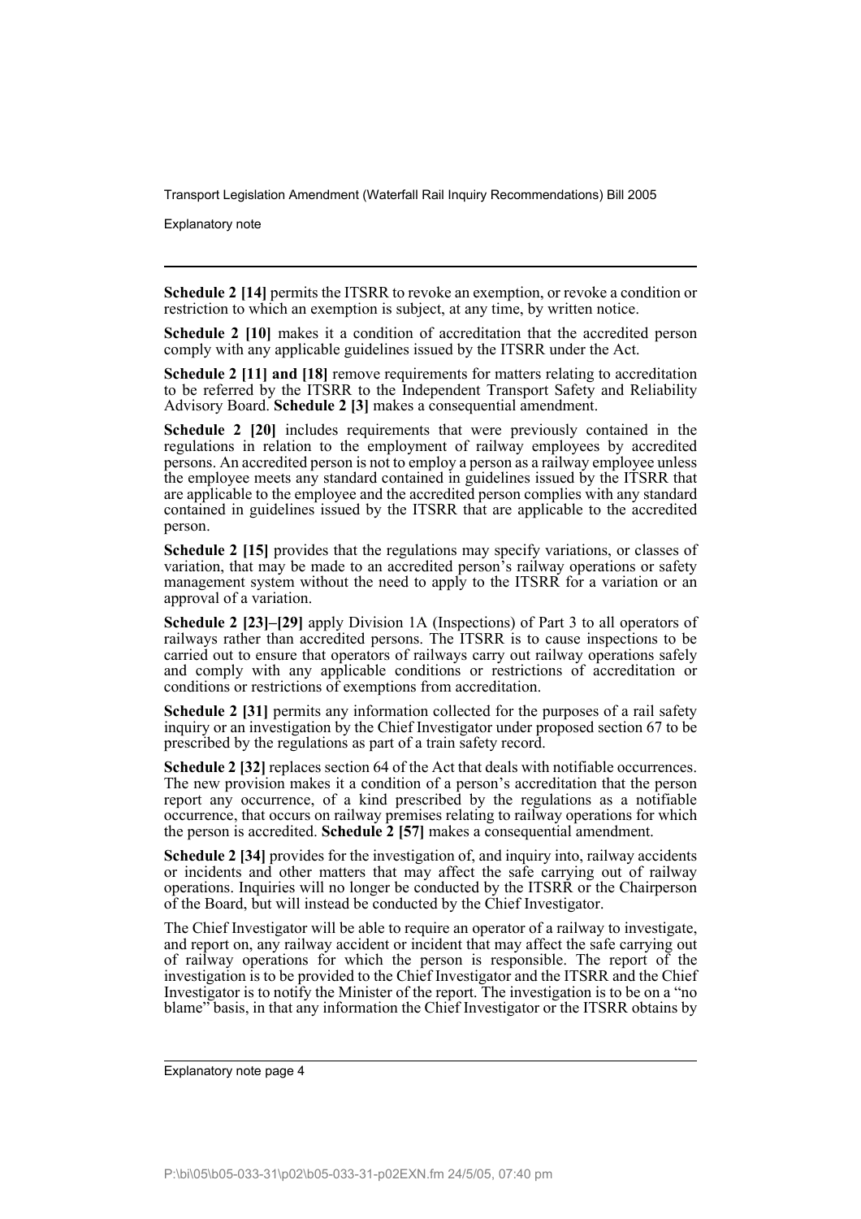**Schedule 2 [14]** permits the ITSRR to revoke an exemption, or revoke a condition or restriction to which an exemption is subject, at any time, by written notice.

**Schedule 2 [10]** makes it a condition of accreditation that the accredited person comply with any applicable guidelines issued by the ITSRR under the Act.

**Schedule 2 [11] and [18]** remove requirements for matters relating to accreditation to be referred by the ITSRR to the Independent Transport Safety and Reliability Advisory Board. **Schedule 2 [3]** makes a consequential amendment.

**Schedule 2 [20]** includes requirements that were previously contained in the regulations in relation to the employment of railway employees by accredited persons. An accredited person is not to employ a person as a railway employee unless the employee meets any standard contained in guidelines issued by the ITSRR that are applicable to the employee and the accredited person complies with any standard contained in guidelines issued by the ITSRR that are applicable to the accredited person.

**Schedule 2 [15]** provides that the regulations may specify variations, or classes of variation, that may be made to an accredited person's railway operations or safety management system without the need to apply to the ITSRR for a variation or an approval of a variation.

**Schedule 2 [23]–[29]** apply Division 1A (Inspections) of Part 3 to all operators of railways rather than accredited persons. The ITSRR is to cause inspections to be carried out to ensure that operators of railways carry out railway operations safely and comply with any applicable conditions or restrictions of accreditation or conditions or restrictions of exemptions from accreditation.

**Schedule 2 [31]** permits any information collected for the purposes of a rail safety inquiry or an investigation by the Chief Investigator under proposed section 67 to be prescribed by the regulations as part of a train safety record.

**Schedule 2 [32]** replaces section 64 of the Act that deals with notifiable occurrences. The new provision makes it a condition of a person's accreditation that the person report any occurrence, of a kind prescribed by the regulations as a notifiable occurrence, that occurs on railway premises relating to railway operations for which the person is accredited. **Schedule 2 [57]** makes a consequential amendment.

**Schedule 2 [34]** provides for the investigation of, and inquiry into, railway accidents or incidents and other matters that may affect the safe carrying out of railway operations. Inquiries will no longer be conducted by the ITSRR or the Chairperson of the Board, but will instead be conducted by the Chief Investigator.

The Chief Investigator will be able to require an operator of a railway to investigate, and report on, any railway accident or incident that may affect the safe carrying out of railway operations for which the person is responsible. The report of the investigation is to be provided to the Chief Investigator and the ITSRR and the Chief Investigator is to notify the Minister of the report. The investigation is to be on a "no blame" basis, in that any information the Chief Investigator or the ITSRR obtains by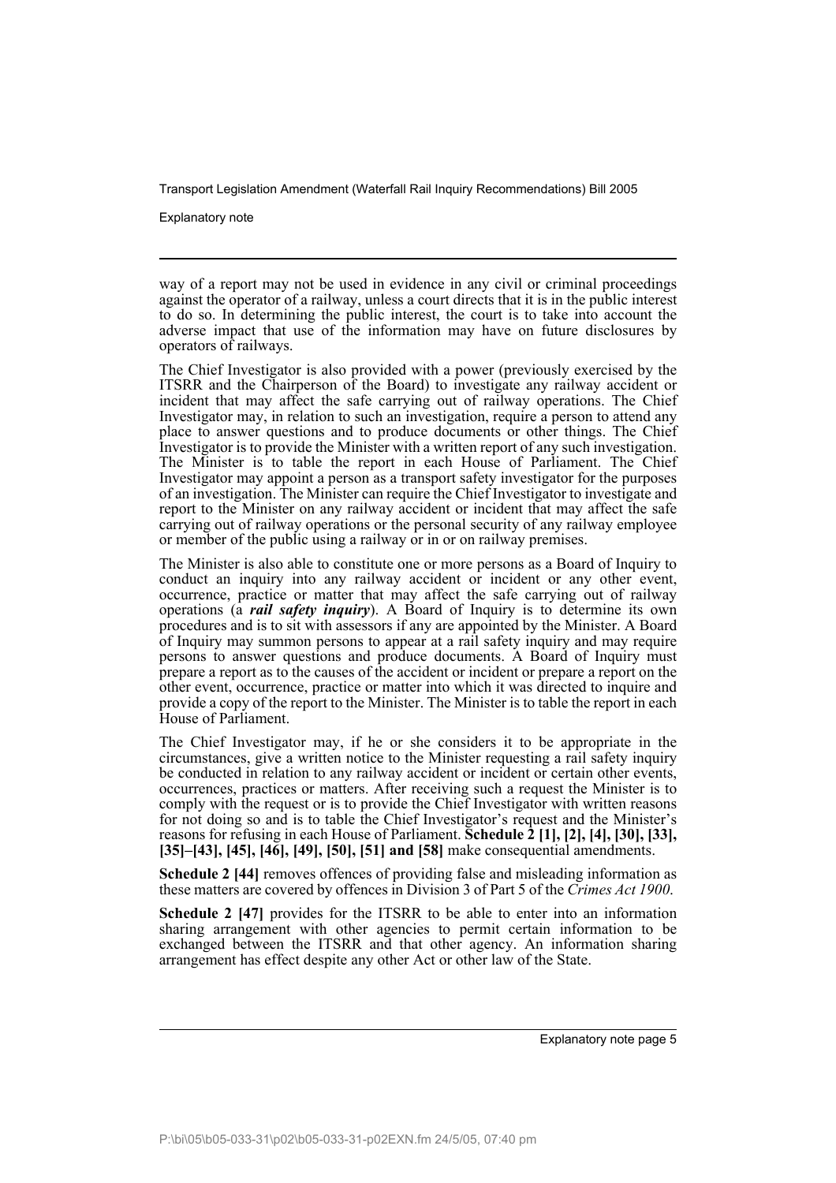way of a report may not be used in evidence in any civil or criminal proceedings against the operator of a railway, unless a court directs that it is in the public interest to do so. In determining the public interest, the court is to take into account the adverse impact that use of the information may have on future disclosures by operators of railways.

The Chief Investigator is also provided with a power (previously exercised by the ITSRR and the Chairperson of the Board) to investigate any railway accident or incident that may affect the safe carrying out of railway operations. The Chief Investigator may, in relation to such an investigation, require a person to attend any place to answer questions and to produce documents or other things. The Chief Investigator is to provide the Minister with a written report of any such investigation. The Minister is to table the report in each House of Parliament. The Chief Investigator may appoint a person as a transport safety investigator for the purposes of an investigation. The Minister can require the Chief Investigator to investigate and report to the Minister on any railway accident or incident that may affect the safe carrying out of railway operations or the personal security of any railway employee or member of the public using a railway or in or on railway premises.

The Minister is also able to constitute one or more persons as a Board of Inquiry to conduct an inquiry into any railway accident or incident or any other event, occurrence, practice or matter that may affect the safe carrying out of railway operations (a ***rail safety inquiry***). A Board of Inquiry is to determine its own procedures and is to sit with assessors if any are appointed by the Minister. A Board of Inquiry may summon persons to appear at a rail safety inquiry and may require persons to answer questions and produce documents. A Board of Inquiry must prepare a report as to the causes of the accident or incident or prepare a report on the other event, occurrence, practice or matter into which it was directed to inquire and provide a copy of the report to the Minister. The Minister is to table the report in each House of Parliament.

The Chief Investigator may, if he or she considers it to be appropriate in the circumstances, give a written notice to the Minister requesting a rail safety inquiry be conducted in relation to any railway accident or incident or certain other events, occurrences, practices or matters. After receiving such a request the Minister is to comply with the request or is to provide the Chief Investigator with written reasons for not doing so and is to table the Chief Investigator's request and the Minister's reasons for refusing in each House of Parliament. **Schedule 2 [1], [2], [4], [30], [33], [35]–[43], [45], [46], [49], [50], [51] and [58]** make consequential amendments.

**Schedule 2 [44]** removes offences of providing false and misleading information as these matters are covered by offences in Division 3 of Part 5 of the *Crimes Act 1900*.

**Schedule 2 [47]** provides for the ITSRR to be able to enter into an information sharing arrangement with other agencies to permit certain information to be exchanged between the ITSRR and that other agency. An information sharing arrangement has effect despite any other Act or other law of the State.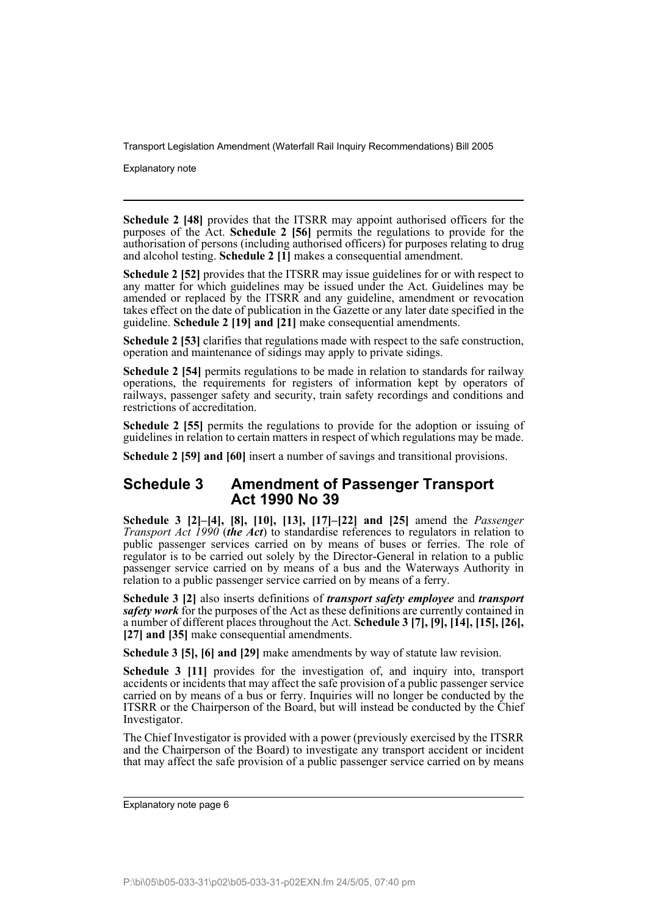**Schedule 2 [48]** provides that the ITSRR may appoint authorised officers for the purposes of the Act. **Schedule 2 [56]** permits the regulations to provide for the authorisation of persons (including authorised officers) for purposes relating to drug and alcohol testing. **Schedule 2 [1]** makes a consequential amendment.

**Schedule 2 [52]** provides that the ITSRR may issue guidelines for or with respect to any matter for which guidelines may be issued under the Act. Guidelines may be amended or replaced by the ITSRR and any guideline, amendment or revocation takes effect on the date of publication in the Gazette or any later date specified in the guideline. **Schedule 2 [19] and [21]** make consequential amendments.

**Schedule 2 [53]** clarifies that regulations made with respect to the safe construction, operation and maintenance of sidings may apply to private sidings.

**Schedule 2 [54]** permits regulations to be made in relation to standards for railway operations, the requirements for registers of information kept by operators of railways, passenger safety and security, train safety recordings and conditions and restrictions of accreditation.

**Schedule 2 [55]** permits the regulations to provide for the adoption or issuing of guidelines in relation to certain matters in respect of which regulations may be made.

**Schedule 2 [59] and [60]** insert a number of savings and transitional provisions.

## Schedule 3 Amendment of Passenger Transport Act 1990 No 39

**Schedule 3 [2]–[4], [8], [10], [13], [17]–[22] and [25]** amend the *Passenger Transport Act 1990* (***the Act***) to standardise references to regulators in relation to public passenger services carried on by means of buses or ferries. The role of regulator is to be carried out solely by the Director-General in relation to a public passenger service carried on by means of a bus and the Waterways Authority in relation to a public passenger service carried on by means of a ferry.

**Schedule 3 [2]** also inserts definitions of ***transport safety employee*** and ***transport safety work*** for the purposes of the Act as these definitions are currently contained in a number of different places throughout the Act. **Schedule 3 [7], [9], [14], [15], [26], [27] and [35]** make consequential amendments.

**Schedule 3 [5], [6] and [29]** make amendments by way of statute law revision.

**Schedule 3 [11]** provides for the investigation of, and inquiry into, transport accidents or incidents that may affect the safe provision of a public passenger service carried on by means of a bus or ferry. Inquiries will no longer be conducted by the ITSRR or the Chairperson of the Board, but will instead be conducted by the Chief Investigator.

The Chief Investigator is provided with a power (previously exercised by the ITSRR and the Chairperson of the Board) to investigate any transport accident or incident that may affect the safe provision of a public passenger service carried on by means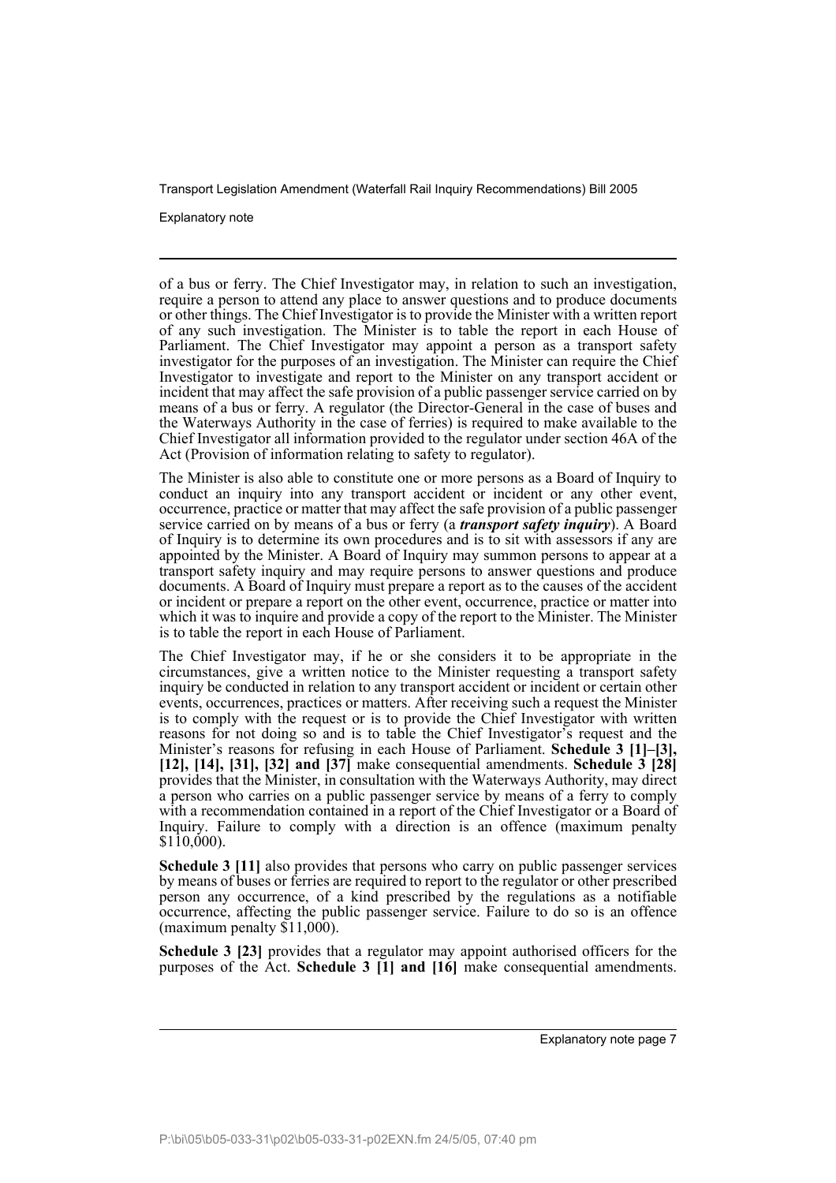of a bus or ferry. The Chief Investigator may, in relation to such an investigation, require a person to attend any place to answer questions and to produce documents or other things. The Chief Investigator is to provide the Minister with a written report of any such investigation. The Minister is to table the report in each House of Parliament. The Chief Investigator may appoint a person as a transport safety investigator for the purposes of an investigation. The Minister can require the Chief Investigator to investigate and report to the Minister on any transport accident or incident that may affect the safe provision of a public passenger service carried on by means of a bus or ferry. A regulator (the Director-General in the case of buses and the Waterways Authority in the case of ferries) is required to make available to the Chief Investigator all information provided to the regulator under section 46A of the Act (Provision of information relating to safety to regulator).

The Minister is also able to constitute one or more persons as a Board of Inquiry to conduct an inquiry into any transport accident or incident or any other event, occurrence, practice or matter that may affect the safe provision of a public passenger service carried on by means of a bus or ferry (a ***transport safety inquiry***). A Board of Inquiry is to determine its own procedures and is to sit with assessors if any are appointed by the Minister. A Board of Inquiry may summon persons to appear at a transport safety inquiry and may require persons to answer questions and produce documents. A Board of Inquiry must prepare a report as to the causes of the accident or incident or prepare a report on the other event, occurrence, practice or matter into which it was to inquire and provide a copy of the report to the Minister. The Minister is to table the report in each House of Parliament.

The Chief Investigator may, if he or she considers it to be appropriate in the circumstances, give a written notice to the Minister requesting a transport safety inquiry be conducted in relation to any transport accident or incident or certain other events, occurrences, practices or matters. After receiving such a request the Minister is to comply with the request or is to provide the Chief Investigator with written reasons for not doing so and is to table the Chief Investigator's request and the Minister's reasons for refusing in each House of Parliament. **Schedule 3 [1]–[3], [12], [14], [31], [32] and [37]** make consequential amendments. **Schedule 3 [28]** provides that the Minister, in consultation with the Waterways Authority, may direct a person who carries on a public passenger service by means of a ferry to comply with a recommendation contained in a report of the Chief Investigator or a Board of Inquiry. Failure to comply with a direction is an offence (maximum penalty $110,000).

**Schedule 3 [11]** also provides that persons who carry on public passenger services by means of buses or ferries are required to report to the regulator or other prescribed person any occurrence, of a kind prescribed by the regulations as a notifiable occurrence, affecting the public passenger service. Failure to do so is an offence (maximum penalty $11,000).

**Schedule 3 [23]** provides that a regulator may appoint authorised officers for the purposes of the Act. **Schedule 3 [1] and [16]** make consequential amendments.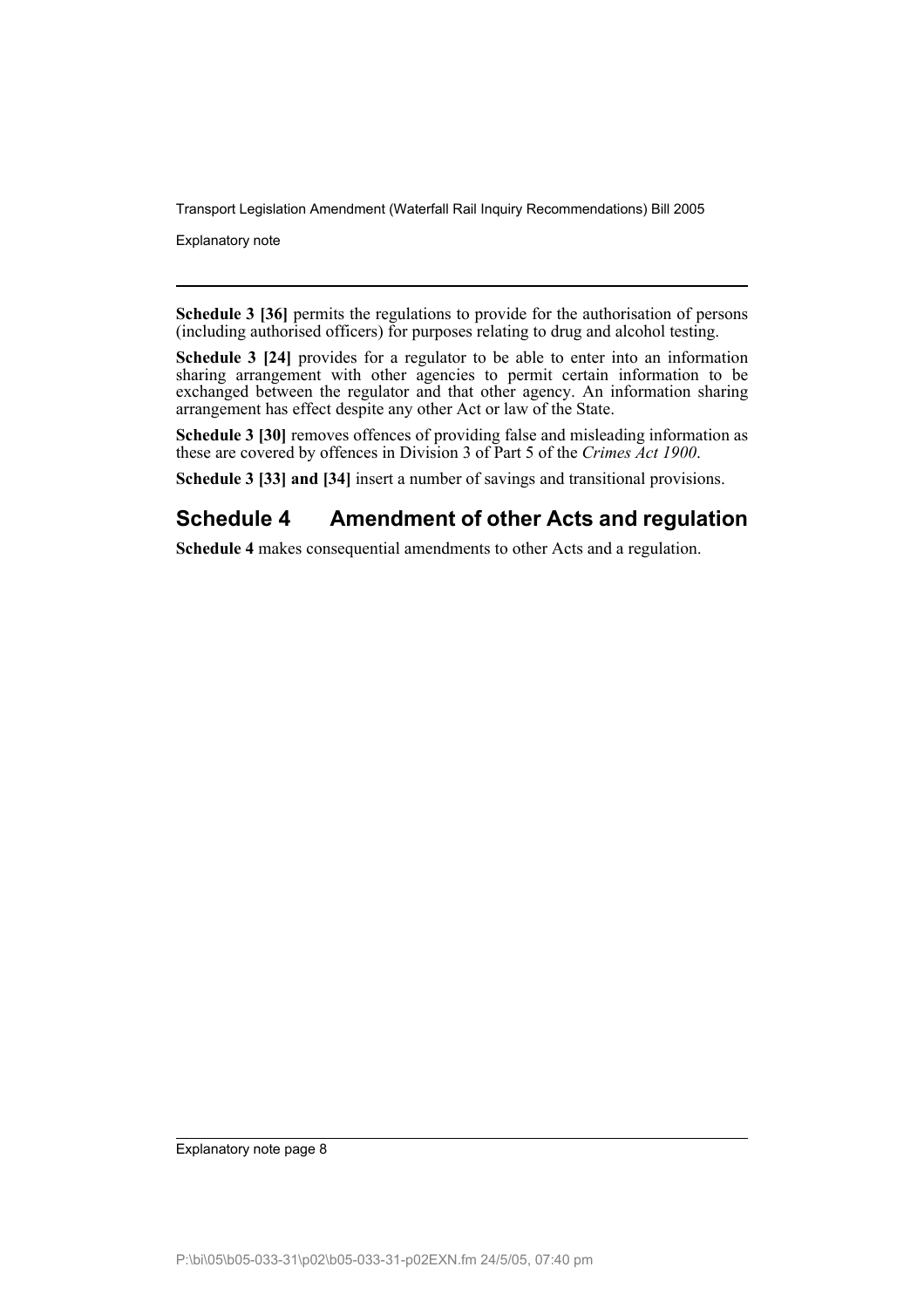**Schedule 3 [36]** permits the regulations to provide for the authorisation of persons (including authorised officers) for purposes relating to drug and alcohol testing.

**Schedule 3 [24]** provides for a regulator to be able to enter into an information sharing arrangement with other agencies to permit certain information to be exchanged between the regulator and that other agency. An information sharing arrangement has effect despite any other Act or law of the State.

**Schedule 3 [30]** removes offences of providing false and misleading information as these are covered by offences in Division 3 of Part 5 of the *Crimes Act 1900*.

**Schedule 3 [33] and [34]** insert a number of savings and transitional provisions.

## Schedule 4 Amendment of other Acts and regulation

**Schedule 4** makes consequential amendments to other Acts and a regulation.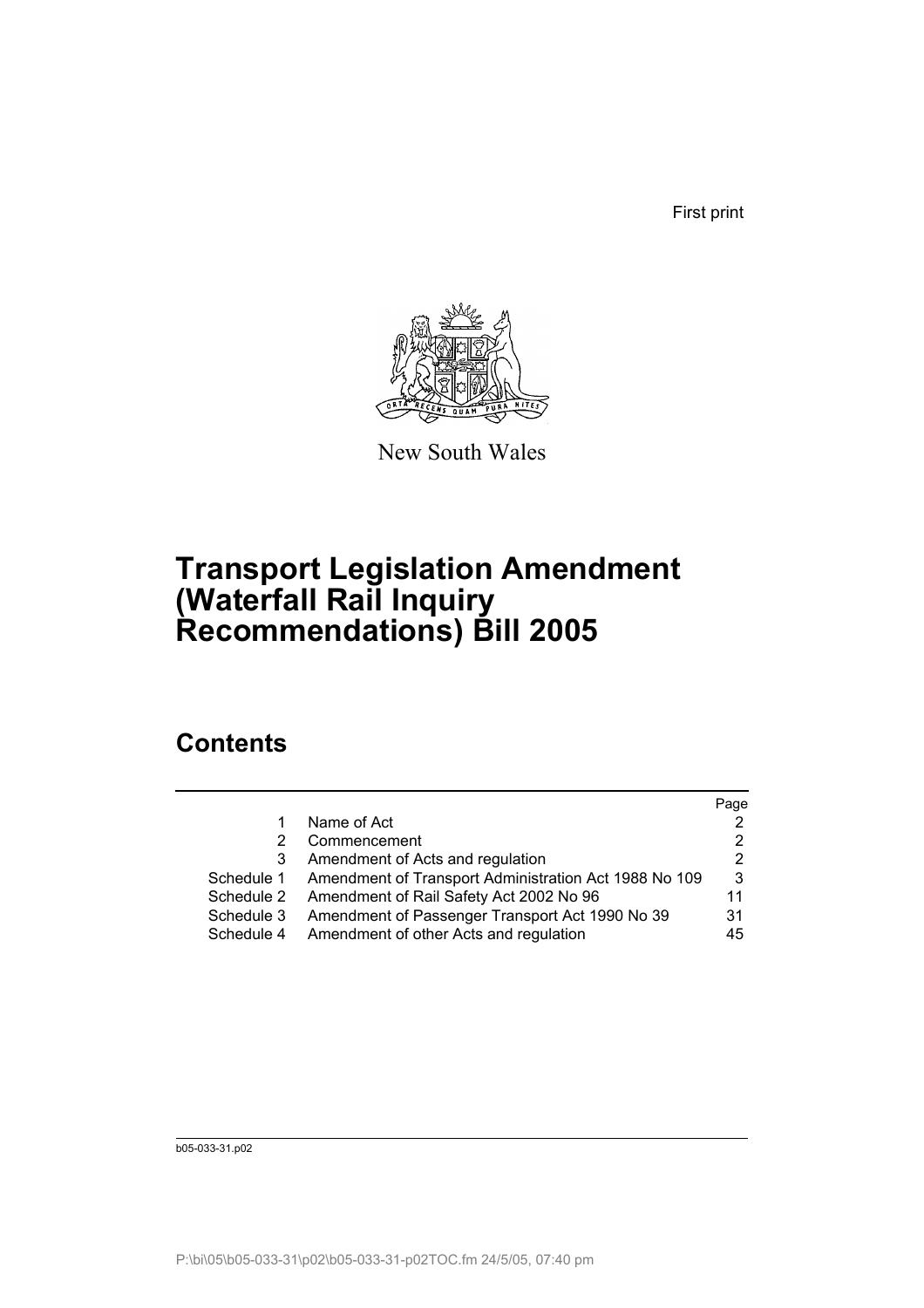First print

New South Wales

# Transport Legislation Amendment (Waterfall Rail Inquiry Recommendations) Bill 2005

## Contents

| | | Page |
|---|---|---|
| 1 | Name of Act | 2 |
| 2 | Commencement | 2 |
| 3 | Amendment of Acts and regulation | 2 |
| Schedule 1 | Amendment of Transport Administration Act 1988 No 109 | 3 |
| Schedule 2 | Amendment of Rail Safety Act 2002 No 96 | 11 |
| Schedule 3 | Amendment of Passenger Transport Act 1990 No 39 | 31 |
| Schedule 4 | Amendment of other Acts and regulation | 45 |

b05-033-31.p02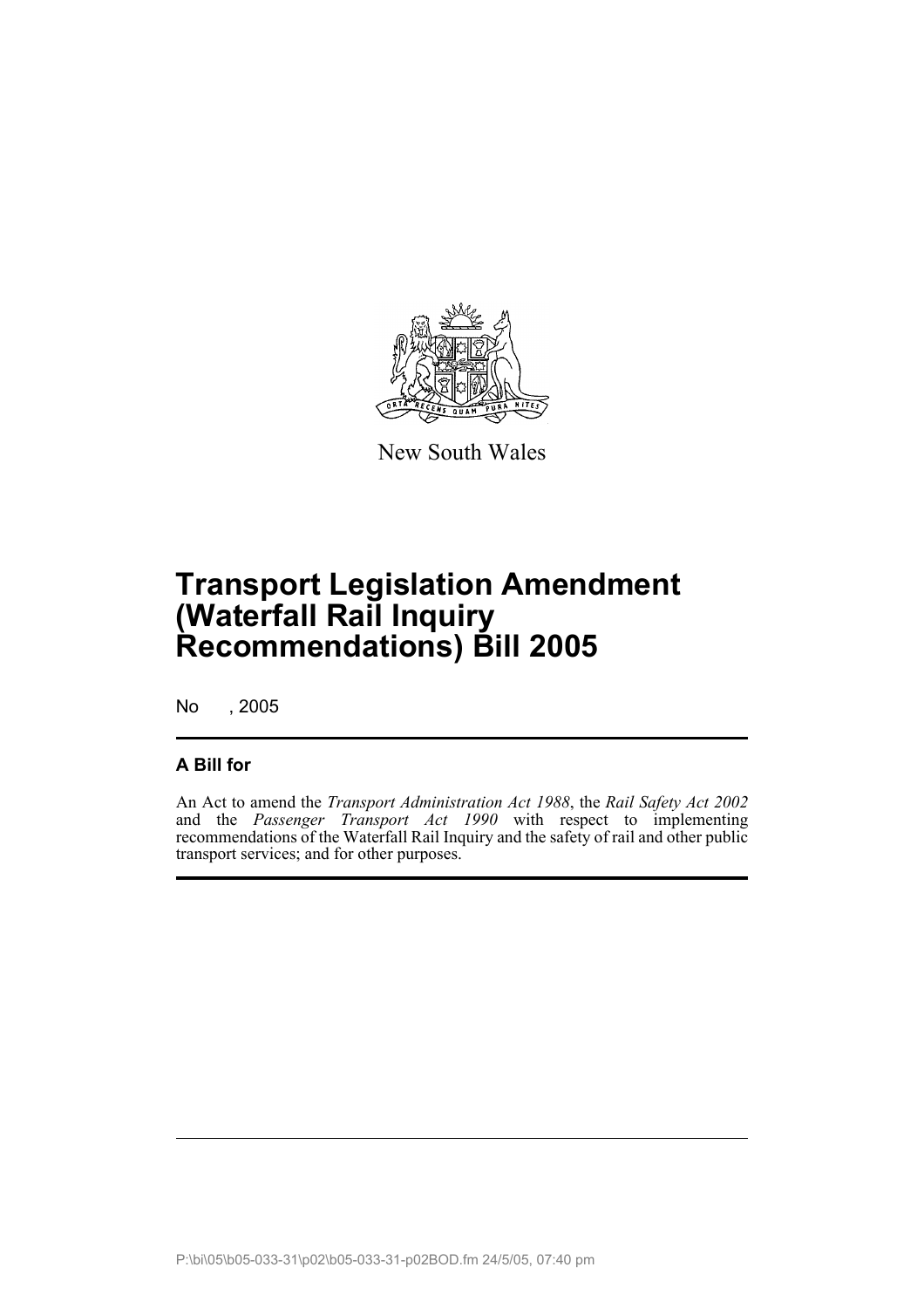New South Wales

# Transport Legislation Amendment (Waterfall Rail Inquiry Recommendations) Bill 2005

No , 2005

## A Bill for

An Act to amend the *Transport Administration Act 1988*, the *Rail Safety Act 2002* and the *Passenger Transport Act 1990* with respect to implementing recommendations of the Waterfall Rail Inquiry and the safety of rail and other public transport services; and for other purposes.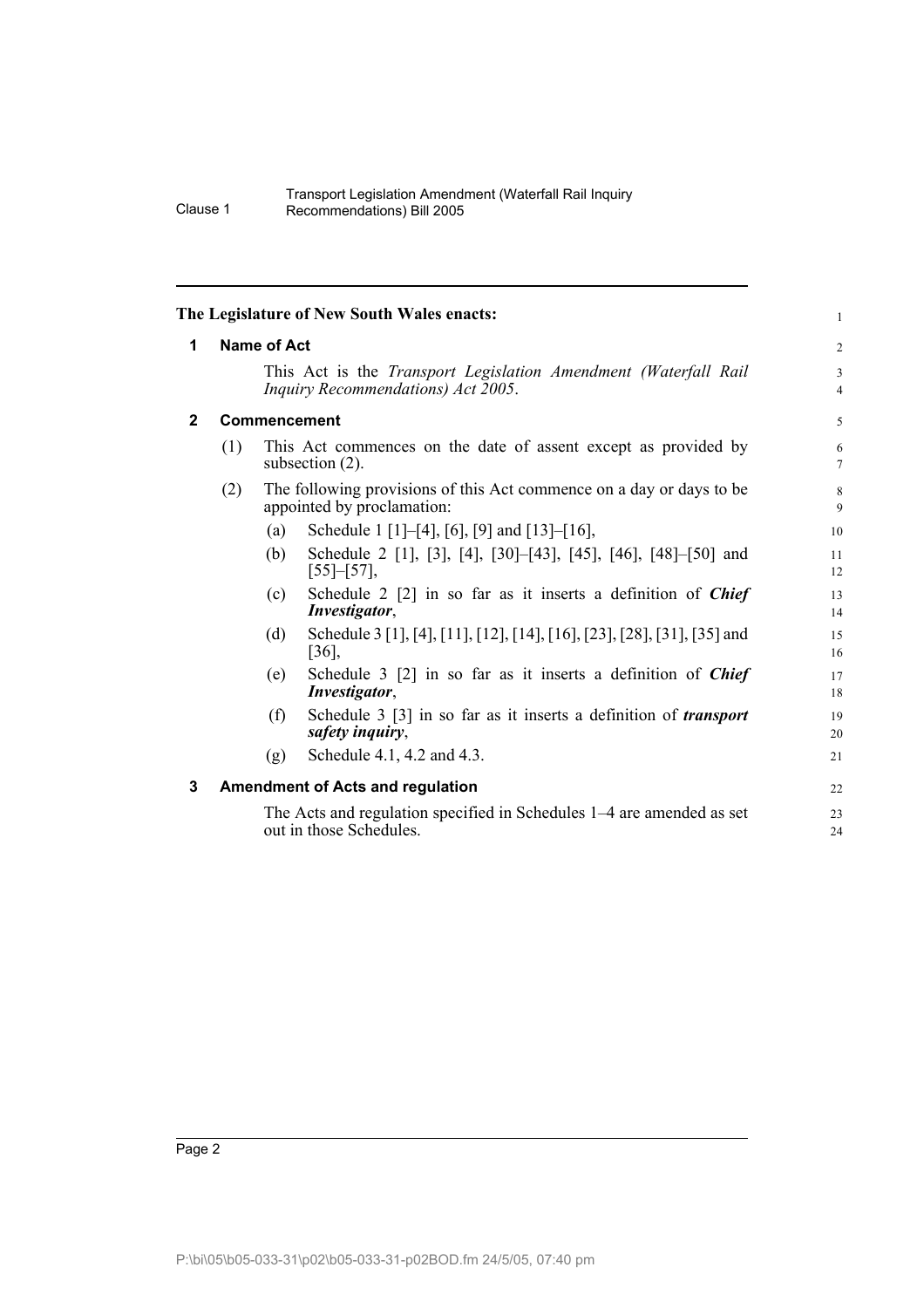**The Legislature of New South Wales enacts:**

### 1 Name of Act

This Act is the *Transport Legislation Amendment (Waterfall Rail Inquiry Recommendations) Act 2005*.

### 2 Commencement

(1) This Act commences on the date of assent except as provided by subsection (2).

(2) The following provisions of this Act commence on a day or days to be appointed by proclamation:

- (a) Schedule 1 [1]–[4], [6], [9] and [13]–[16],
- (b) Schedule 2 [1], [3], [4], [30]–[43], [45], [46], [48]–[50] and [55]–[57],
- (c) Schedule 2 [2] in so far as it inserts a definition of ***Chief Investigator***,
- (d) Schedule 3 [1], [4], [11], [12], [14], [16], [23], [28], [31], [35] and [36],
- (e) Schedule 3 [2] in so far as it inserts a definition of ***Chief Investigator***,
- (f) Schedule 3 [3] in so far as it inserts a definition of ***transport safety inquiry***,
- (g) Schedule 4.1, 4.2 and 4.3.

### 3 Amendment of Acts and regulation

The Acts and regulation specified in Schedules 1–4 are amended as set out in those Schedules.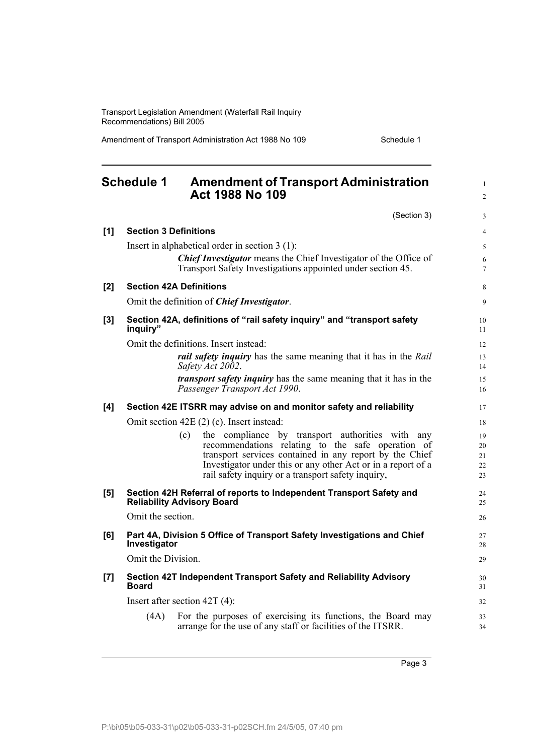## Schedule 1 Amendment of Transport Administration Act 1988 No 109

(Section 3)

**[1] Section 3 Definitions**

Insert in alphabetical order in section 3 (1):

> ***Chief Investigator*** means the Chief Investigator of the Office of Transport Safety Investigations appointed under section 45.

**[2] Section 42A Definitions**

Omit the definition of ***Chief Investigator***.

**[3] Section 42A, definitions of "rail safety inquiry" and "transport safety inquiry"**

Omit the definitions. Insert instead:

> ***rail safety inquiry*** has the same meaning that it has in the *Rail Safety Act 2002*.
>
> ***transport safety inquiry*** has the same meaning that it has in the *Passenger Transport Act 1990*.

**[4] Section 42E ITSRR may advise on and monitor safety and reliability**

Omit section 42E (2) (c). Insert instead:

> (c) the compliance by transport authorities with any recommendations relating to the safe operation of transport services contained in any report by the Chief Investigator under this or any other Act or in a report of a rail safety inquiry or a transport safety inquiry,

**[5] Section 42H Referral of reports to Independent Transport Safety and Reliability Advisory Board**

Omit the section.

**[6] Part 4A, Division 5 Office of Transport Safety Investigations and Chief Investigator**

Omit the Division.

**[7] Section 42T Independent Transport Safety and Reliability Advisory Board**

Insert after section 42T (4):

> (4A) For the purposes of exercising its functions, the Board may arrange for the use of any staff or facilities of the ITSRR.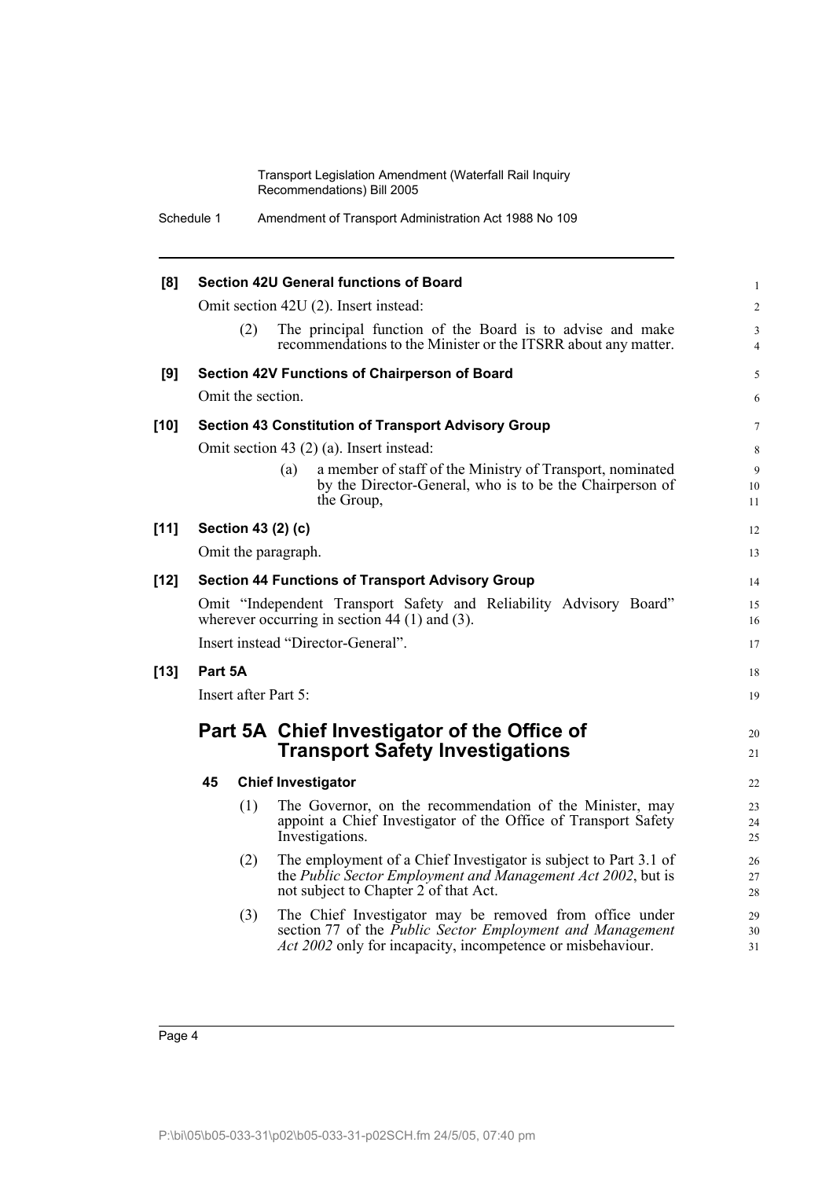**[8] Section 42U General functions of Board**

Omit section 42U (2). Insert instead:

(2) The principal function of the Board is to advise and make recommendations to the Minister or the ITSRR about any matter.

**[9] Section 42V Functions of Chairperson of Board**

Omit the section.

**[10] Section 43 Constitution of Transport Advisory Group**

Omit section 43 (2) (a). Insert instead:

(a) a member of staff of the Ministry of Transport, nominated by the Director-General, who is to be the Chairperson of the Group,

**[11] Section 43 (2) (c)**

Omit the paragraph.

**[12] Section 44 Functions of Transport Advisory Group**

Omit "Independent Transport Safety and Reliability Advisory Board" wherever occurring in section 44 (1) and (3).

Insert instead "Director-General".

**[13] Part 5A**

Insert after Part 5:

## Part 5A Chief Investigator of the Office of Transport Safety Investigations

### 45 Chief Investigator

(1) The Governor, on the recommendation of the Minister, may appoint a Chief Investigator of the Office of Transport Safety Investigations.

(2) The employment of a Chief Investigator is subject to Part 3.1 of the *Public Sector Employment and Management Act 2002*, but is not subject to Chapter 2 of that Act.

(3) The Chief Investigator may be removed from office under section 77 of the *Public Sector Employment and Management Act 2002* only for incapacity, incompetence or misbehaviour.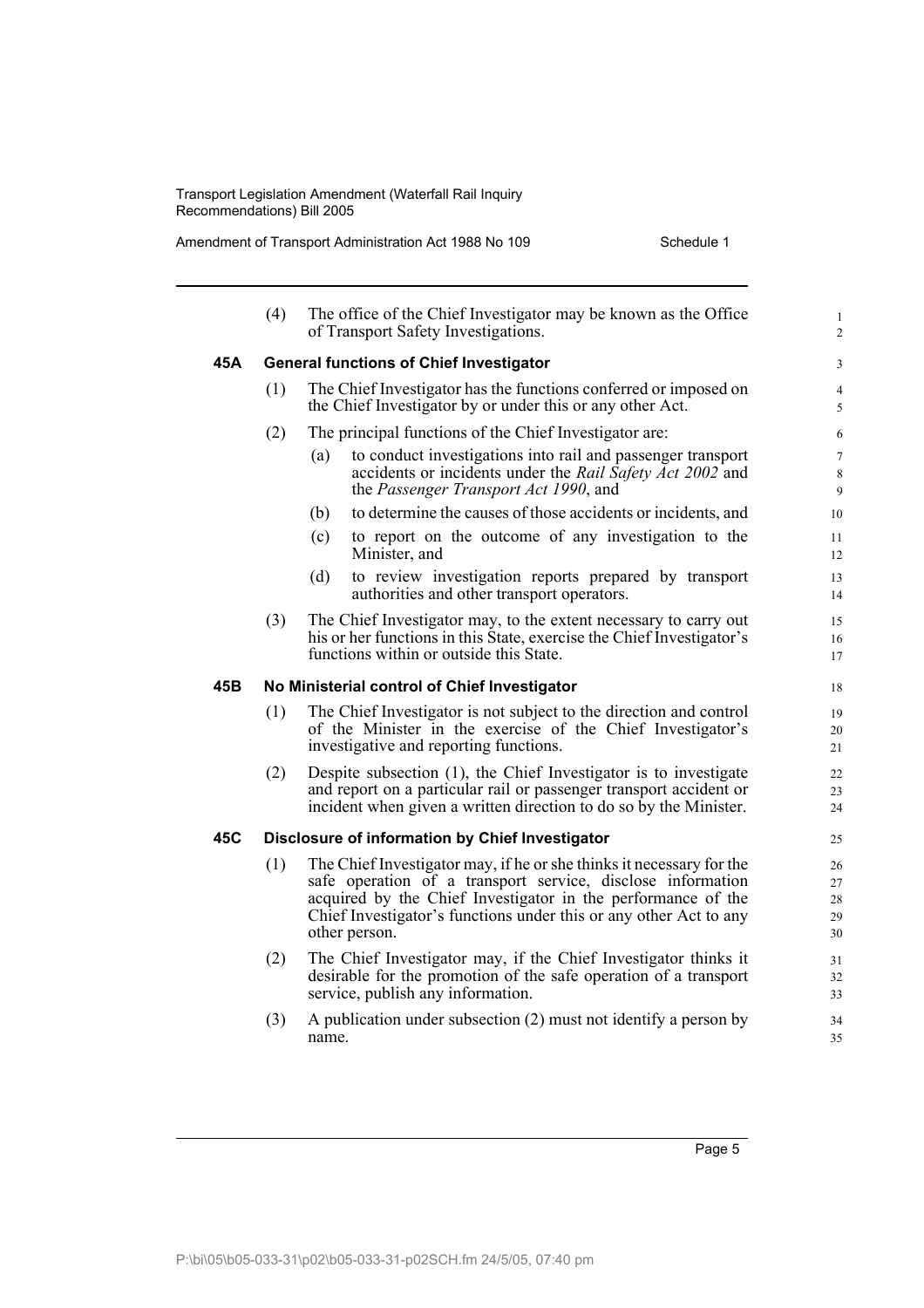(4) The office of the Chief Investigator may be known as the Office of Transport Safety Investigations.

### 45A General functions of Chief Investigator

(1) The Chief Investigator has the functions conferred or imposed on the Chief Investigator by or under this or any other Act.

(2) The principal functions of the Chief Investigator are:

(a) to conduct investigations into rail and passenger transport accidents or incidents under the *Rail Safety Act 2002* and the *Passenger Transport Act 1990*, and

(b) to determine the causes of those accidents or incidents, and

(c) to report on the outcome of any investigation to the Minister, and

(d) to review investigation reports prepared by transport authorities and other transport operators.

(3) The Chief Investigator may, to the extent necessary to carry out his or her functions in this State, exercise the Chief Investigator's functions within or outside this State.

### 45B No Ministerial control of Chief Investigator

(1) The Chief Investigator is not subject to the direction and control of the Minister in the exercise of the Chief Investigator's investigative and reporting functions.

(2) Despite subsection (1), the Chief Investigator is to investigate and report on a particular rail or passenger transport accident or incident when given a written direction to do so by the Minister.

### 45C Disclosure of information by Chief Investigator

(1) The Chief Investigator may, if he or she thinks it necessary for the safe operation of a transport service, disclose information acquired by the Chief Investigator in the performance of the Chief Investigator's functions under this or any other Act to any other person.

(2) The Chief Investigator may, if the Chief Investigator thinks it desirable for the promotion of the safe operation of a transport service, publish any information.

(3) A publication under subsection (2) must not identify a person by name.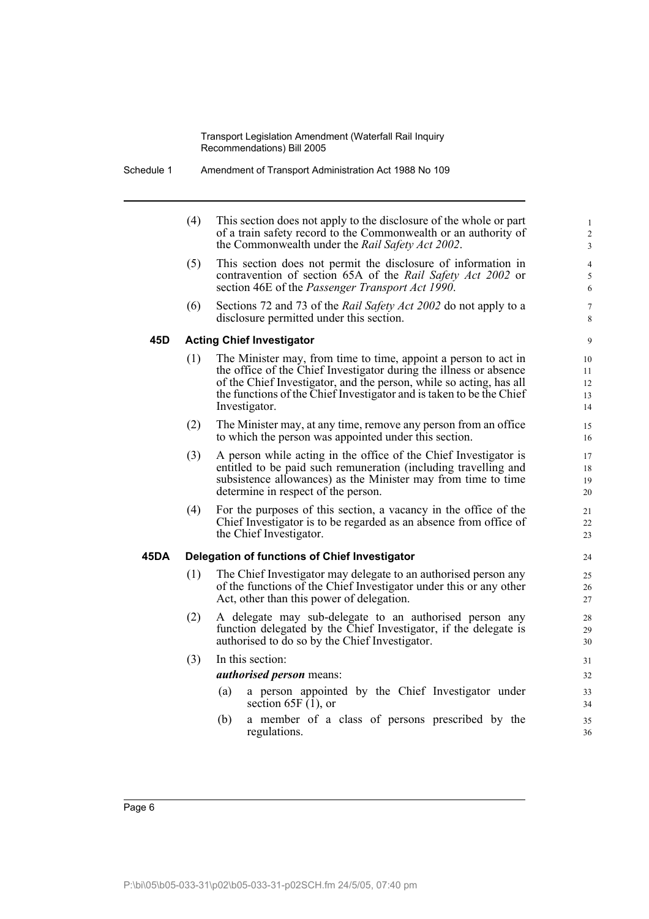(4) This section does not apply to the disclosure of the whole or part of a train safety record to the Commonwealth or an authority of the Commonwealth under the *Rail Safety Act 2002*.

(5) This section does not permit the disclosure of information in contravention of section 65A of the *Rail Safety Act 2002* or section 46E of the *Passenger Transport Act 1990*.

(6) Sections 72 and 73 of the *Rail Safety Act 2002* do not apply to a disclosure permitted under this section.

**45D Acting Chief Investigator**

(1) The Minister may, from time to time, appoint a person to act in the office of the Chief Investigator during the illness or absence of the Chief Investigator, and the person, while so acting, has all the functions of the Chief Investigator and is taken to be the Chief Investigator.

(2) The Minister may, at any time, remove any person from an office to which the person was appointed under this section.

(3) A person while acting in the office of the Chief Investigator is entitled to be paid such remuneration (including travelling and subsistence allowances) as the Minister may from time to time determine in respect of the person.

(4) For the purposes of this section, a vacancy in the office of the Chief Investigator is to be regarded as an absence from office of the Chief Investigator.

**45DA Delegation of functions of Chief Investigator**

(1) The Chief Investigator may delegate to an authorised person any of the functions of the Chief Investigator under this or any other Act, other than this power of delegation.

(2) A delegate may sub-delegate to an authorised person any function delegated by the Chief Investigator, if the delegate is authorised to do so by the Chief Investigator.

(3) In this section:

***authorised person*** means:

(a) a person appointed by the Chief Investigator under section 65F (1), or

(b) a member of a class of persons prescribed by the regulations.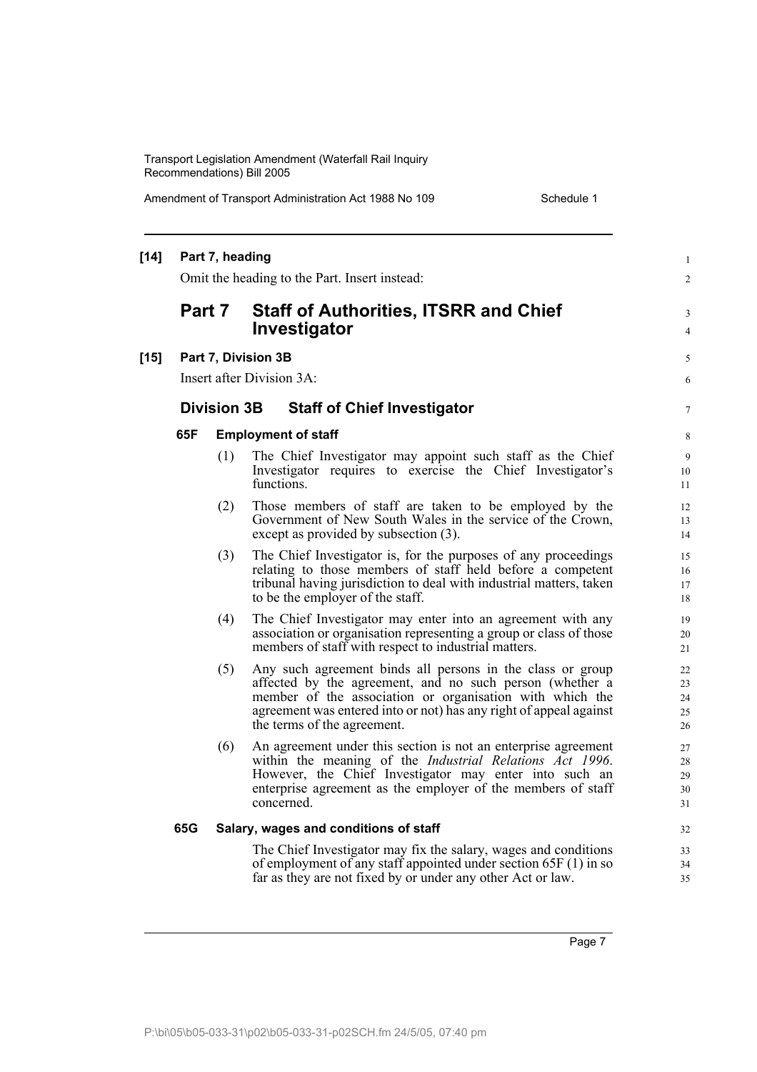**[14] Part 7, heading**

Omit the heading to the Part. Insert instead:

## Part 7 Staff of Authorities, ITSRR and Chief Investigator

**[15] Part 7, Division 3B**

Insert after Division 3A:

### Division 3B Staff of Chief Investigator

**65F Employment of staff**

(1) The Chief Investigator may appoint such staff as the Chief Investigator requires to exercise the Chief Investigator's functions.

(2) Those members of staff are taken to be employed by the Government of New South Wales in the service of the Crown, except as provided by subsection (3).

(3) The Chief Investigator is, for the purposes of any proceedings relating to those members of staff held before a competent tribunal having jurisdiction to deal with industrial matters, taken to be the employer of the staff.

(4) The Chief Investigator may enter into an agreement with any association or organisation representing a group or class of those members of staff with respect to industrial matters.

(5) Any such agreement binds all persons in the class or group affected by the agreement, and no such person (whether a member of the association or organisation with which the agreement was entered into or not) has any right of appeal against the terms of the agreement.

(6) An agreement under this section is not an enterprise agreement within the meaning of the *Industrial Relations Act 1996*. However, the Chief Investigator may enter into such an enterprise agreement as the employer of the members of staff concerned.

**65G Salary, wages and conditions of staff**

The Chief Investigator may fix the salary, wages and conditions of employment of any staff appointed under section 65F (1) in so far as they are not fixed by or under any other Act or law.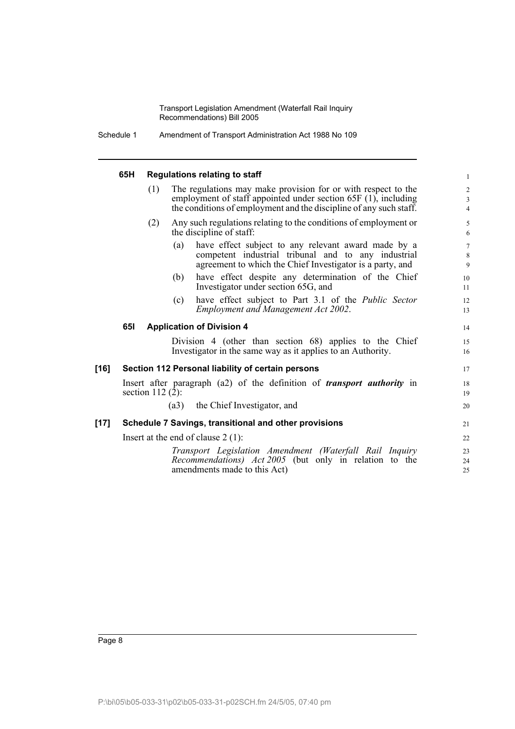#### 65H Regulations relating to staff

(1) The regulations may make provision for or with respect to the employment of staff appointed under section 65F (1), including the conditions of employment and the discipline of any such staff.

(2) Any such regulations relating to the conditions of employment or the discipline of staff:

(a) have effect subject to any relevant award made by a competent industrial tribunal and to any industrial agreement to which the Chief Investigator is a party, and

(b) have effect despite any determination of the Chief Investigator under section 65G, and

(c) have effect subject to Part 3.1 of the *Public Sector Employment and Management Act 2002*.

#### 65I Application of Division 4

Division 4 (other than section 68) applies to the Chief Investigator in the same way as it applies to an Authority.

### [16] Section 112 Personal liability of certain persons

Insert after paragraph (a2) of the definition of ***transport authority*** in section 112 (2):

(a3) the Chief Investigator, and

### [17] Schedule 7 Savings, transitional and other provisions

Insert at the end of clause 2 (1):

*Transport Legislation Amendment (Waterfall Rail Inquiry Recommendations) Act 2005* (but only in relation to the amendments made to this Act)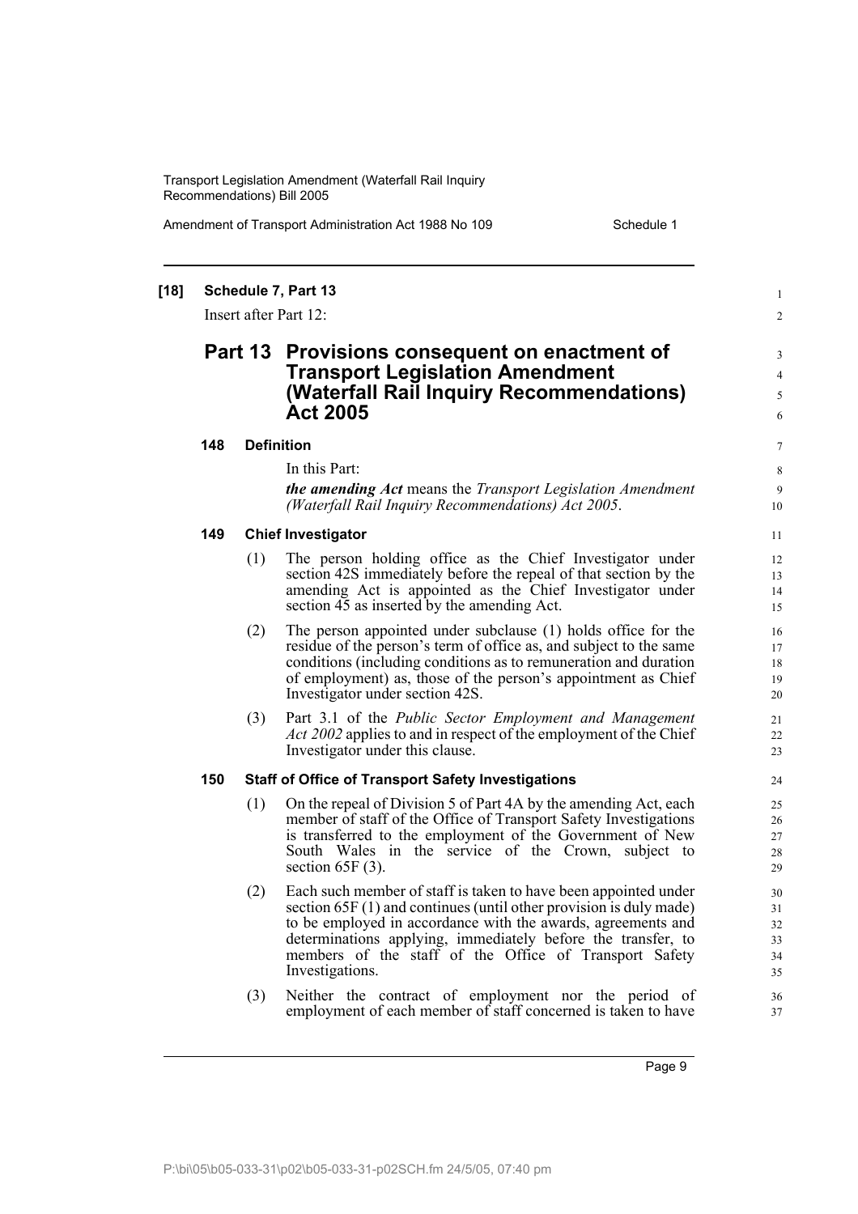**[18] Schedule 7, Part 13**

Insert after Part 12:

## Part 13 Provisions consequent on enactment of Transport Legislation Amendment (Waterfall Rail Inquiry Recommendations) Act 2005

### 148 Definition

In this Part:

***the amending Act*** means the *Transport Legislation Amendment (Waterfall Rail Inquiry Recommendations) Act 2005*.

### 149 Chief Investigator

(1) The person holding office as the Chief Investigator under section 42S immediately before the repeal of that section by the amending Act is appointed as the Chief Investigator under section 45 as inserted by the amending Act.

(2) The person appointed under subclause (1) holds office for the residue of the person's term of office as, and subject to the same conditions (including conditions as to remuneration and duration of employment) as, those of the person's appointment as Chief Investigator under section 42S.

(3) Part 3.1 of the *Public Sector Employment and Management Act 2002* applies to and in respect of the employment of the Chief Investigator under this clause.

### 150 Staff of Office of Transport Safety Investigations

(1) On the repeal of Division 5 of Part 4A by the amending Act, each member of staff of the Office of Transport Safety Investigations is transferred to the employment of the Government of New South Wales in the service of the Crown, subject to section 65F (3).

(2) Each such member of staff is taken to have been appointed under section 65F (1) and continues (until other provision is duly made) to be employed in accordance with the awards, agreements and determinations applying, immediately before the transfer, to members of the staff of the Office of Transport Safety Investigations.

(3) Neither the contract of employment nor the period of employment of each member of staff concerned is taken to have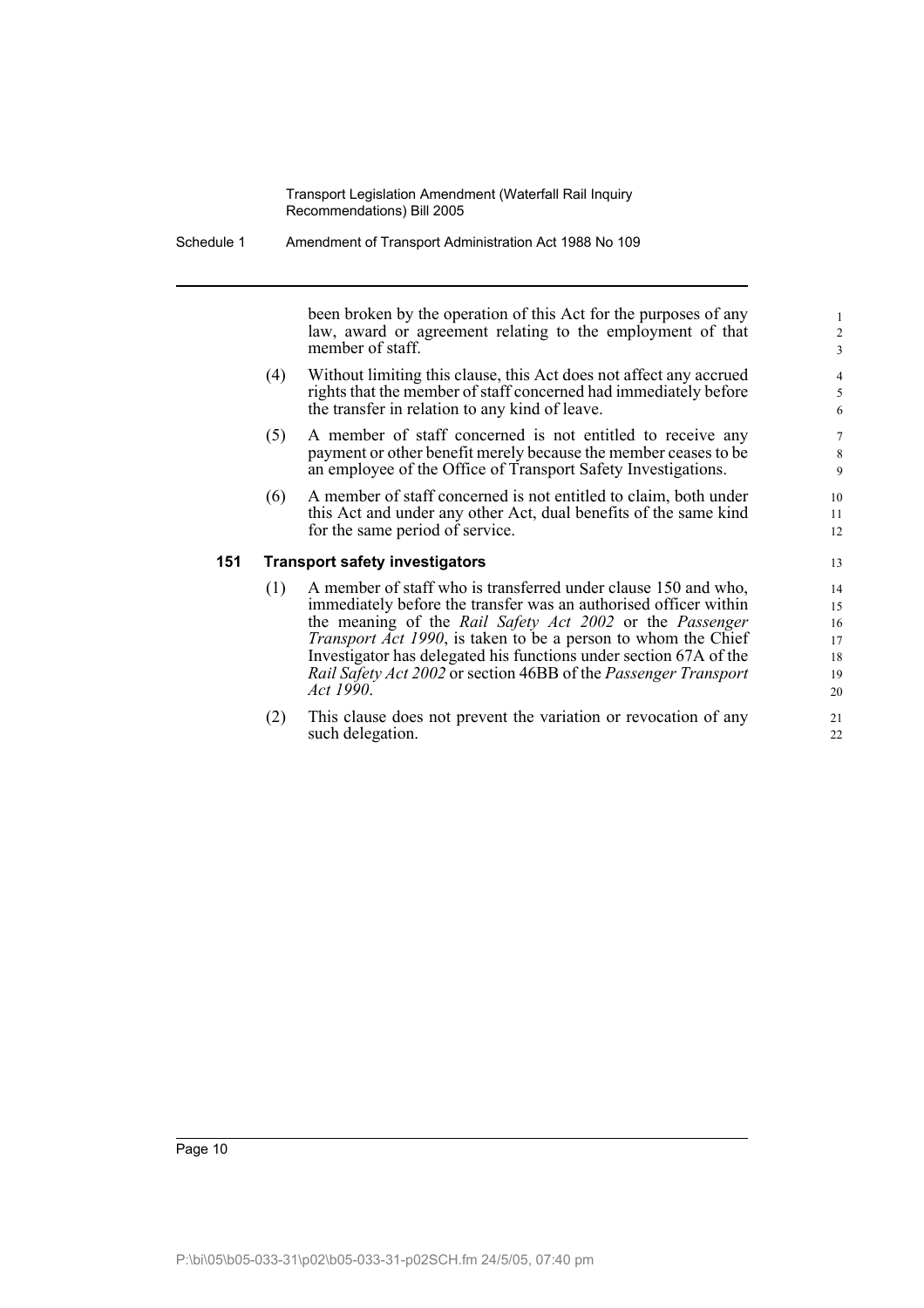been broken by the operation of this Act for the purposes of any law, award or agreement relating to the employment of that member of staff.

(4) Without limiting this clause, this Act does not affect any accrued rights that the member of staff concerned had immediately before the transfer in relation to any kind of leave.

(5) A member of staff concerned is not entitled to receive any payment or other benefit merely because the member ceases to be an employee of the Office of Transport Safety Investigations.

(6) A member of staff concerned is not entitled to claim, both under this Act and under any other Act, dual benefits of the same kind for the same period of service.

**151 Transport safety investigators**

(1) A member of staff who is transferred under clause 150 and who, immediately before the transfer was an authorised officer within the meaning of the *Rail Safety Act 2002* or the *Passenger Transport Act 1990*, is taken to be a person to whom the Chief Investigator has delegated his functions under section 67A of the *Rail Safety Act 2002* or section 46BB of the *Passenger Transport Act 1990*.

(2) This clause does not prevent the variation or revocation of any such delegation.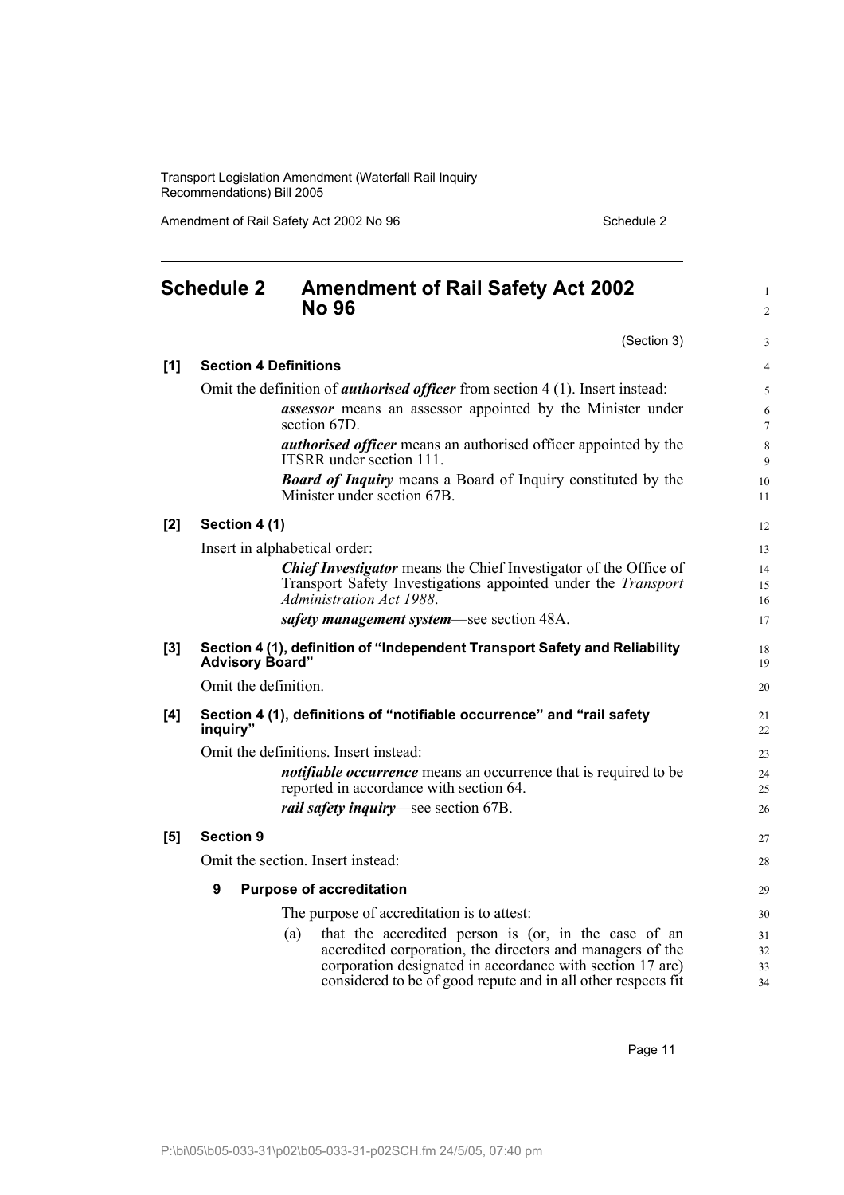# Schedule 2 Amendment of Rail Safety Act 2002 No 96

(Section 3)

**[1] Section 4 Definitions**

Omit the definition of ***authorised officer*** from section 4 (1). Insert instead:

> ***assessor*** means an assessor appointed by the Minister under section 67D.
>
> ***authorised officer*** means an authorised officer appointed by the ITSRR under section 111.
>
> ***Board of Inquiry*** means a Board of Inquiry constituted by the Minister under section 67B.

**[2] Section 4 (1)**

Insert in alphabetical order:

> ***Chief Investigator*** means the Chief Investigator of the Office of Transport Safety Investigations appointed under the *Transport Administration Act 1988*.
>
> ***safety management system***—see section 48A.

**[3] Section 4 (1), definition of "Independent Transport Safety and Reliability Advisory Board"**

Omit the definition.

**[4] Section 4 (1), definitions of "notifiable occurrence" and "rail safety inquiry"**

Omit the definitions. Insert instead:

> ***notifiable occurrence*** means an occurrence that is required to be reported in accordance with section 64.
>
> ***rail safety inquiry***—see section 67B.

**[5] Section 9**

Omit the section. Insert instead:

> **9 Purpose of accreditation**
>
> The purpose of accreditation is to attest:
>
> (a) that the accredited person is (or, in the case of an accredited corporation, the directors and managers of the corporation designated in accordance with section 17 are) considered to be of good repute and in all other respects fit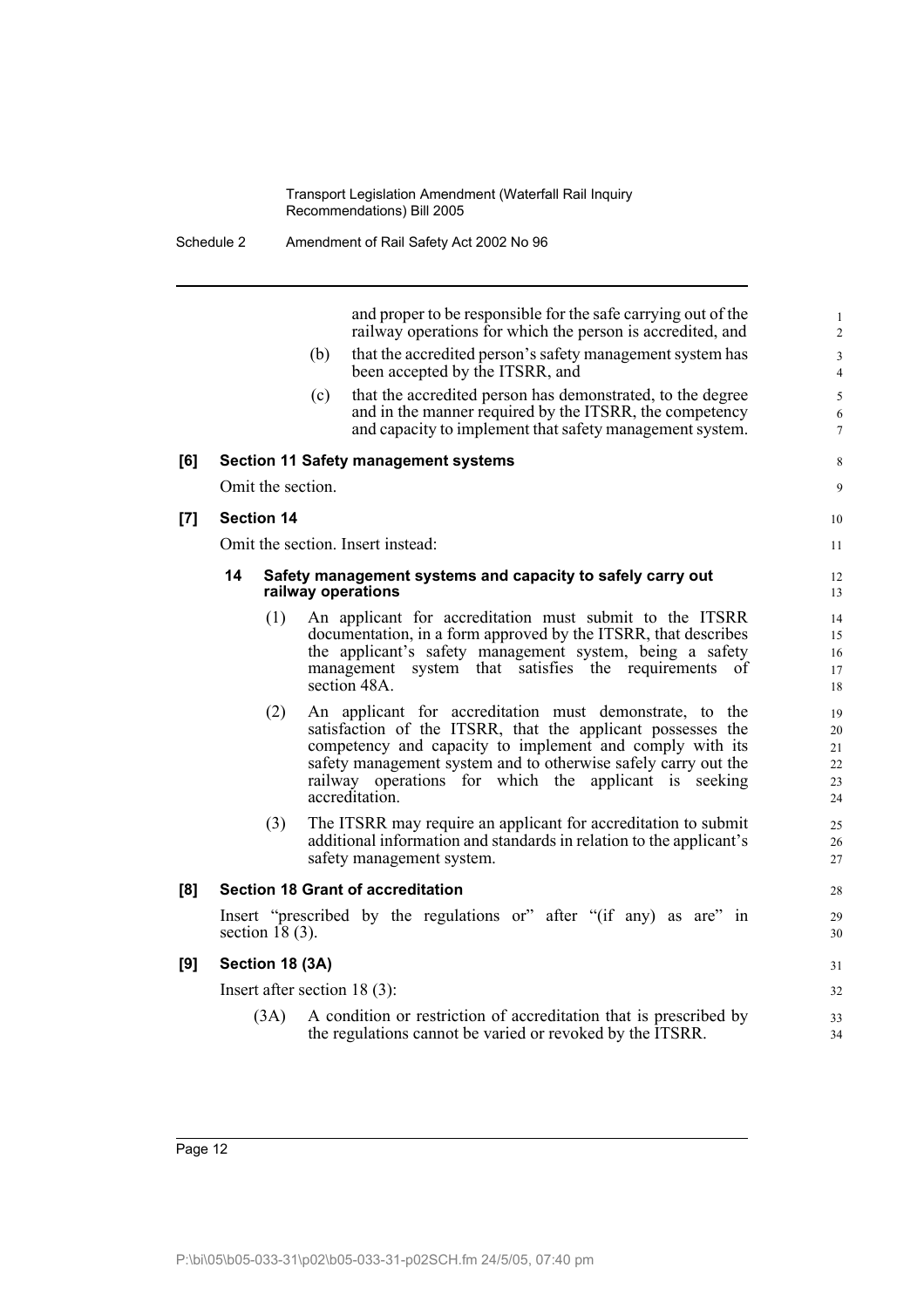and proper to be responsible for the safe carrying out of the railway operations for which the person is accredited, and

(b) that the accredited person's safety management system has been accepted by the ITSRR, and

(c) that the accredited person has demonstrated, to the degree and in the manner required by the ITSRR, the competency and capacity to implement that safety management system.

**[6] Section 11 Safety management systems**

Omit the section.

**[7] Section 14**

Omit the section. Insert instead:

**14 Safety management systems and capacity to safely carry out railway operations**

(1) An applicant for accreditation must submit to the ITSRR documentation, in a form approved by the ITSRR, that describes the applicant's safety management system, being a safety management system that satisfies the requirements of section 48A.

(2) An applicant for accreditation must demonstrate, to the satisfaction of the ITSRR, that the applicant possesses the competency and capacity to implement and comply with its safety management system and to otherwise safely carry out the railway operations for which the applicant is seeking accreditation.

(3) The ITSRR may require an applicant for accreditation to submit additional information and standards in relation to the applicant's safety management system.

**[8] Section 18 Grant of accreditation**

Insert "prescribed by the regulations or" after "(if any) as are" in section 18 (3).

**[9] Section 18 (3A)**

Insert after section 18 (3):

(3A) A condition or restriction of accreditation that is prescribed by the regulations cannot be varied or revoked by the ITSRR.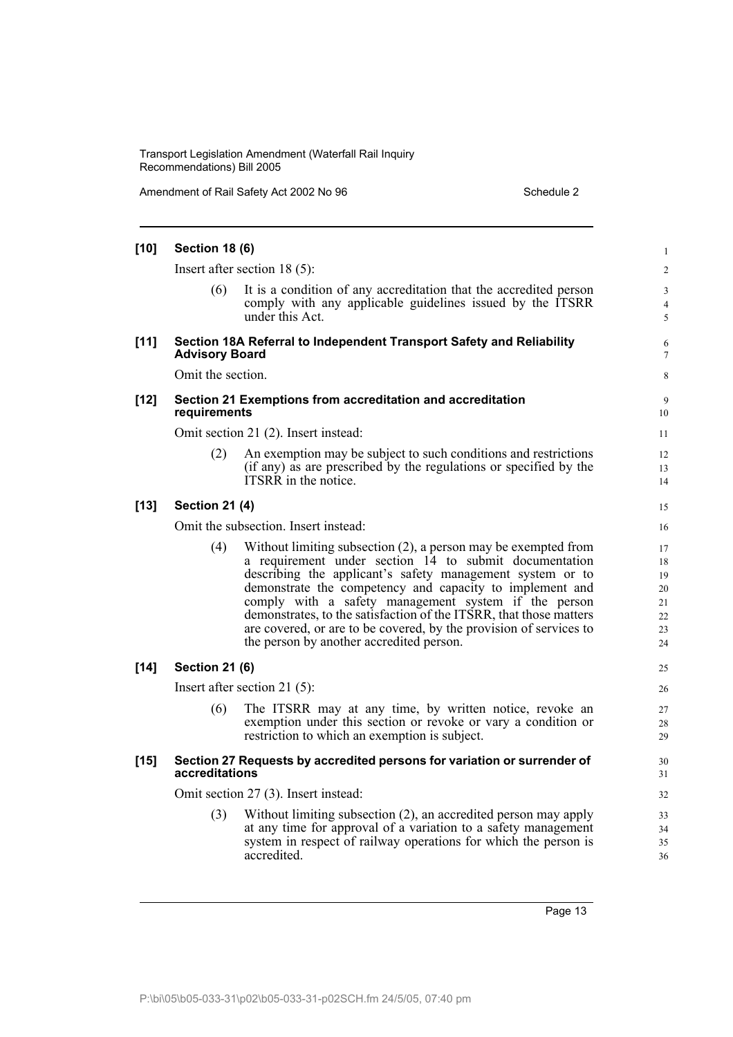**[10] Section 18 (6)**

Insert after section 18 (5):

(6) It is a condition of any accreditation that the accredited person comply with any applicable guidelines issued by the ITSRR under this Act.

**[11] Section 18A Referral to Independent Transport Safety and Reliability Advisory Board**

Omit the section.

**[12] Section 21 Exemptions from accreditation and accreditation requirements**

Omit section 21 (2). Insert instead:

(2) An exemption may be subject to such conditions and restrictions (if any) as are prescribed by the regulations or specified by the ITSRR in the notice.

**[13] Section 21 (4)**

Omit the subsection. Insert instead:

(4) Without limiting subsection (2), a person may be exempted from a requirement under section 14 to submit documentation describing the applicant's safety management system or to demonstrate the competency and capacity to implement and comply with a safety management system if the person demonstrates, to the satisfaction of the ITSRR, that those matters are covered, or are to be covered, by the provision of services to the person by another accredited person.

**[14] Section 21 (6)**

Insert after section 21 (5):

(6) The ITSRR may at any time, by written notice, revoke an exemption under this section or revoke or vary a condition or restriction to which an exemption is subject.

**[15] Section 27 Requests by accredited persons for variation or surrender of accreditations**

Omit section 27 (3). Insert instead:

(3) Without limiting subsection (2), an accredited person may apply at any time for approval of a variation to a safety management system in respect of railway operations for which the person is accredited.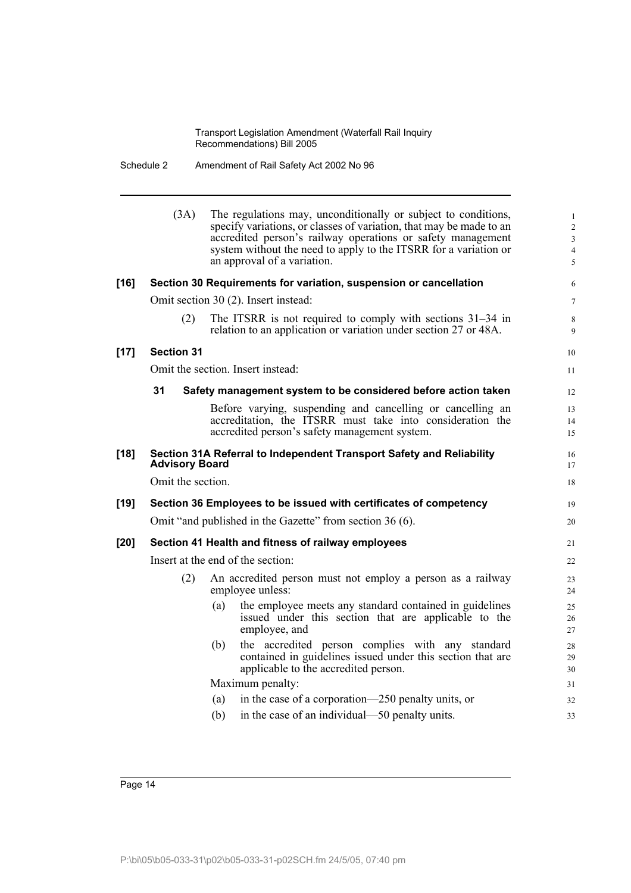(3A) The regulations may, unconditionally or subject to conditions, specify variations, or classes of variation, that may be made to an accredited person's railway operations or safety management system without the need to apply to the ITSRR for a variation or an approval of a variation.

**[16] Section 30 Requirements for variation, suspension or cancellation**

Omit section 30 (2). Insert instead:

(2) The ITSRR is not required to comply with sections 31–34 in relation to an application or variation under section 27 or 48A.

**[17] Section 31**

Omit the section. Insert instead:

**31 Safety management system to be considered before action taken**

Before varying, suspending and cancelling or cancelling an accreditation, the ITSRR must take into consideration the accredited person's safety management system.

**[18] Section 31A Referral to Independent Transport Safety and Reliability Advisory Board**

Omit the section.

**[19] Section 36 Employees to be issued with certificates of competency**

Omit "and published in the Gazette" from section 36 (6).

**[20] Section 41 Health and fitness of railway employees**

Insert at the end of the section:

(2) An accredited person must not employ a person as a railway employee unless:

(a) the employee meets any standard contained in guidelines issued under this section that are applicable to the employee, and

(b) the accredited person complies with any standard contained in guidelines issued under this section that are applicable to the accredited person.

Maximum penalty:

(a) in the case of a corporation—250 penalty units, or

(b) in the case of an individual—50 penalty units.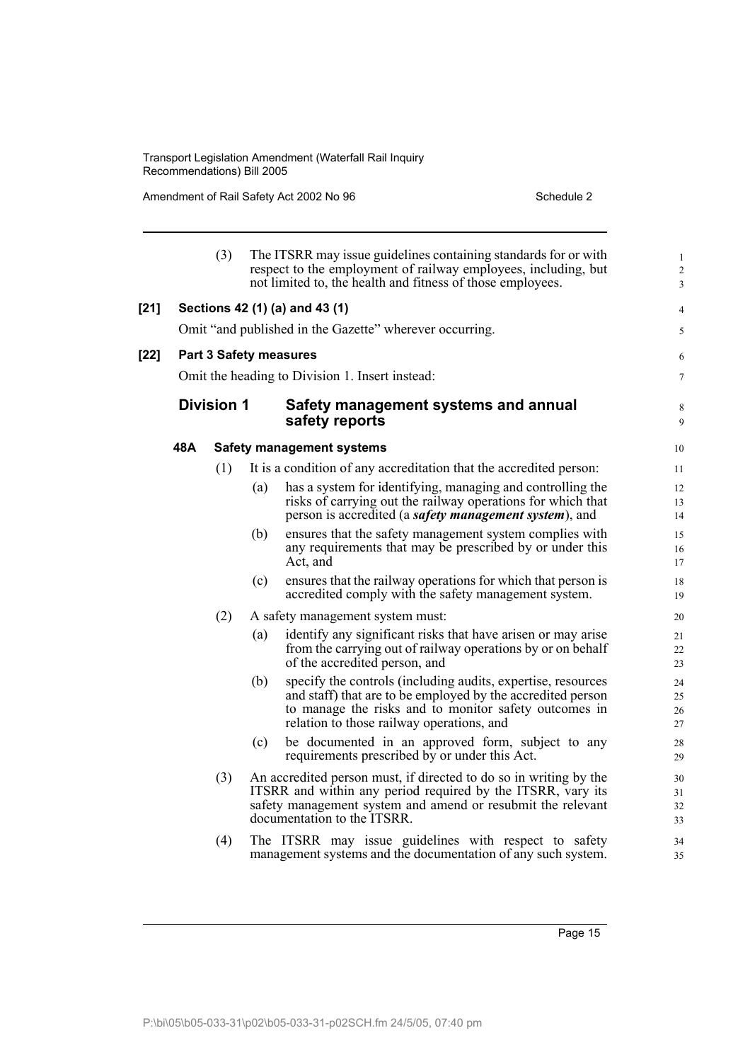(3) The ITSRR may issue guidelines containing standards for or with respect to the employment of railway employees, including, but not limited to, the health and fitness of those employees.

**[21] Sections 42 (1) (a) and 43 (1)**

Omit "and published in the Gazette" wherever occurring.

**[22] Part 3 Safety measures**

Omit the heading to Division 1. Insert instead:

## Division 1 Safety management systems and annual safety reports

### 48A Safety management systems

(1) It is a condition of any accreditation that the accredited person:

(a) has a system for identifying, managing and controlling the risks of carrying out the railway operations for which that person is accredited (a ***safety management system***), and

(b) ensures that the safety management system complies with any requirements that may be prescribed by or under this Act, and

(c) ensures that the railway operations for which that person is accredited comply with the safety management system.

(2) A safety management system must:

(a) identify any significant risks that have arisen or may arise from the carrying out of railway operations by or on behalf of the accredited person, and

(b) specify the controls (including audits, expertise, resources and staff) that are to be employed by the accredited person to manage the risks and to monitor safety outcomes in relation to those railway operations, and

(c) be documented in an approved form, subject to any requirements prescribed by or under this Act.

(3) An accredited person must, if directed to do so in writing by the ITSRR and within any period required by the ITSRR, vary its safety management system and amend or resubmit the relevant documentation to the ITSRR.

(4) The ITSRR may issue guidelines with respect to safety management systems and the documentation of any such system.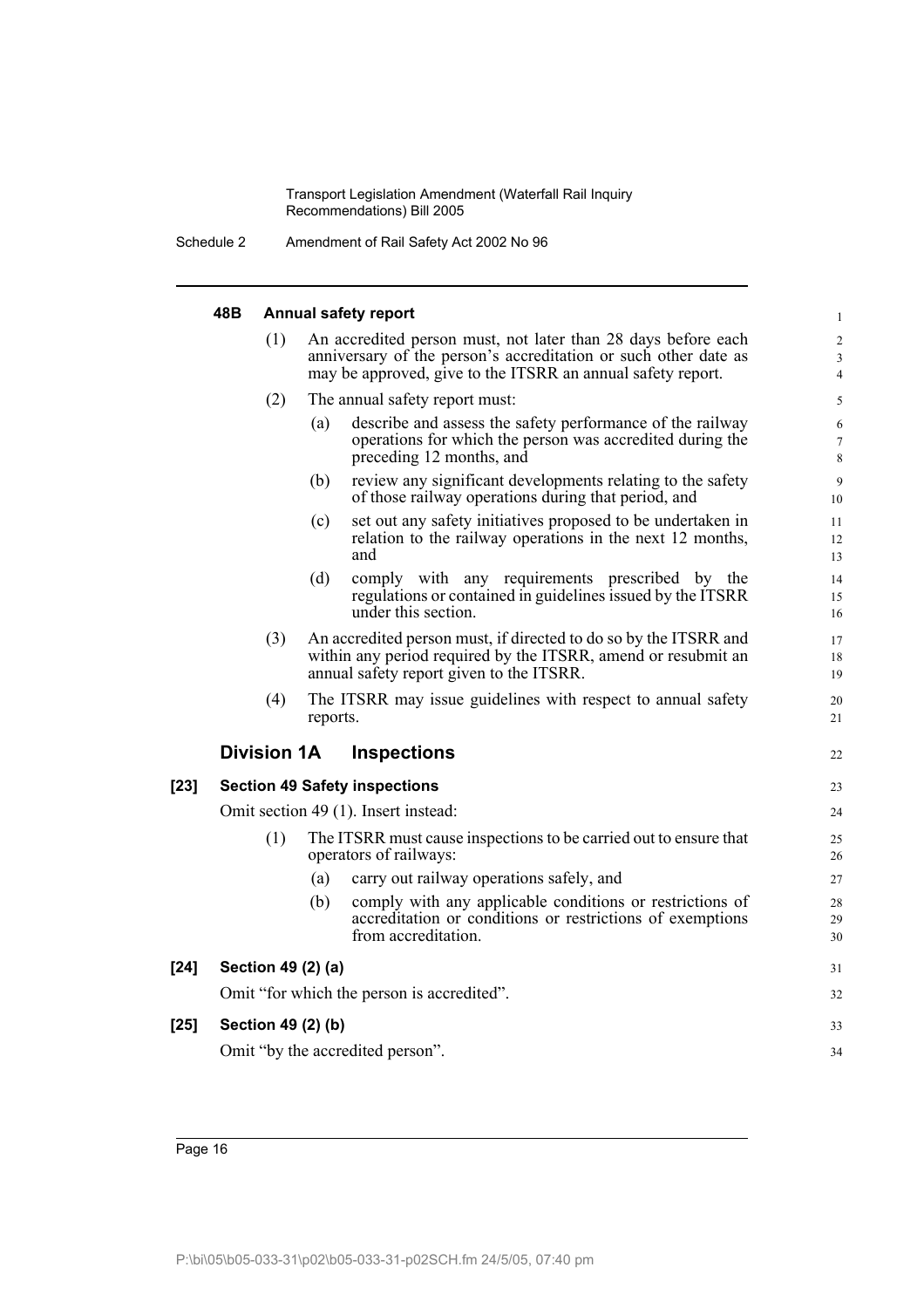### 48B Annual safety report

(1) An accredited person must, not later than 28 days before each anniversary of the person's accreditation or such other date as may be approved, give to the ITSRR an annual safety report.

(2) The annual safety report must:

(a) describe and assess the safety performance of the railway operations for which the person was accredited during the preceding 12 months, and

(b) review any significant developments relating to the safety of those railway operations during that period, and

(c) set out any safety initiatives proposed to be undertaken in relation to the railway operations in the next 12 months, and

(d) comply with any requirements prescribed by the regulations or contained in guidelines issued by the ITSRR under this section.

(3) An accredited person must, if directed to do so by the ITSRR and within any period required by the ITSRR, amend or resubmit an annual safety report given to the ITSRR.

(4) The ITSRR may issue guidelines with respect to annual safety reports.

## Division 1A Inspections

**[23] Section 49 Safety inspections**

Omit section 49 (1). Insert instead:

(1) The ITSRR must cause inspections to be carried out to ensure that operators of railways:

(a) carry out railway operations safely, and

(b) comply with any applicable conditions or restrictions of accreditation or conditions or restrictions of exemptions from accreditation.

**[24] Section 49 (2) (a)**

Omit "for which the person is accredited".

**[25] Section 49 (2) (b)**

Omit "by the accredited person".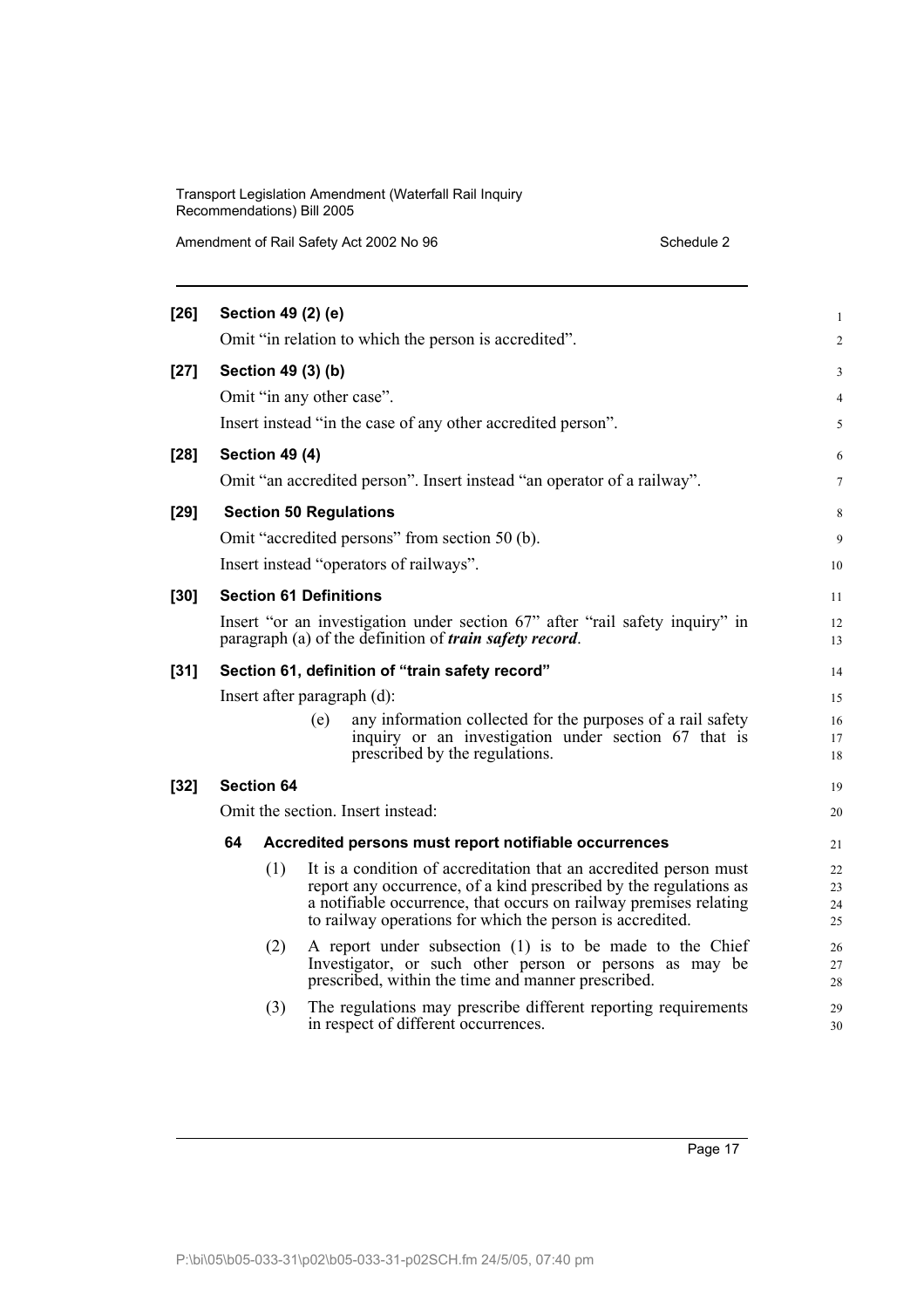**[26] Section 49 (2) (e)**

Omit "in relation to which the person is accredited".

**[27] Section 49 (3) (b)**

Omit "in any other case".

Insert instead "in the case of any other accredited person".

**[28] Section 49 (4)**

Omit "an accredited person". Insert instead "an operator of a railway".

**[29] Section 50 Regulations**

Omit "accredited persons" from section 50 (b).

Insert instead "operators of railways".

**[30] Section 61 Definitions**

Insert "or an investigation under section 67" after "rail safety inquiry" in paragraph (a) of the definition of ***train safety record***.

**[31] Section 61, definition of "train safety record"**

Insert after paragraph (d):

(e) any information collected for the purposes of a rail safety inquiry or an investigation under section 67 that is prescribed by the regulations.

**[32] Section 64**

Omit the section. Insert instead:

**64 Accredited persons must report notifiable occurrences**

(1) It is a condition of accreditation that an accredited person must report any occurrence, of a kind prescribed by the regulations as a notifiable occurrence, that occurs on railway premises relating to railway operations for which the person is accredited.

(2) A report under subsection (1) is to be made to the Chief Investigator, or such other person or persons as may be prescribed, within the time and manner prescribed.

(3) The regulations may prescribe different reporting requirements in respect of different occurrences.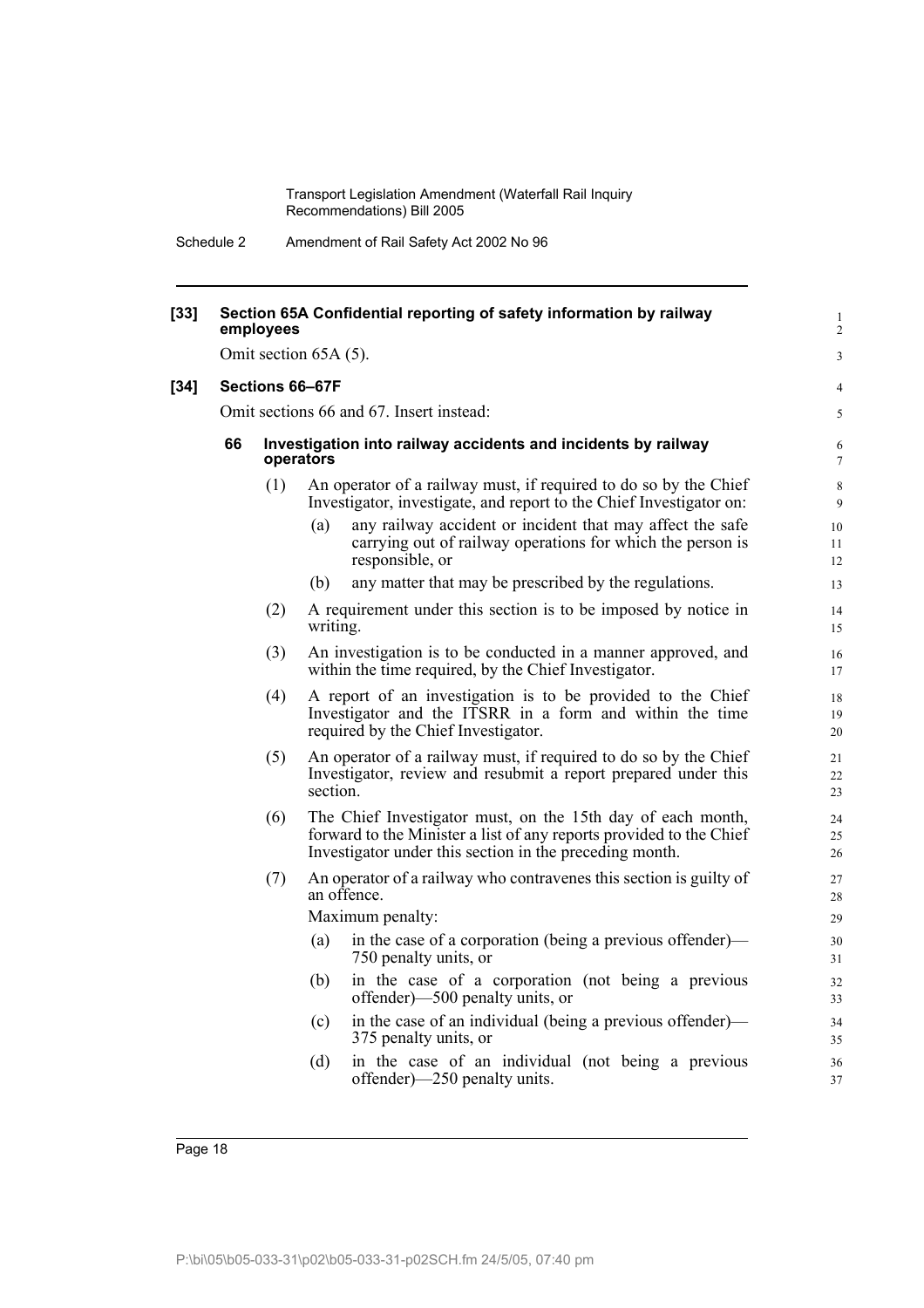**[33] Section 65A Confidential reporting of safety information by railway employees**

Omit section 65A (5).

**[34] Sections 66–67F**

Omit sections 66 and 67. Insert instead:

**66 Investigation into railway accidents and incidents by railway operators**

(1) An operator of a railway must, if required to do so by the Chief Investigator, investigate, and report to the Chief Investigator on:

(a) any railway accident or incident that may affect the safe carrying out of railway operations for which the person is responsible, or

(b) any matter that may be prescribed by the regulations.

(2) A requirement under this section is to be imposed by notice in writing.

(3) An investigation is to be conducted in a manner approved, and within the time required, by the Chief Investigator.

(4) A report of an investigation is to be provided to the Chief Investigator and the ITSRR in a form and within the time required by the Chief Investigator.

(5) An operator of a railway must, if required to do so by the Chief Investigator, review and resubmit a report prepared under this section.

(6) The Chief Investigator must, on the 15th day of each month, forward to the Minister a list of any reports provided to the Chief Investigator under this section in the preceding month.

(7) An operator of a railway who contravenes this section is guilty of an offence.

Maximum penalty:

(a) in the case of a corporation (being a previous offender)—750 penalty units, or

(b) in the case of a corporation (not being a previous offender)—500 penalty units, or

(c) in the case of an individual (being a previous offender)—375 penalty units, or

(d) in the case of an individual (not being a previous offender)—250 penalty units.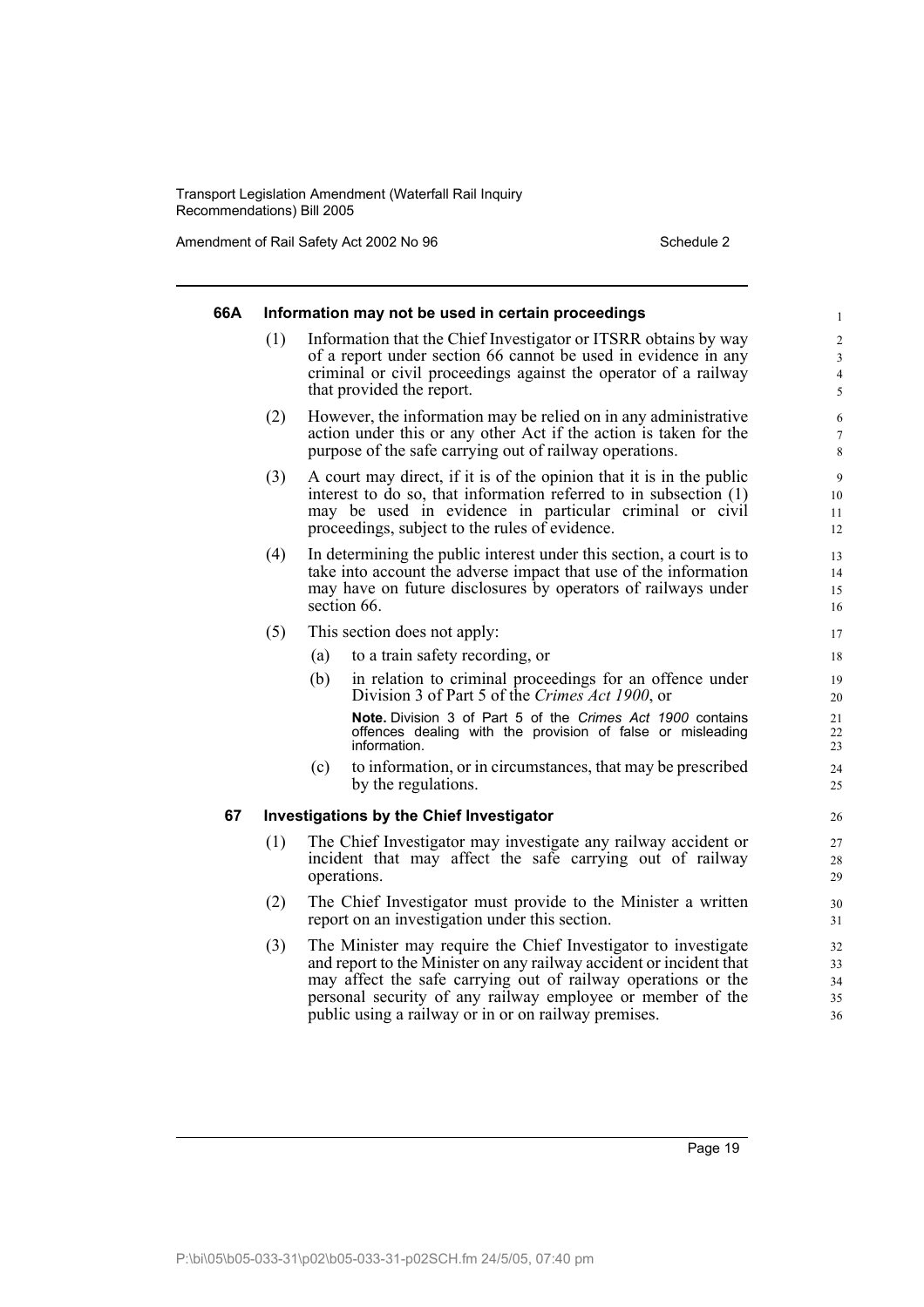### 66A Information may not be used in certain proceedings

(1) Information that the Chief Investigator or ITSRR obtains by way of a report under section 66 cannot be used in evidence in any criminal or civil proceedings against the operator of a railway that provided the report.

(2) However, the information may be relied on in any administrative action under this or any other Act if the action is taken for the purpose of the safe carrying out of railway operations.

(3) A court may direct, if it is of the opinion that it is in the public interest to do so, that information referred to in subsection (1) may be used in evidence in particular criminal or civil proceedings, subject to the rules of evidence.

(4) In determining the public interest under this section, a court is to take into account the adverse impact that use of the information may have on future disclosures by operators of railways under section 66.

(5) This section does not apply:

(a) to a train safety recording, or

(b) in relation to criminal proceedings for an offence under Division 3 of Part 5 of the *Crimes Act 1900*, or

**Note.** Division 3 of Part 5 of the *Crimes Act 1900* contains offences dealing with the provision of false or misleading information.

(c) to information, or in circumstances, that may be prescribed by the regulations.

### 67 Investigations by the Chief Investigator

(1) The Chief Investigator may investigate any railway accident or incident that may affect the safe carrying out of railway operations.

(2) The Chief Investigator must provide to the Minister a written report on an investigation under this section.

(3) The Minister may require the Chief Investigator to investigate and report to the Minister on any railway accident or incident that may affect the safe carrying out of railway operations or the personal security of any railway employee or member of the public using a railway or in or on railway premises.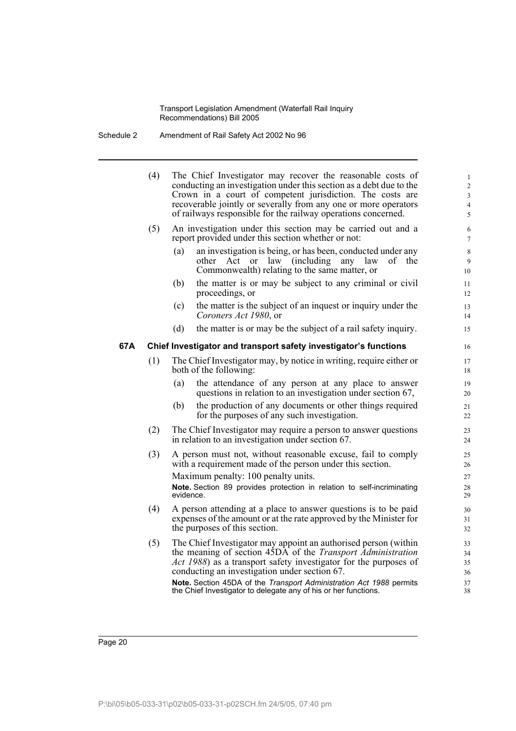(4) The Chief Investigator may recover the reasonable costs of conducting an investigation under this section as a debt due to the Crown in a court of competent jurisdiction. The costs are recoverable jointly or severally from any one or more operators of railways responsible for the railway operations concerned.

(5) An investigation under this section may be carried out and a report provided under this section whether or not:

(a) an investigation is being, or has been, conducted under any other Act or law (including any law of the Commonwealth) relating to the same matter, or

(b) the matter is or may be subject to any criminal or civil proceedings, or

(c) the matter is the subject of an inquest or inquiry under the *Coroners Act 1980*, or

(d) the matter is or may be the subject of a rail safety inquiry.

### 67A Chief Investigator and transport safety investigator's functions

(1) The Chief Investigator may, by notice in writing, require either or both of the following:

(a) the attendance of any person at any place to answer questions in relation to an investigation under section 67,

(b) the production of any documents or other things required for the purposes of any such investigation.

(2) The Chief Investigator may require a person to answer questions in relation to an investigation under section 67.

(3) A person must not, without reasonable excuse, fail to comply with a requirement made of the person under this section.

Maximum penalty: 100 penalty units.

**Note.** Section 89 provides protection in relation to self-incriminating evidence.

(4) A person attending at a place to answer questions is to be paid expenses of the amount or at the rate approved by the Minister for the purposes of this section.

(5) The Chief Investigator may appoint an authorised person (within the meaning of section 45DA of the *Transport Administration Act 1988*) as a transport safety investigator for the purposes of conducting an investigation under section 67.

**Note.** Section 45DA of the *Transport Administration Act 1988* permits the Chief Investigator to delegate any of his or her functions.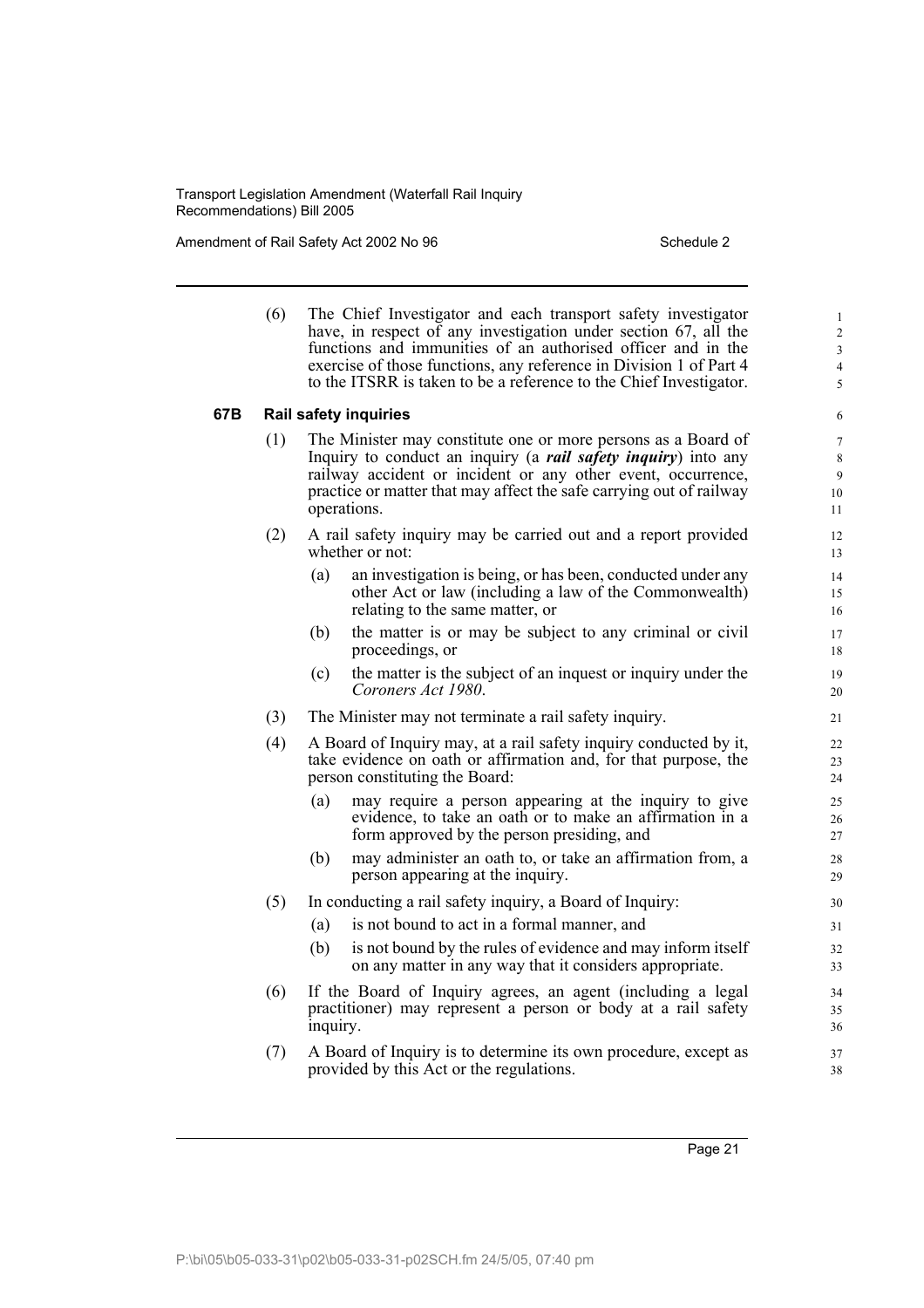(6) The Chief Investigator and each transport safety investigator have, in respect of any investigation under section 67, all the functions and immunities of an authorised officer and in the exercise of those functions, any reference in Division 1 of Part 4 to the ITSRR is taken to be a reference to the Chief Investigator.

### 67B Rail safety inquiries

(1) The Minister may constitute one or more persons as a Board of Inquiry to conduct an inquiry (a ***rail safety inquiry***) into any railway accident or incident or any other event, occurrence, practice or matter that may affect the safe carrying out of railway operations.

(2) A rail safety inquiry may be carried out and a report provided whether or not:

- (a) an investigation is being, or has been, conducted under any other Act or law (including a law of the Commonwealth) relating to the same matter, or
- (b) the matter is or may be subject to any criminal or civil proceedings, or
- (c) the matter is the subject of an inquest or inquiry under the *Coroners Act 1980*.

(3) The Minister may not terminate a rail safety inquiry.

(4) A Board of Inquiry may, at a rail safety inquiry conducted by it, take evidence on oath or affirmation and, for that purpose, the person constituting the Board:

- (a) may require a person appearing at the inquiry to give evidence, to take an oath or to make an affirmation in a form approved by the person presiding, and
- (b) may administer an oath to, or take an affirmation from, a person appearing at the inquiry.

(5) In conducting a rail safety inquiry, a Board of Inquiry:

- (a) is not bound to act in a formal manner, and
- (b) is not bound by the rules of evidence and may inform itself on any matter in any way that it considers appropriate.

(6) If the Board of Inquiry agrees, an agent (including a legal practitioner) may represent a person or body at a rail safety inquiry.

(7) A Board of Inquiry is to determine its own procedure, except as provided by this Act or the regulations.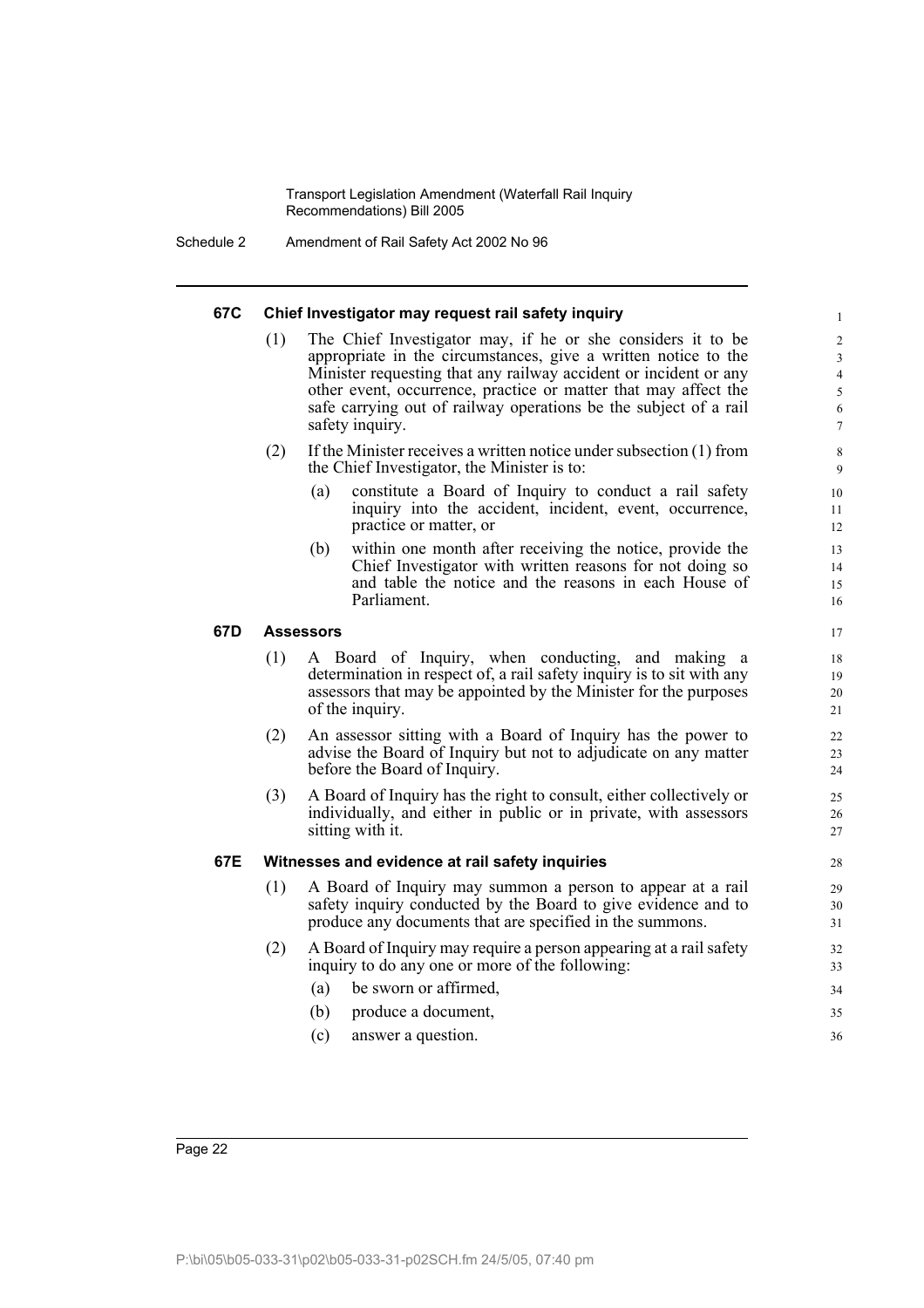#### 67C Chief Investigator may request rail safety inquiry

(1) The Chief Investigator may, if he or she considers it to be appropriate in the circumstances, give a written notice to the Minister requesting that any railway accident or incident or any other event, occurrence, practice or matter that may affect the safe carrying out of railway operations be the subject of a rail safety inquiry.

(2) If the Minister receives a written notice under subsection (1) from the Chief Investigator, the Minister is to:

- (a) constitute a Board of Inquiry to conduct a rail safety inquiry into the accident, incident, event, occurrence, practice or matter, or
- (b) within one month after receiving the notice, provide the Chief Investigator with written reasons for not doing so and table the notice and the reasons in each House of Parliament.

#### 67D Assessors

(1) A Board of Inquiry, when conducting, and making a determination in respect of, a rail safety inquiry is to sit with any assessors that may be appointed by the Minister for the purposes of the inquiry.

(2) An assessor sitting with a Board of Inquiry has the power to advise the Board of Inquiry but not to adjudicate on any matter before the Board of Inquiry.

(3) A Board of Inquiry has the right to consult, either collectively or individually, and either in public or in private, with assessors sitting with it.

#### 67E Witnesses and evidence at rail safety inquiries

(1) A Board of Inquiry may summon a person to appear at a rail safety inquiry conducted by the Board to give evidence and to produce any documents that are specified in the summons.

(2) A Board of Inquiry may require a person appearing at a rail safety inquiry to do any one or more of the following:

- (a) be sworn or affirmed,
- (b) produce a document,
- (c) answer a question.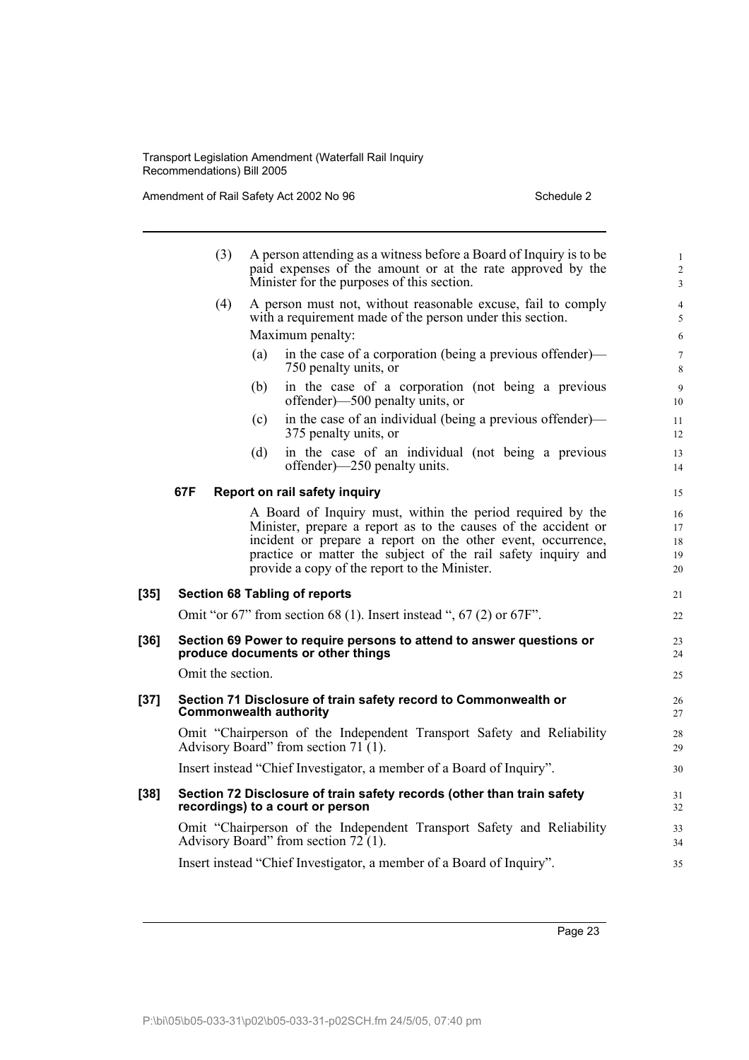(3) A person attending as a witness before a Board of Inquiry is to be paid expenses of the amount or at the rate approved by the Minister for the purposes of this section.

(4) A person must not, without reasonable excuse, fail to comply with a requirement made of the person under this section.

Maximum penalty:

(a) in the case of a corporation (being a previous offender)—750 penalty units, or

(b) in the case of a corporation (not being a previous offender)—500 penalty units, or

(c) in the case of an individual (being a previous offender)—375 penalty units, or

(d) in the case of an individual (not being a previous offender)—250 penalty units.

**67F Report on rail safety inquiry**

A Board of Inquiry must, within the period required by the Minister, prepare a report as to the causes of the accident or incident or prepare a report on the other event, occurrence, practice or matter the subject of the rail safety inquiry and provide a copy of the report to the Minister.

**[35] Section 68 Tabling of reports**

Omit "or 67" from section 68 (1). Insert instead ", 67 (2) or 67F".

**[36] Section 69 Power to require persons to attend to answer questions or produce documents or other things**

Omit the section.

**[37] Section 71 Disclosure of train safety record to Commonwealth or Commonwealth authority**

Omit "Chairperson of the Independent Transport Safety and Reliability Advisory Board" from section 71 (1).

Insert instead "Chief Investigator, a member of a Board of Inquiry".

**[38] Section 72 Disclosure of train safety records (other than train safety recordings) to a court or person**

Omit "Chairperson of the Independent Transport Safety and Reliability Advisory Board" from section 72 (1).

Insert instead "Chief Investigator, a member of a Board of Inquiry".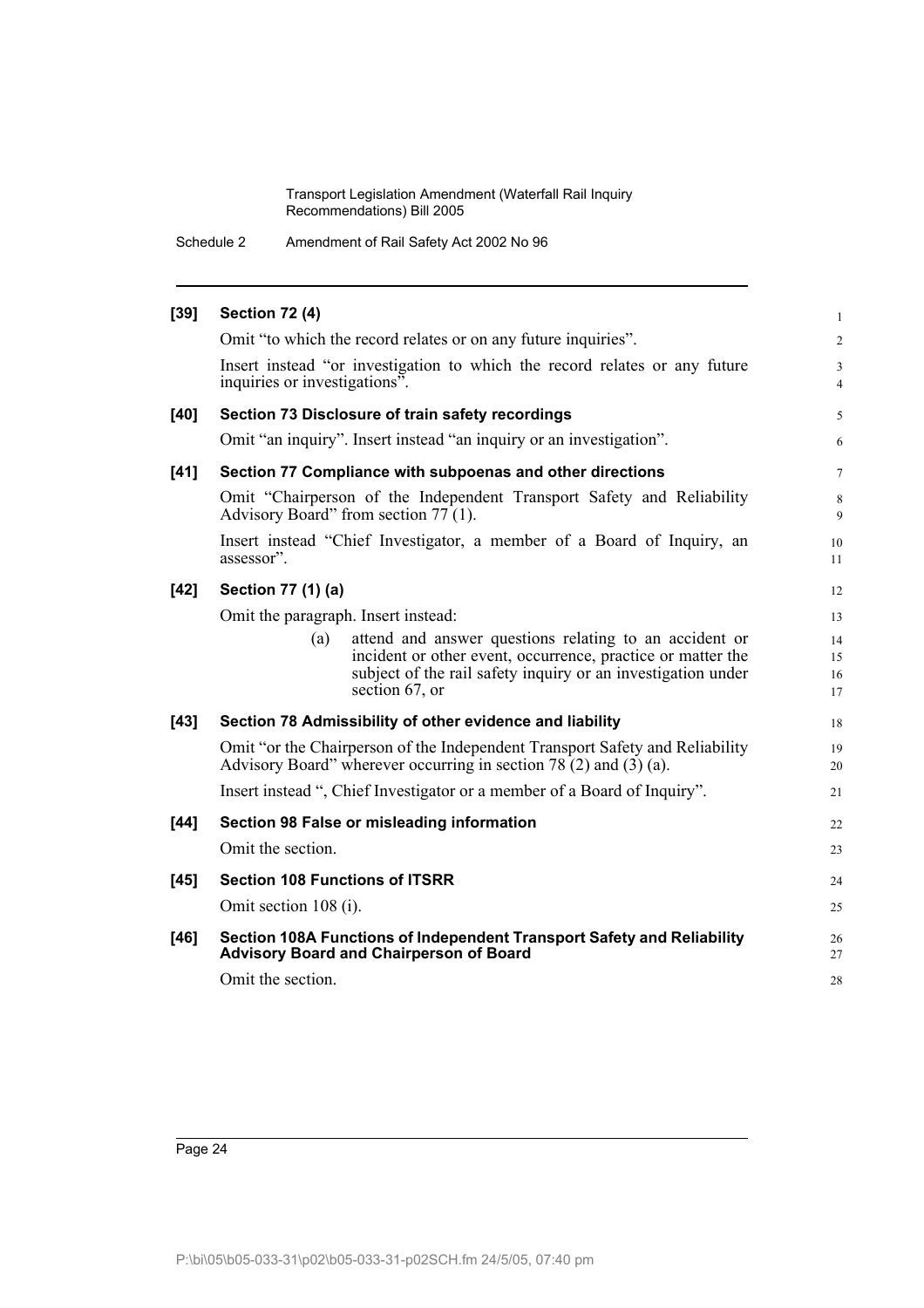**[39] Section 72 (4)**

Omit "to which the record relates or on any future inquiries".

Insert instead "or investigation to which the record relates or any future inquiries or investigations".

**[40] Section 73 Disclosure of train safety recordings**

Omit "an inquiry". Insert instead "an inquiry or an investigation".

**[41] Section 77 Compliance with subpoenas and other directions**

Omit "Chairperson of the Independent Transport Safety and Reliability Advisory Board" from section 77 (1).

Insert instead "Chief Investigator, a member of a Board of Inquiry, an assessor".

**[42] Section 77 (1) (a)**

Omit the paragraph. Insert instead:

> (a) attend and answer questions relating to an accident or incident or other event, occurrence, practice or matter the subject of the rail safety inquiry or an investigation under section 67, or

**[43] Section 78 Admissibility of other evidence and liability**

Omit "or the Chairperson of the Independent Transport Safety and Reliability Advisory Board" wherever occurring in section 78 (2) and (3) (a).

Insert instead ", Chief Investigator or a member of a Board of Inquiry".

**[44] Section 98 False or misleading information**

Omit the section.

**[45] Section 108 Functions of ITSRR**

Omit section 108 (i).

**[46] Section 108A Functions of Independent Transport Safety and Reliability Advisory Board and Chairperson of Board**

Omit the section.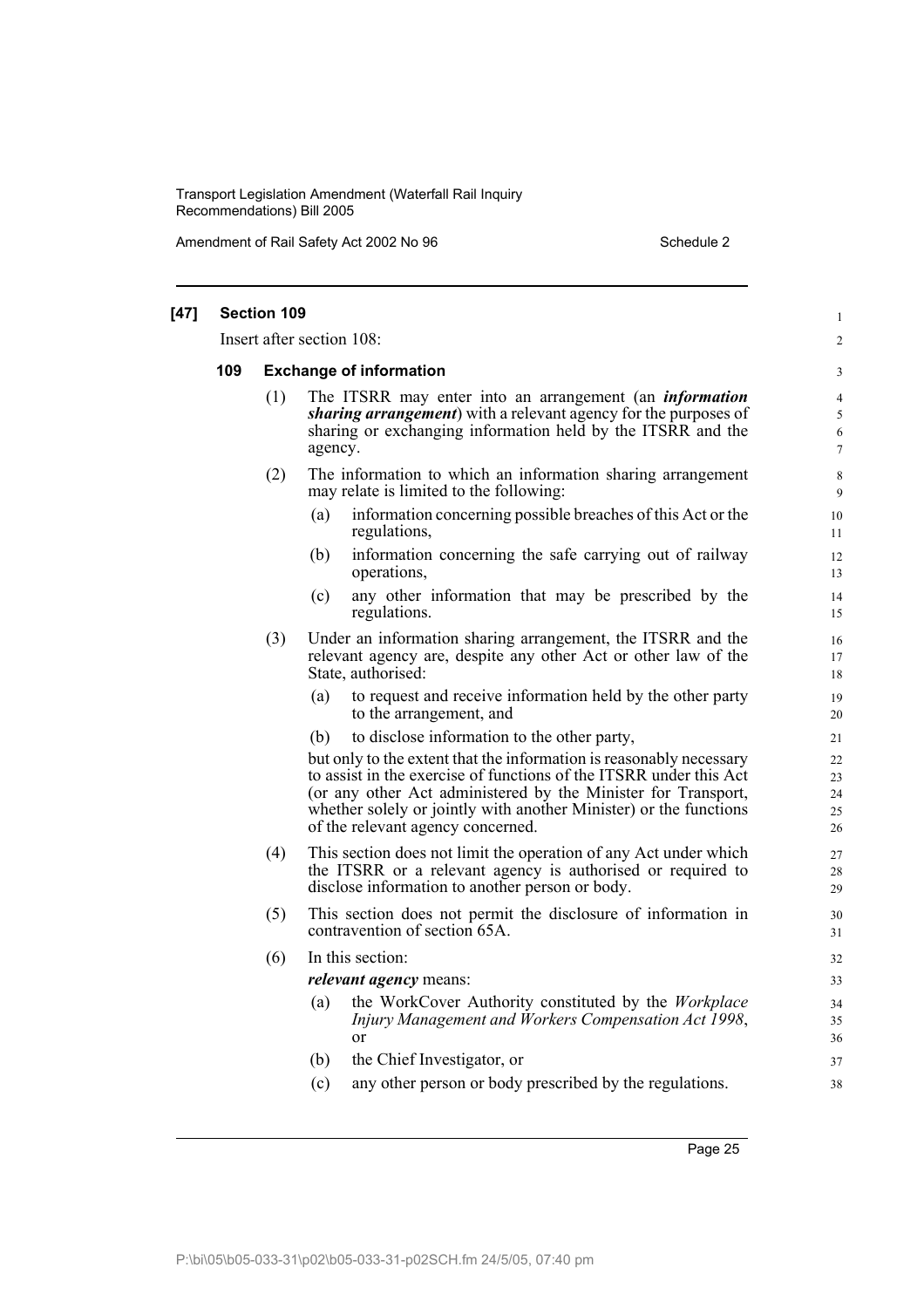**[47] Section 109**

Insert after section 108:

### 109 Exchange of information

(1) The ITSRR may enter into an arrangement (an ***information sharing arrangement***) with a relevant agency for the purposes of sharing or exchanging information held by the ITSRR and the agency.

(2) The information to which an information sharing arrangement may relate is limited to the following:

- (a) information concerning possible breaches of this Act or the regulations,
- (b) information concerning the safe carrying out of railway operations,
- (c) any other information that may be prescribed by the regulations.

(3) Under an information sharing arrangement, the ITSRR and the relevant agency are, despite any other Act or other law of the State, authorised:

- (a) to request and receive information held by the other party to the arrangement, and
- (b) to disclose information to the other party,

but only to the extent that the information is reasonably necessary to assist in the exercise of functions of the ITSRR under this Act (or any other Act administered by the Minister for Transport, whether solely or jointly with another Minister) or the functions of the relevant agency concerned.

(4) This section does not limit the operation of any Act under which the ITSRR or a relevant agency is authorised or required to disclose information to another person or body.

(5) This section does not permit the disclosure of information in contravention of section 65A.

(6) In this section:

***relevant agency*** means:

- (a) the WorkCover Authority constituted by the *Workplace Injury Management and Workers Compensation Act 1998*, or
- (b) the Chief Investigator, or
- (c) any other person or body prescribed by the regulations.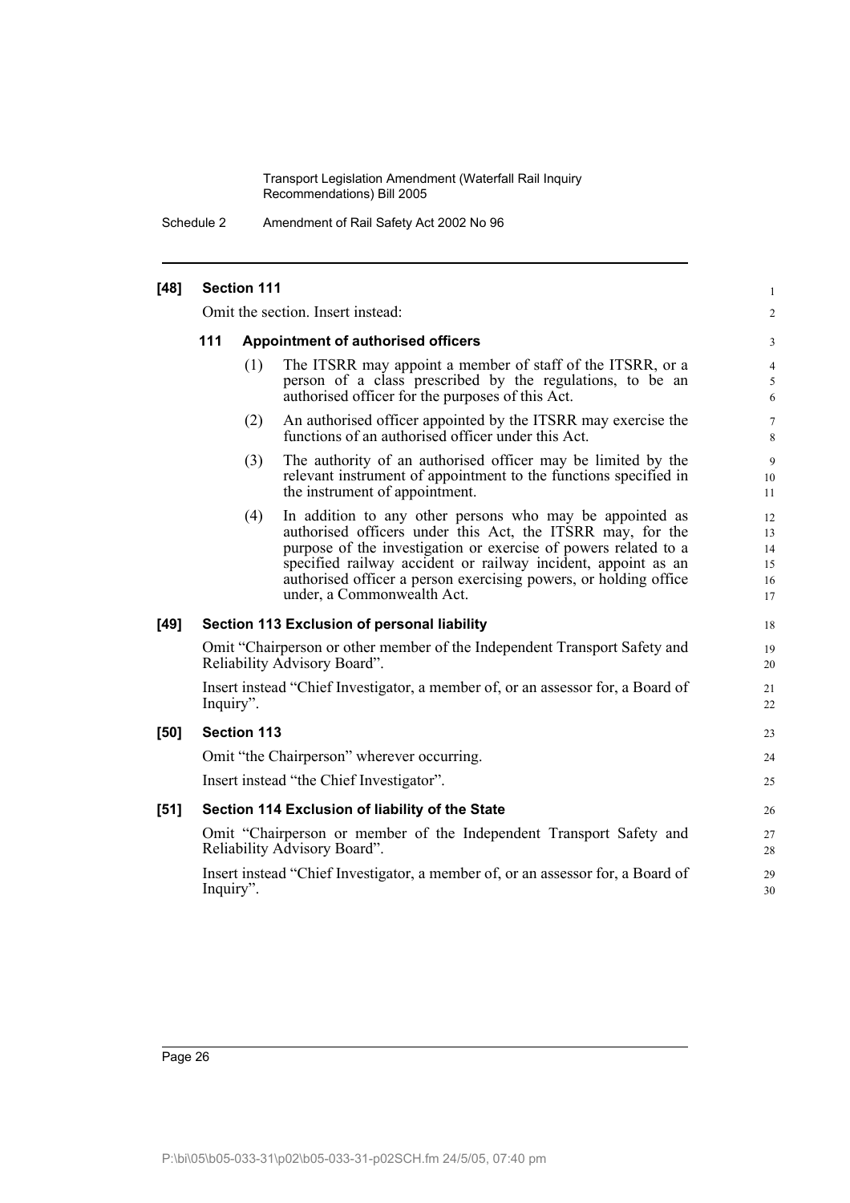**[48] Section 111**

Omit the section. Insert instead:

**111 Appointment of authorised officers**

(1) The ITSRR may appoint a member of staff of the ITSRR, or a person of a class prescribed by the regulations, to be an authorised officer for the purposes of this Act.

(2) An authorised officer appointed by the ITSRR may exercise the functions of an authorised officer under this Act.

(3) The authority of an authorised officer may be limited by the relevant instrument of appointment to the functions specified in the instrument of appointment.

(4) In addition to any other persons who may be appointed as authorised officers under this Act, the ITSRR may, for the purpose of the investigation or exercise of powers related to a specified railway accident or railway incident, appoint as an authorised officer a person exercising powers, or holding office under, a Commonwealth Act.

**[49] Section 113 Exclusion of personal liability**

Omit "Chairperson or other member of the Independent Transport Safety and Reliability Advisory Board".

Insert instead "Chief Investigator, a member of, or an assessor for, a Board of Inquiry".

**[50] Section 113**

Omit "the Chairperson" wherever occurring.

Insert instead "the Chief Investigator".

**[51] Section 114 Exclusion of liability of the State**

Omit "Chairperson or member of the Independent Transport Safety and Reliability Advisory Board".

Insert instead "Chief Investigator, a member of, or an assessor for, a Board of Inquiry".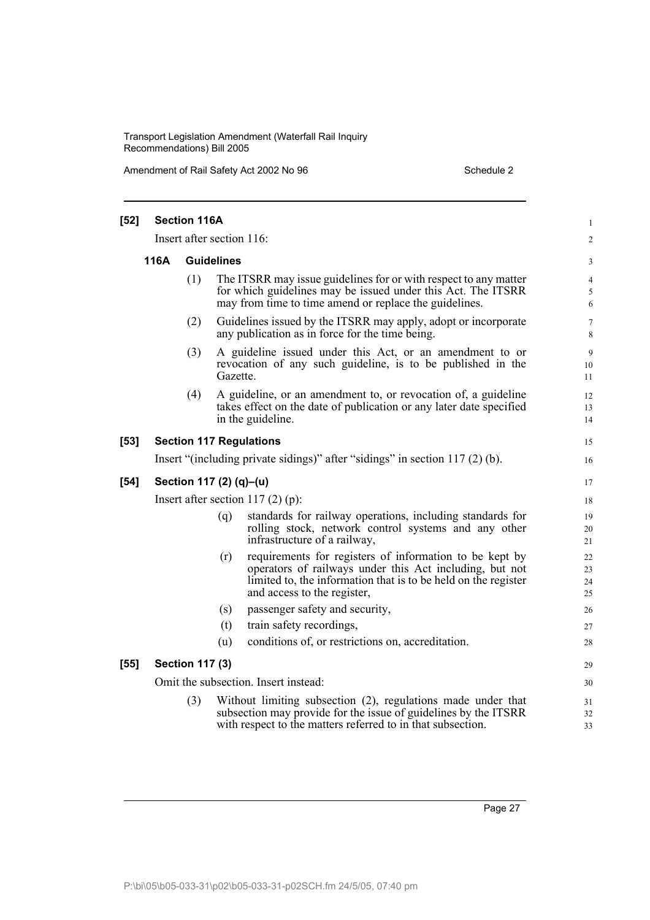**[52] Section 116A**

Insert after section 116:

**116A Guidelines**

(1) The ITSRR may issue guidelines for or with respect to any matter for which guidelines may be issued under this Act. The ITSRR may from time to time amend or replace the guidelines.

(2) Guidelines issued by the ITSRR may apply, adopt or incorporate any publication as in force for the time being.

(3) A guideline issued under this Act, or an amendment to or revocation of any such guideline, is to be published in the Gazette.

(4) A guideline, or an amendment to, or revocation of, a guideline takes effect on the date of publication or any later date specified in the guideline.

**[53] Section 117 Regulations**

Insert "(including private sidings)" after "sidings" in section 117 (2) (b).

**[54] Section 117 (2) (q)–(u)**

Insert after section 117 (2) (p):

(q) standards for railway operations, including standards for rolling stock, network control systems and any other infrastructure of a railway,

(r) requirements for registers of information to be kept by operators of railways under this Act including, but not limited to, the information that is to be held on the register and access to the register,

(s) passenger safety and security,

(t) train safety recordings,

(u) conditions of, or restrictions on, accreditation.

**[55] Section 117 (3)**

Omit the subsection. Insert instead:

(3) Without limiting subsection (2), regulations made under that subsection may provide for the issue of guidelines by the ITSRR with respect to the matters referred to in that subsection.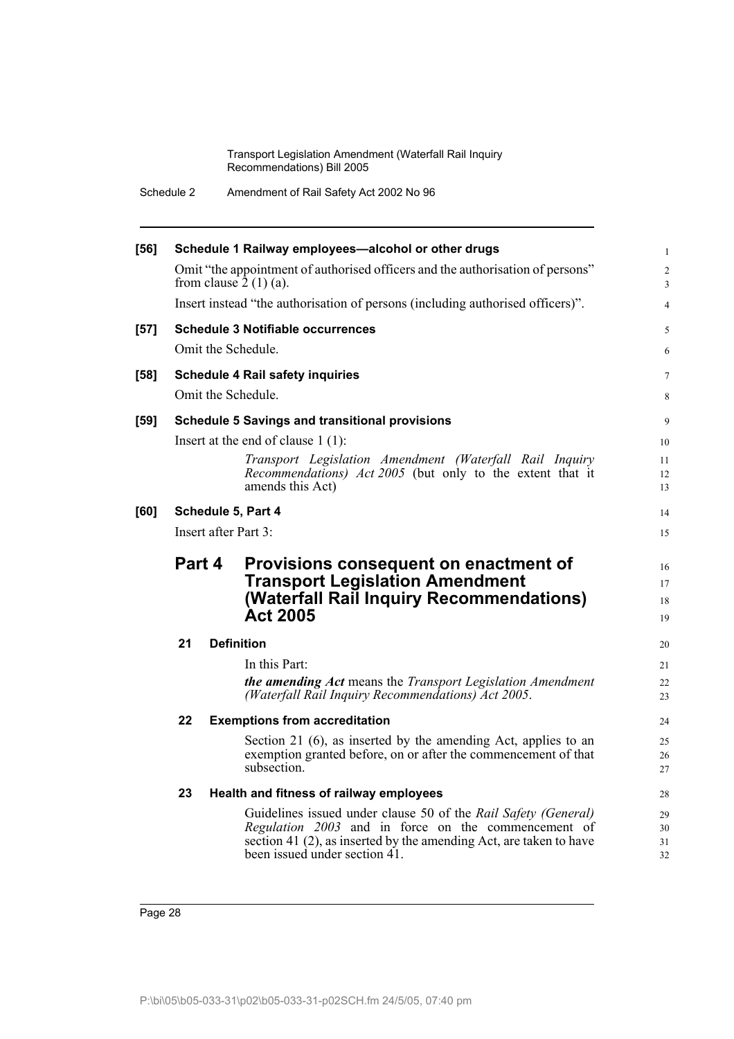**[56] Schedule 1 Railway employees—alcohol or other drugs**

Omit "the appointment of authorised officers and the authorisation of persons" from clause 2 (1) (a).

Insert instead "the authorisation of persons (including authorised officers)".

**[57] Schedule 3 Notifiable occurrences**

Omit the Schedule.

**[58] Schedule 4 Rail safety inquiries**

Omit the Schedule.

**[59] Schedule 5 Savings and transitional provisions**

Insert at the end of clause 1 (1):

*Transport Legislation Amendment (Waterfall Rail Inquiry Recommendations) Act 2005* (but only to the extent that it amends this Act)

**[60] Schedule 5, Part 4**

Insert after Part 3:

## Part 4 Provisions consequent on enactment of Transport Legislation Amendment (Waterfall Rail Inquiry Recommendations) Act 2005

### 21 Definition

In this Part:

***the amending Act*** means the *Transport Legislation Amendment (Waterfall Rail Inquiry Recommendations) Act 2005*.

### 22 Exemptions from accreditation

Section 21 (6), as inserted by the amending Act, applies to an exemption granted before, on or after the commencement of that subsection.

### 23 Health and fitness of railway employees

Guidelines issued under clause 50 of the *Rail Safety (General) Regulation 2003* and in force on the commencement of section 41 (2), as inserted by the amending Act, are taken to have been issued under section 41.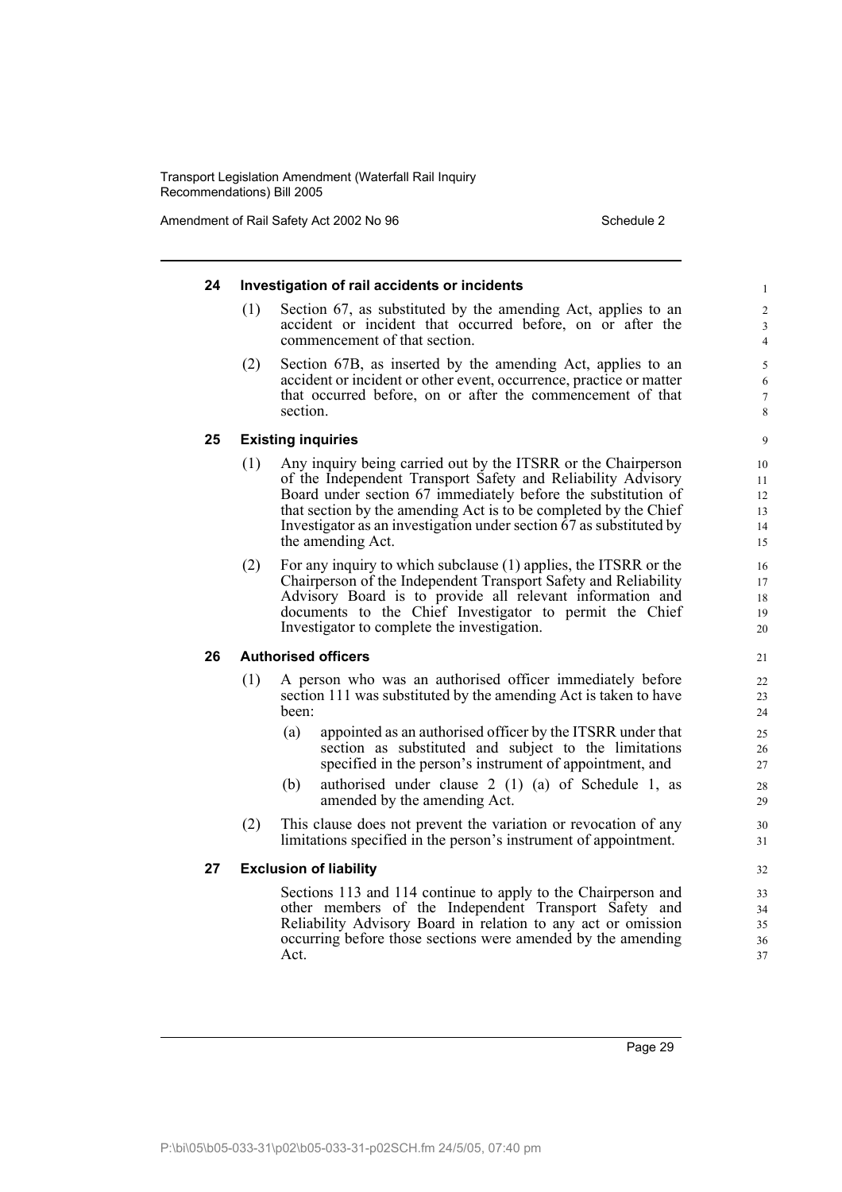### 24 Investigation of rail accidents or incidents

(1) Section 67, as substituted by the amending Act, applies to an accident or incident that occurred before, on or after the commencement of that section.

(2) Section 67B, as inserted by the amending Act, applies to an accident or incident or other event, occurrence, practice or matter that occurred before, on or after the commencement of that section.

### 25 Existing inquiries

(1) Any inquiry being carried out by the ITSRR or the Chairperson of the Independent Transport Safety and Reliability Advisory Board under section 67 immediately before the substitution of that section by the amending Act is to be completed by the Chief Investigator as an investigation under section 67 as substituted by the amending Act.

(2) For any inquiry to which subclause (1) applies, the ITSRR or the Chairperson of the Independent Transport Safety and Reliability Advisory Board is to provide all relevant information and documents to the Chief Investigator to permit the Chief Investigator to complete the investigation.

### 26 Authorised officers

(1) A person who was an authorised officer immediately before section 111 was substituted by the amending Act is taken to have been:

(a) appointed as an authorised officer by the ITSRR under that section as substituted and subject to the limitations specified in the person's instrument of appointment, and

(b) authorised under clause 2 (1) (a) of Schedule 1, as amended by the amending Act.

(2) This clause does not prevent the variation or revocation of any limitations specified in the person's instrument of appointment.

### 27 Exclusion of liability

Sections 113 and 114 continue to apply to the Chairperson and other members of the Independent Transport Safety and Reliability Advisory Board in relation to any act or omission occurring before those sections were amended by the amending Act.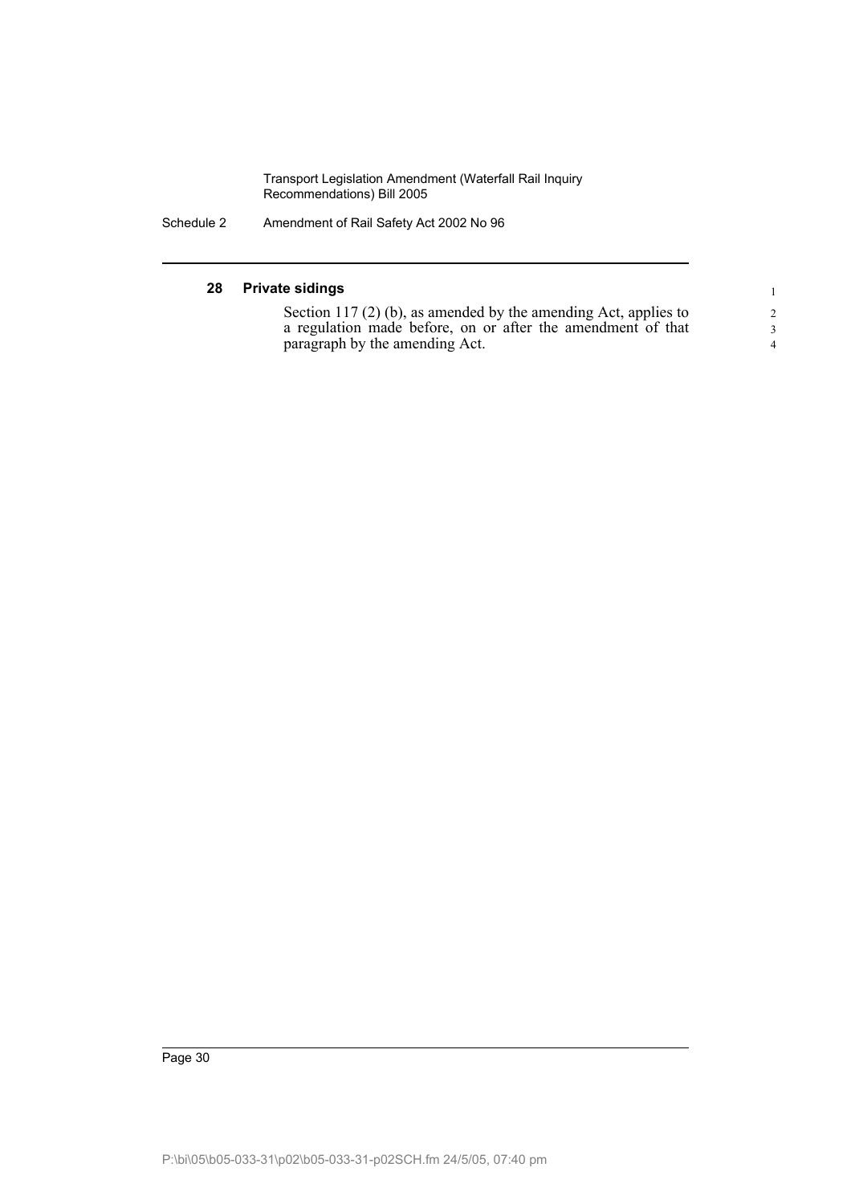### 28 Private sidings

Section 117 (2) (b), as amended by the amending Act, applies to a regulation made before, on or after the amendment of that paragraph by the amending Act.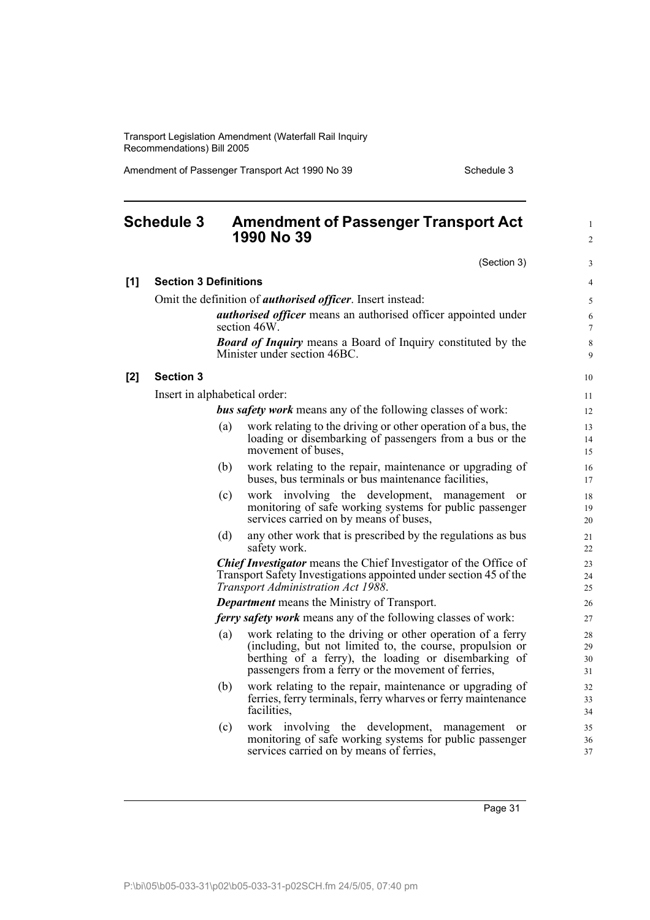# Schedule 3 Amendment of Passenger Transport Act 1990 No 39

(Section 3)

**[1] Section 3 Definitions**

Omit the definition of ***authorised officer***. Insert instead:

> ***authorised officer*** means an authorised officer appointed under section 46W.
>
> ***Board of Inquiry*** means a Board of Inquiry constituted by the Minister under section 46BC.

**[2] Section 3**

Insert in alphabetical order:

> ***bus safety work*** means any of the following classes of work:
>
> (a) work relating to the driving or other operation of a bus, the loading or disembarking of passengers from a bus or the movement of buses,
>
> (b) work relating to the repair, maintenance or upgrading of buses, bus terminals or bus maintenance facilities,
>
> (c) work involving the development, management or monitoring of safe working systems for public passenger services carried on by means of buses,
>
> (d) any other work that is prescribed by the regulations as bus safety work.
>
> ***Chief Investigator*** means the Chief Investigator of the Office of Transport Safety Investigations appointed under section 45 of the *Transport Administration Act 1988*.
>
> ***Department*** means the Ministry of Transport.
>
> ***ferry safety work*** means any of the following classes of work:
>
> (a) work relating to the driving or other operation of a ferry (including, but not limited to, the course, propulsion or berthing of a ferry), the loading or disembarking of passengers from a ferry or the movement of ferries,
>
> (b) work relating to the repair, maintenance or upgrading of ferries, ferry terminals, ferry wharves or ferry maintenance facilities,
>
> (c) work involving the development, management or monitoring of safe working systems for public passenger services carried on by means of ferries,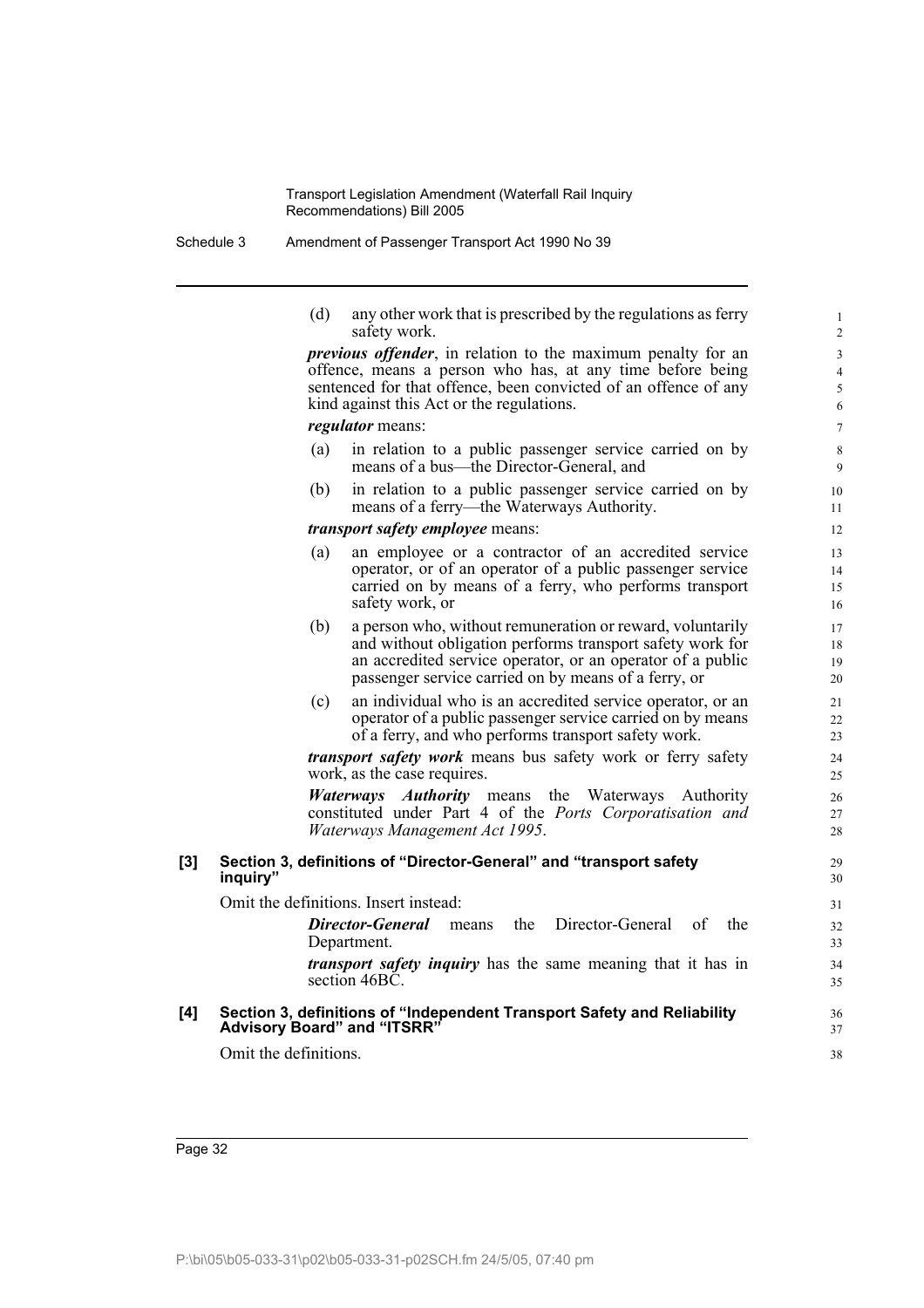(d) any other work that is prescribed by the regulations as ferry safety work.

***previous offender***, in relation to the maximum penalty for an offence, means a person who has, at any time before being sentenced for that offence, been convicted of an offence of any kind against this Act or the regulations.

***regulator*** means:

(a) in relation to a public passenger service carried on by means of a bus—the Director-General, and

(b) in relation to a public passenger service carried on by means of a ferry—the Waterways Authority.

***transport safety employee*** means:

(a) an employee or a contractor of an accredited service operator, or of an operator of a public passenger service carried on by means of a ferry, who performs transport safety work, or

(b) a person who, without remuneration or reward, voluntarily and without obligation performs transport safety work for an accredited service operator, or an operator of a public passenger service carried on by means of a ferry, or

(c) an individual who is an accredited service operator, or an operator of a public passenger service carried on by means of a ferry, and who performs transport safety work.

***transport safety work*** means bus safety work or ferry safety work, as the case requires.

***Waterways Authority*** means the Waterways Authority constituted under Part 4 of the *Ports Corporatisation and Waterways Management Act 1995*.

**[3] Section 3, definitions of "Director-General" and "transport safety inquiry"**

Omit the definitions. Insert instead:

***Director-General*** means the Director-General of the Department.

***transport safety inquiry*** has the same meaning that it has in section 46BC.

**[4] Section 3, definitions of "Independent Transport Safety and Reliability Advisory Board" and "ITSRR"**

Omit the definitions.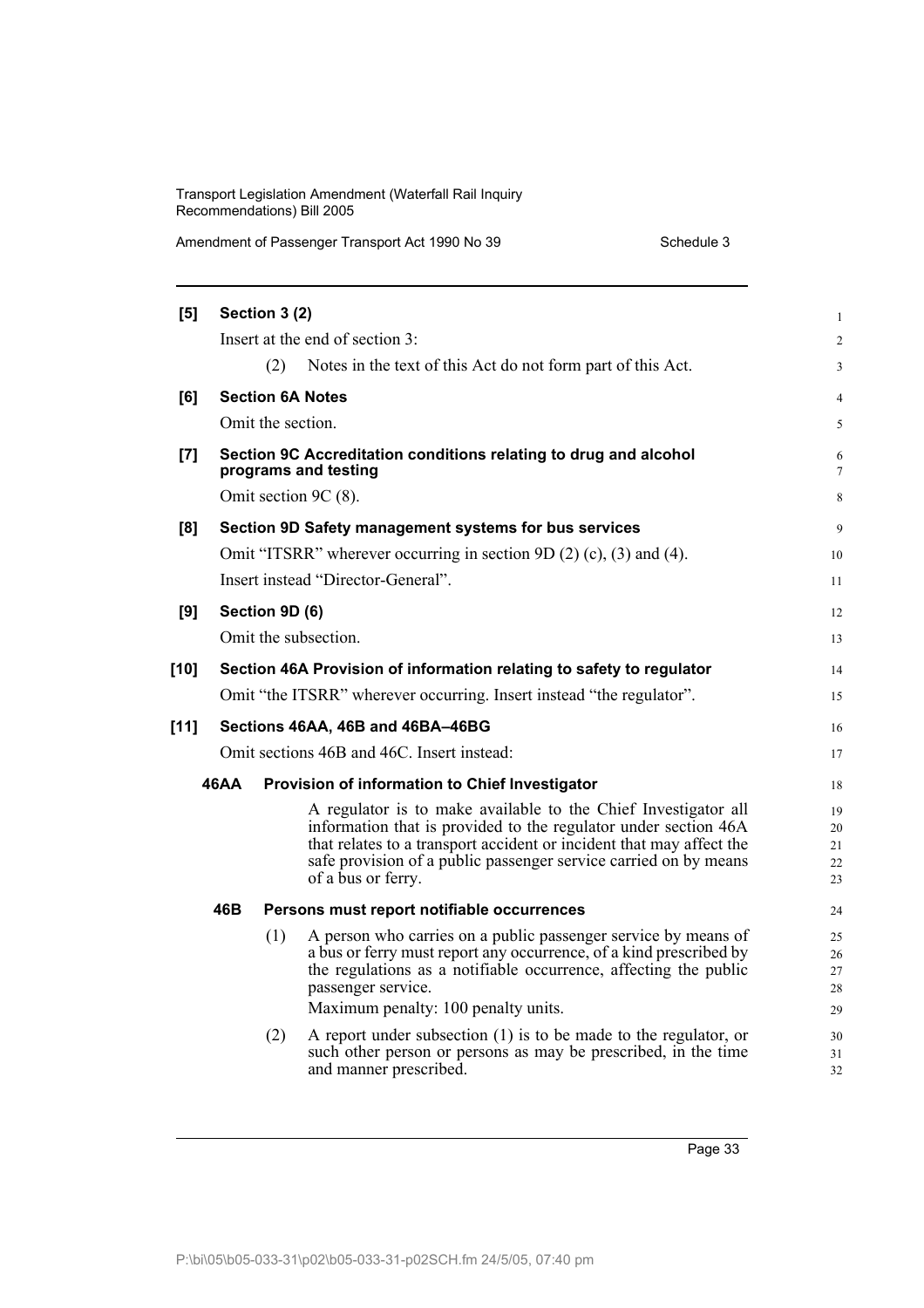**[5] Section 3 (2)**

Insert at the end of section 3:

(2) Notes in the text of this Act do not form part of this Act.

**[6] Section 6A Notes**

Omit the section.

**[7] Section 9C Accreditation conditions relating to drug and alcohol programs and testing**

Omit section 9C (8).

**[8] Section 9D Safety management systems for bus services**

Omit "ITSRR" wherever occurring in section 9D (2) (c), (3) and (4).

Insert instead "Director-General".

**[9] Section 9D (6)**

Omit the subsection.

**[10] Section 46A Provision of information relating to safety to regulator**

Omit "the ITSRR" wherever occurring. Insert instead "the regulator".

**[11] Sections 46AA, 46B and 46BA–46BG**

Omit sections 46B and 46C. Insert instead:

**46AA Provision of information to Chief Investigator**

A regulator is to make available to the Chief Investigator all information that is provided to the regulator under section 46A that relates to a transport accident or incident that may affect the safe provision of a public passenger service carried on by means of a bus or ferry.

**46B Persons must report notifiable occurrences**

(1) A person who carries on a public passenger service by means of a bus or ferry must report any occurrence, of a kind prescribed by the regulations as a notifiable occurrence, affecting the public passenger service.

Maximum penalty: 100 penalty units.

(2) A report under subsection (1) is to be made to the regulator, or such other person or persons as may be prescribed, in the time and manner prescribed.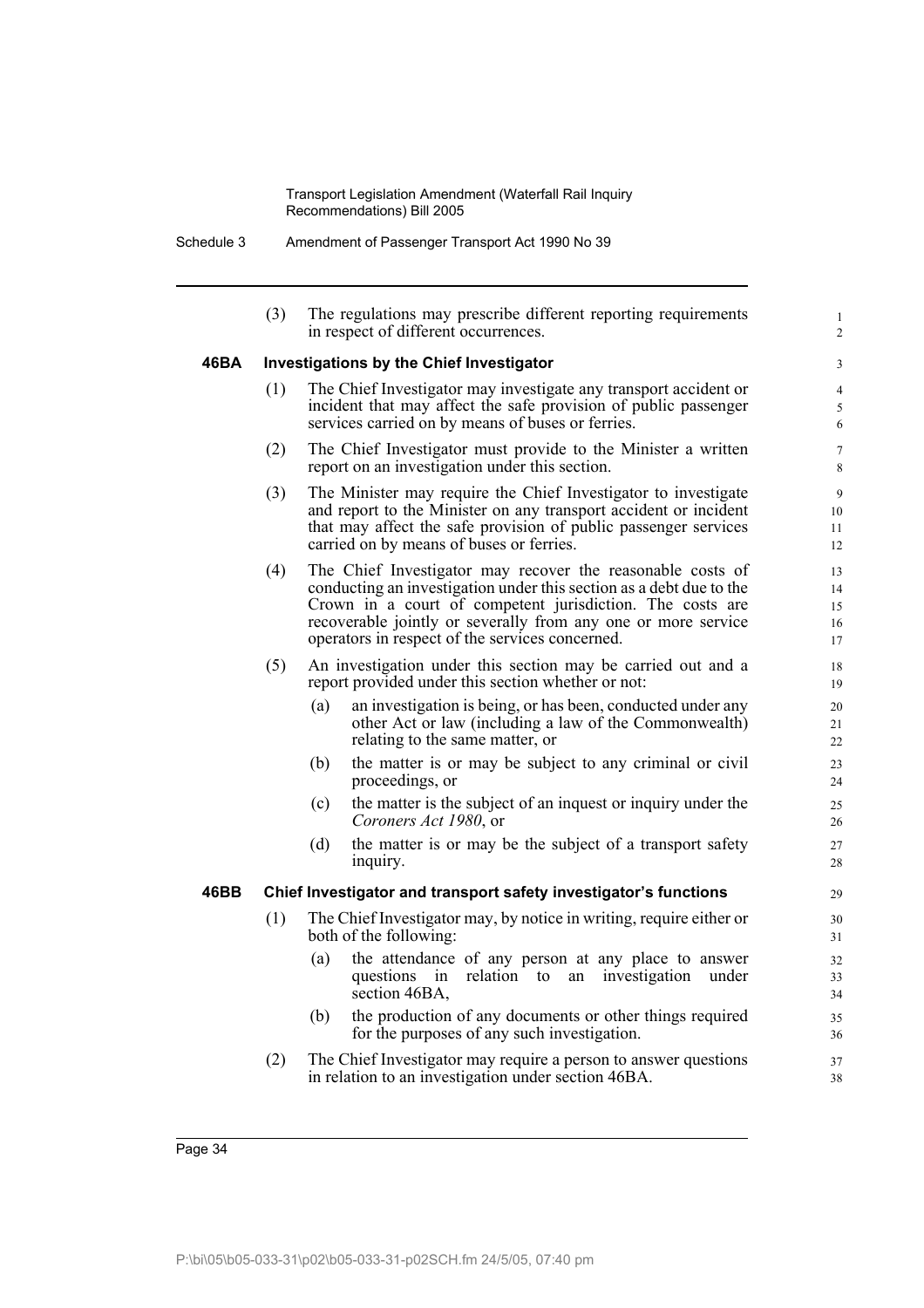(3) The regulations may prescribe different reporting requirements in respect of different occurrences.

### 46BA Investigations by the Chief Investigator

(1) The Chief Investigator may investigate any transport accident or incident that may affect the safe provision of public passenger services carried on by means of buses or ferries.

(2) The Chief Investigator must provide to the Minister a written report on an investigation under this section.

(3) The Minister may require the Chief Investigator to investigate and report to the Minister on any transport accident or incident that may affect the safe provision of public passenger services carried on by means of buses or ferries.

(4) The Chief Investigator may recover the reasonable costs of conducting an investigation under this section as a debt due to the Crown in a court of competent jurisdiction. The costs are recoverable jointly or severally from any one or more service operators in respect of the services concerned.

(5) An investigation under this section may be carried out and a report provided under this section whether or not:

- (a) an investigation is being, or has been, conducted under any other Act or law (including a law of the Commonwealth) relating to the same matter, or
- (b) the matter is or may be subject to any criminal or civil proceedings, or
- (c) the matter is the subject of an inquest or inquiry under the *Coroners Act 1980*, or
- (d) the matter is or may be the subject of a transport safety inquiry.

### 46BB Chief Investigator and transport safety investigator's functions

(1) The Chief Investigator may, by notice in writing, require either or both of the following:

- (a) the attendance of any person at any place to answer questions in relation to an investigation under section 46BA,
- (b) the production of any documents or other things required for the purposes of any such investigation.

(2) The Chief Investigator may require a person to answer questions in relation to an investigation under section 46BA.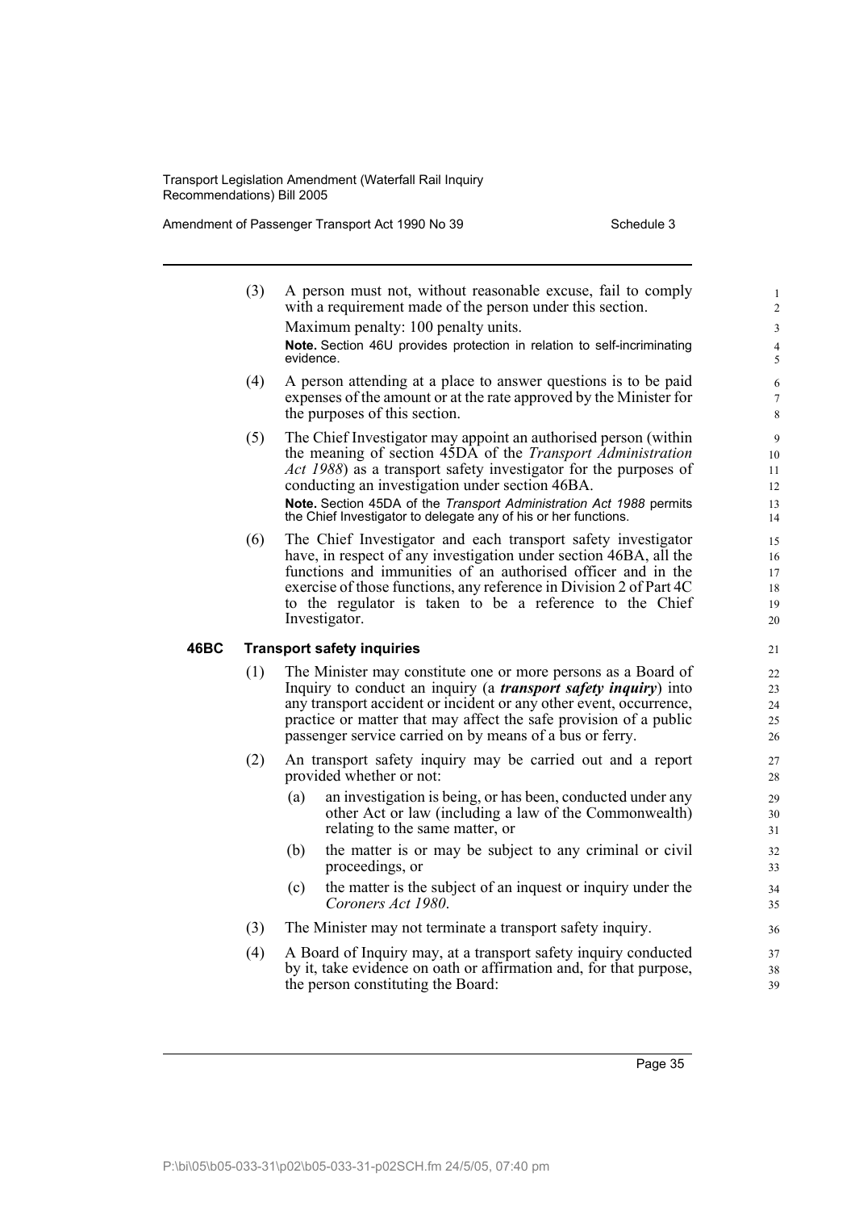(3) A person must not, without reasonable excuse, fail to comply with a requirement made of the person under this section.

Maximum penalty: 100 penalty units.

**Note.** Section 46U provides protection in relation to self-incriminating evidence.

(4) A person attending at a place to answer questions is to be paid expenses of the amount or at the rate approved by the Minister for the purposes of this section.

(5) The Chief Investigator may appoint an authorised person (within the meaning of section 45DA of the *Transport Administration Act 1988*) as a transport safety investigator for the purposes of conducting an investigation under section 46BA.

**Note.** Section 45DA of the *Transport Administration Act 1988* permits the Chief Investigator to delegate any of his or her functions.

(6) The Chief Investigator and each transport safety investigator have, in respect of any investigation under section 46BA, all the functions and immunities of an authorised officer and in the exercise of those functions, any reference in Division 2 of Part 4C to the regulator is taken to be a reference to the Chief Investigator.

### 46BC Transport safety inquiries

(1) The Minister may constitute one or more persons as a Board of Inquiry to conduct an inquiry (a ***transport safety inquiry***) into any transport accident or incident or any other event, occurrence, practice or matter that may affect the safe provision of a public passenger service carried on by means of a bus or ferry.

(2) An transport safety inquiry may be carried out and a report provided whether or not:

(a) an investigation is being, or has been, conducted under any other Act or law (including a law of the Commonwealth) relating to the same matter, or

(b) the matter is or may be subject to any criminal or civil proceedings, or

(c) the matter is the subject of an inquest or inquiry under the *Coroners Act 1980*.

(3) The Minister may not terminate a transport safety inquiry.

(4) A Board of Inquiry may, at a transport safety inquiry conducted by it, take evidence on oath or affirmation and, for that purpose, the person constituting the Board: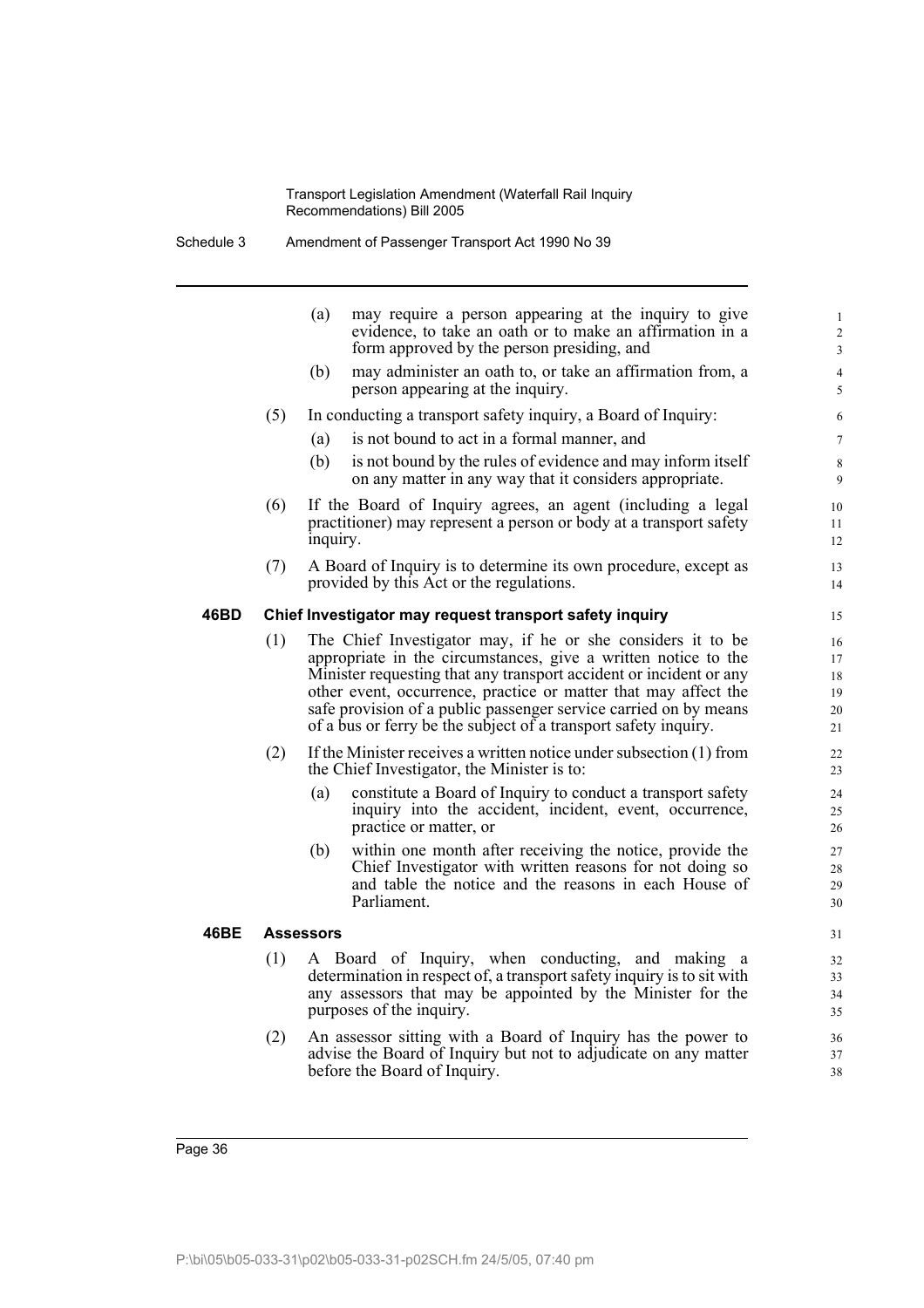(a) may require a person appearing at the inquiry to give evidence, to take an oath or to make an affirmation in a form approved by the person presiding, and

(b) may administer an oath to, or take an affirmation from, a person appearing at the inquiry.

(5) In conducting a transport safety inquiry, a Board of Inquiry:

(a) is not bound to act in a formal manner, and

(b) is not bound by the rules of evidence and may inform itself on any matter in any way that it considers appropriate.

(6) If the Board of Inquiry agrees, an agent (including a legal practitioner) may represent a person or body at a transport safety inquiry.

(7) A Board of Inquiry is to determine its own procedure, except as provided by this Act or the regulations.

**46BD Chief Investigator may request transport safety inquiry**

(1) The Chief Investigator may, if he or she considers it to be appropriate in the circumstances, give a written notice to the Minister requesting that any transport accident or incident or any other event, occurrence, practice or matter that may affect the safe provision of a public passenger service carried on by means of a bus or ferry be the subject of a transport safety inquiry.

(2) If the Minister receives a written notice under subsection (1) from the Chief Investigator, the Minister is to:

(a) constitute a Board of Inquiry to conduct a transport safety inquiry into the accident, incident, event, occurrence, practice or matter, or

(b) within one month after receiving the notice, provide the Chief Investigator with written reasons for not doing so and table the notice and the reasons in each House of Parliament.

**46BE Assessors**

(1) A Board of Inquiry, when conducting, and making a determination in respect of, a transport safety inquiry is to sit with any assessors that may be appointed by the Minister for the purposes of the inquiry.

(2) An assessor sitting with a Board of Inquiry has the power to advise the Board of Inquiry but not to adjudicate on any matter before the Board of Inquiry.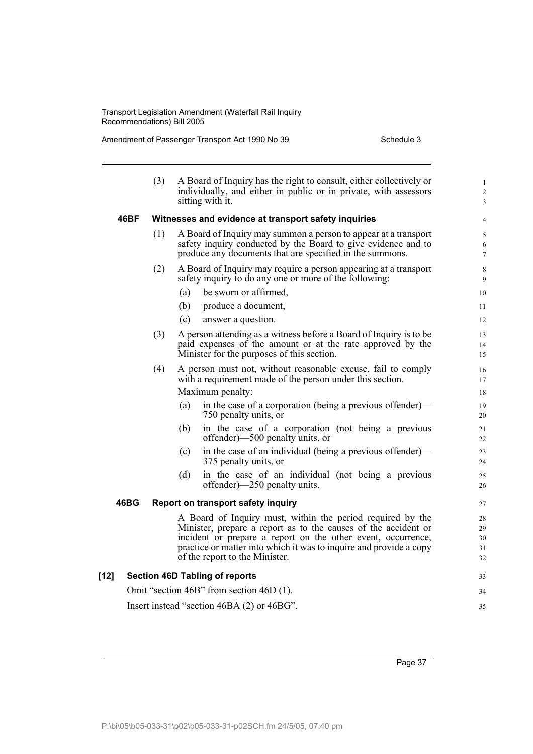(3) A Board of Inquiry has the right to consult, either collectively or individually, and either in public or in private, with assessors sitting with it.

**46BF Witnesses and evidence at transport safety inquiries**

(1) A Board of Inquiry may summon a person to appear at a transport safety inquiry conducted by the Board to give evidence and to produce any documents that are specified in the summons.

(2) A Board of Inquiry may require a person appearing at a transport safety inquiry to do any one or more of the following:

- (a) be sworn or affirmed,
- (b) produce a document,
- (c) answer a question.

(3) A person attending as a witness before a Board of Inquiry is to be paid expenses of the amount or at the rate approved by the Minister for the purposes of this section.

(4) A person must not, without reasonable excuse, fail to comply with a requirement made of the person under this section.

Maximum penalty:

- (a) in the case of a corporation (being a previous offender)—750 penalty units, or
- (b) in the case of a corporation (not being a previous offender)—500 penalty units, or
- (c) in the case of an individual (being a previous offender)—375 penalty units, or
- (d) in the case of an individual (not being a previous offender)—250 penalty units.

**46BG Report on transport safety inquiry**

A Board of Inquiry must, within the period required by the Minister, prepare a report as to the causes of the accident or incident or prepare a report on the other event, occurrence, practice or matter into which it was to inquire and provide a copy of the report to the Minister.

**[12] Section 46D Tabling of reports**

Omit "section 46B" from section 46D (1).

Insert instead "section 46BA (2) or 46BG".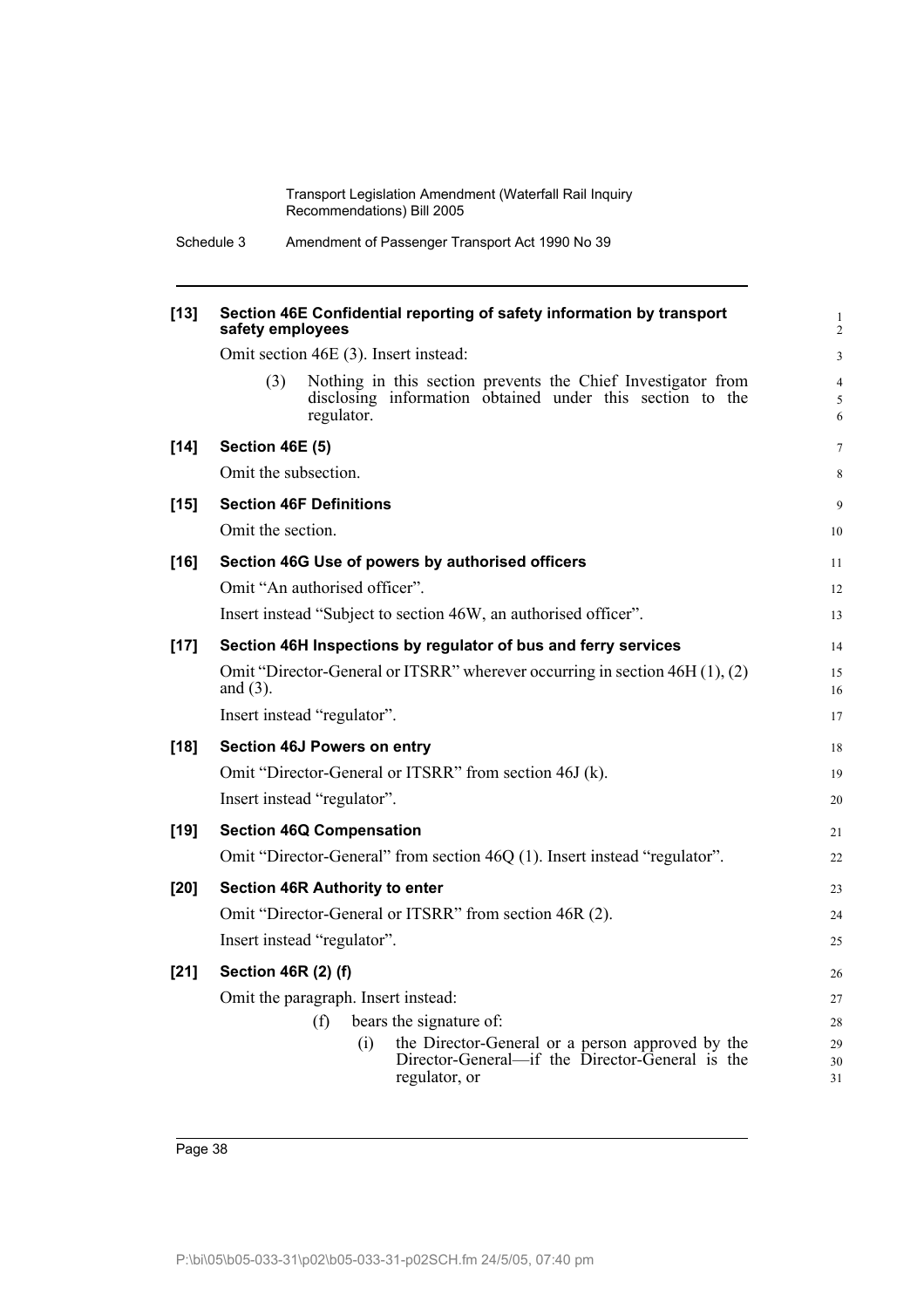**[13] Section 46E Confidential reporting of safety information by transport safety employees**

Omit section 46E (3). Insert instead:

(3) Nothing in this section prevents the Chief Investigator from disclosing information obtained under this section to the regulator.

**[14] Section 46E (5)**

Omit the subsection.

**[15] Section 46F Definitions**

Omit the section.

**[16] Section 46G Use of powers by authorised officers**

Omit "An authorised officer".

Insert instead "Subject to section 46W, an authorised officer".

**[17] Section 46H Inspections by regulator of bus and ferry services**

Omit "Director-General or ITSRR" wherever occurring in section 46H (1), (2) and (3).

Insert instead "regulator".

**[18] Section 46J Powers on entry**

Omit "Director-General or ITSRR" from section 46J (k).

Insert instead "regulator".

**[19] Section 46Q Compensation**

Omit "Director-General" from section 46Q (1). Insert instead "regulator".

**[20] Section 46R Authority to enter**

Omit "Director-General or ITSRR" from section 46R (2).

Insert instead "regulator".

**[21] Section 46R (2) (f)**

Omit the paragraph. Insert instead:

(f) bears the signature of:

(i) the Director-General or a person approved by the Director-General—if the Director-General is the regulator, or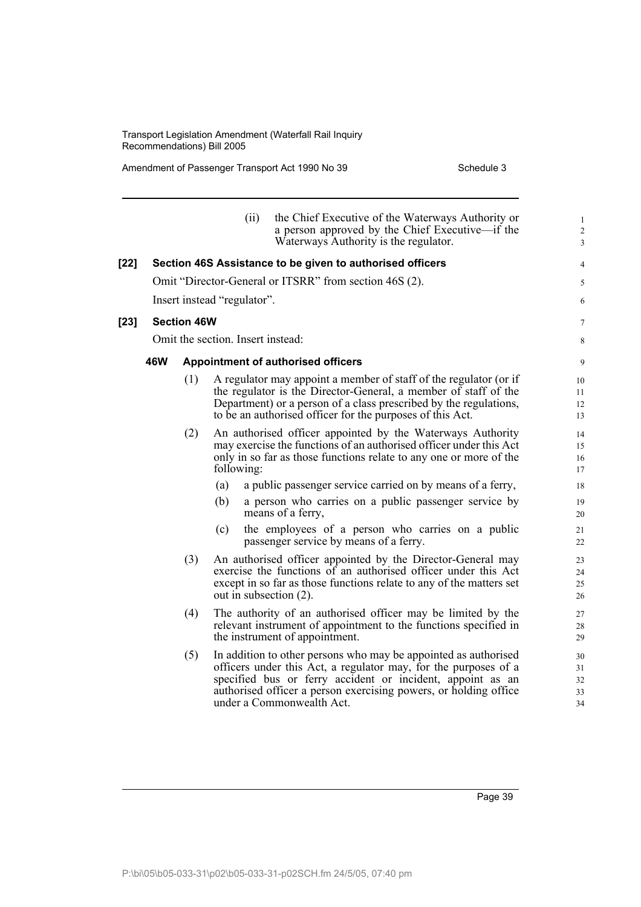(ii) the Chief Executive of the Waterways Authority or a person approved by the Chief Executive—if the Waterways Authority is the regulator.

**[22] Section 46S Assistance to be given to authorised officers**

Omit "Director-General or ITSRR" from section 46S (2).

Insert instead "regulator".

**[23] Section 46W**

Omit the section. Insert instead:

**46W Appointment of authorised officers**

(1) A regulator may appoint a member of staff of the regulator (or if the regulator is the Director-General, a member of staff of the Department) or a person of a class prescribed by the regulations, to be an authorised officer for the purposes of this Act.

(2) An authorised officer appointed by the Waterways Authority may exercise the functions of an authorised officer under this Act only in so far as those functions relate to any one or more of the following:

(a) a public passenger service carried on by means of a ferry,

(b) a person who carries on a public passenger service by means of a ferry,

(c) the employees of a person who carries on a public passenger service by means of a ferry.

(3) An authorised officer appointed by the Director-General may exercise the functions of an authorised officer under this Act except in so far as those functions relate to any of the matters set out in subsection (2).

(4) The authority of an authorised officer may be limited by the relevant instrument of appointment to the functions specified in the instrument of appointment.

(5) In addition to other persons who may be appointed as authorised officers under this Act, a regulator may, for the purposes of a specified bus or ferry accident or incident, appoint as an authorised officer a person exercising powers, or holding office under a Commonwealth Act.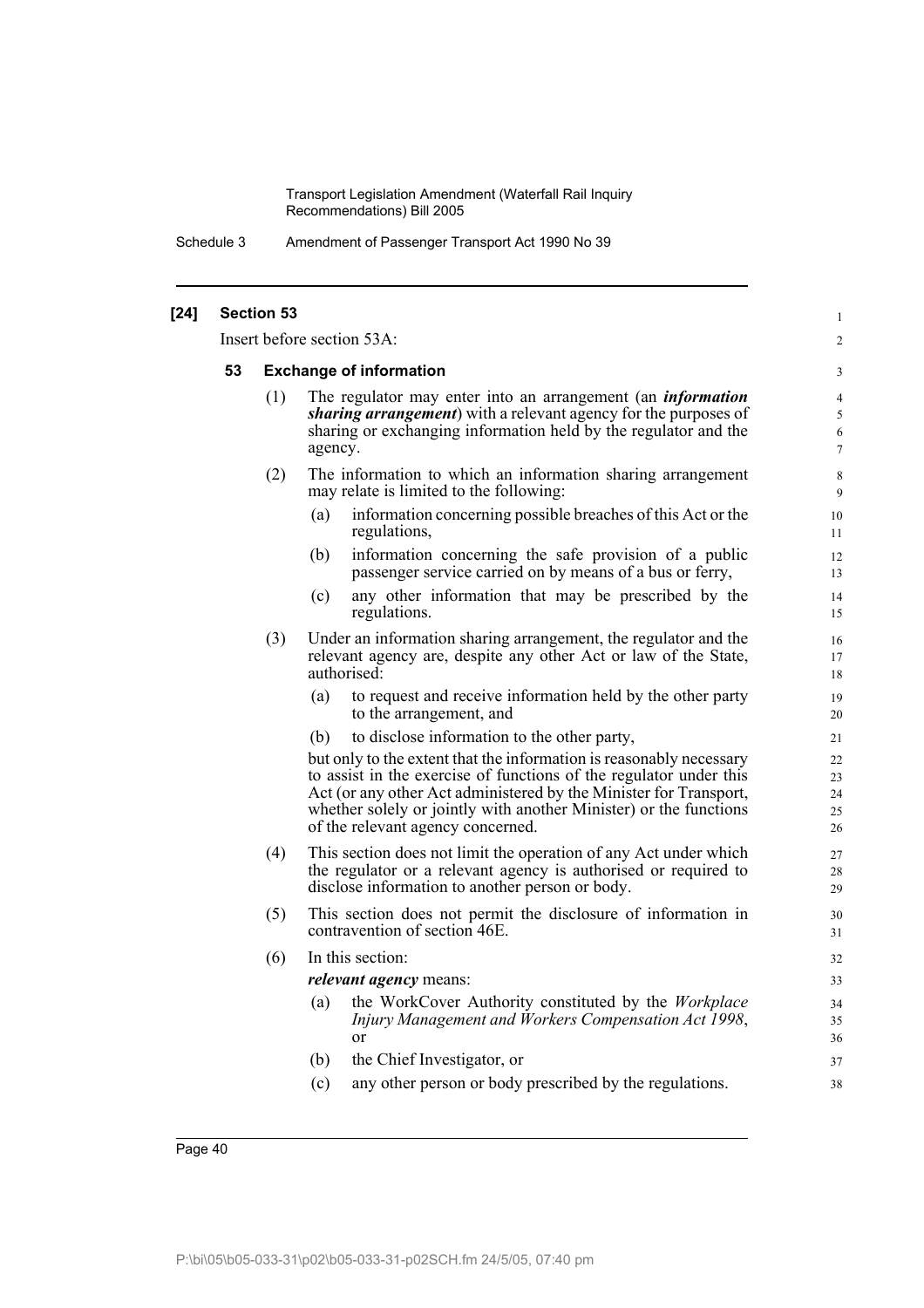**[24] Section 53**

Insert before section 53A:

### 53 Exchange of information

(1) The regulator may enter into an arrangement (an ***information sharing arrangement***) with a relevant agency for the purposes of sharing or exchanging information held by the regulator and the agency.

(2) The information to which an information sharing arrangement may relate is limited to the following:

- (a) information concerning possible breaches of this Act or the regulations,
- (b) information concerning the safe provision of a public passenger service carried on by means of a bus or ferry,
- (c) any other information that may be prescribed by the regulations.

(3) Under an information sharing arrangement, the regulator and the relevant agency are, despite any other Act or law of the State, authorised:

- (a) to request and receive information held by the other party to the arrangement, and
- (b) to disclose information to the other party,

but only to the extent that the information is reasonably necessary to assist in the exercise of functions of the regulator under this Act (or any other Act administered by the Minister for Transport, whether solely or jointly with another Minister) or the functions of the relevant agency concerned.

(4) This section does not limit the operation of any Act under which the regulator or a relevant agency is authorised or required to disclose information to another person or body.

(5) This section does not permit the disclosure of information in contravention of section 46E.

(6) In this section:

***relevant agency*** means:

- (a) the WorkCover Authority constituted by the *Workplace Injury Management and Workers Compensation Act 1998*, or
- (b) the Chief Investigator, or
- (c) any other person or body prescribed by the regulations.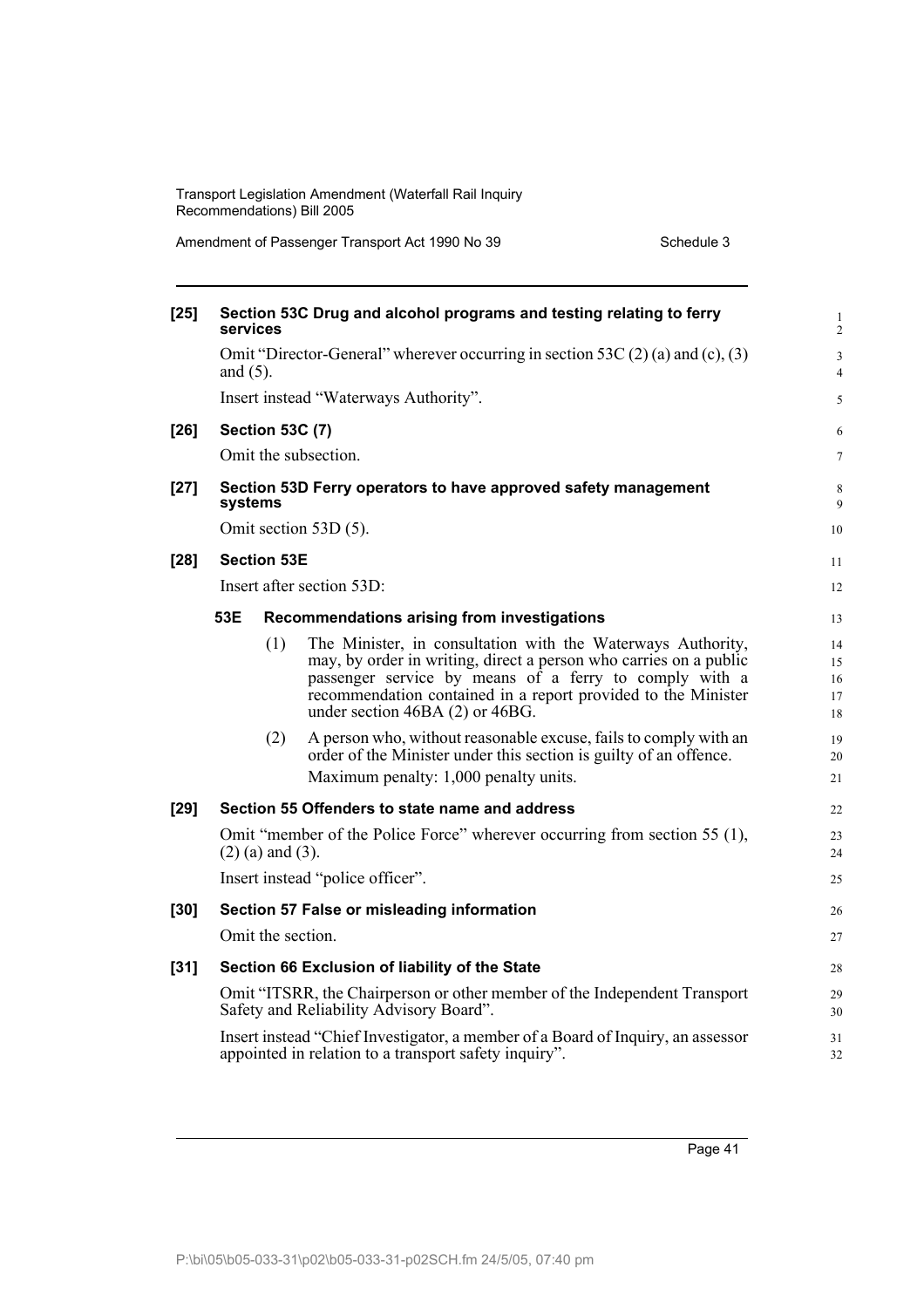**[25] Section 53C Drug and alcohol programs and testing relating to ferry services**

Omit "Director-General" wherever occurring in section 53C (2) (a) and (c), (3) and (5).

Insert instead "Waterways Authority".

**[26] Section 53C (7)**

Omit the subsection.

**[27] Section 53D Ferry operators to have approved safety management systems**

Omit section 53D (5).

**[28] Section 53E**

Insert after section 53D:

**53E Recommendations arising from investigations**

(1) The Minister, in consultation with the Waterways Authority, may, by order in writing, direct a person who carries on a public passenger service by means of a ferry to comply with a recommendation contained in a report provided to the Minister under section 46BA (2) or 46BG.

(2) A person who, without reasonable excuse, fails to comply with an order of the Minister under this section is guilty of an offence.

Maximum penalty: 1,000 penalty units.

**[29] Section 55 Offenders to state name and address**

Omit "member of the Police Force" wherever occurring from section 55 (1), (2) (a) and (3).

Insert instead "police officer".

**[30] Section 57 False or misleading information**

Omit the section.

**[31] Section 66 Exclusion of liability of the State**

Omit "ITSRR, the Chairperson or other member of the Independent Transport Safety and Reliability Advisory Board".

Insert instead "Chief Investigator, a member of a Board of Inquiry, an assessor appointed in relation to a transport safety inquiry".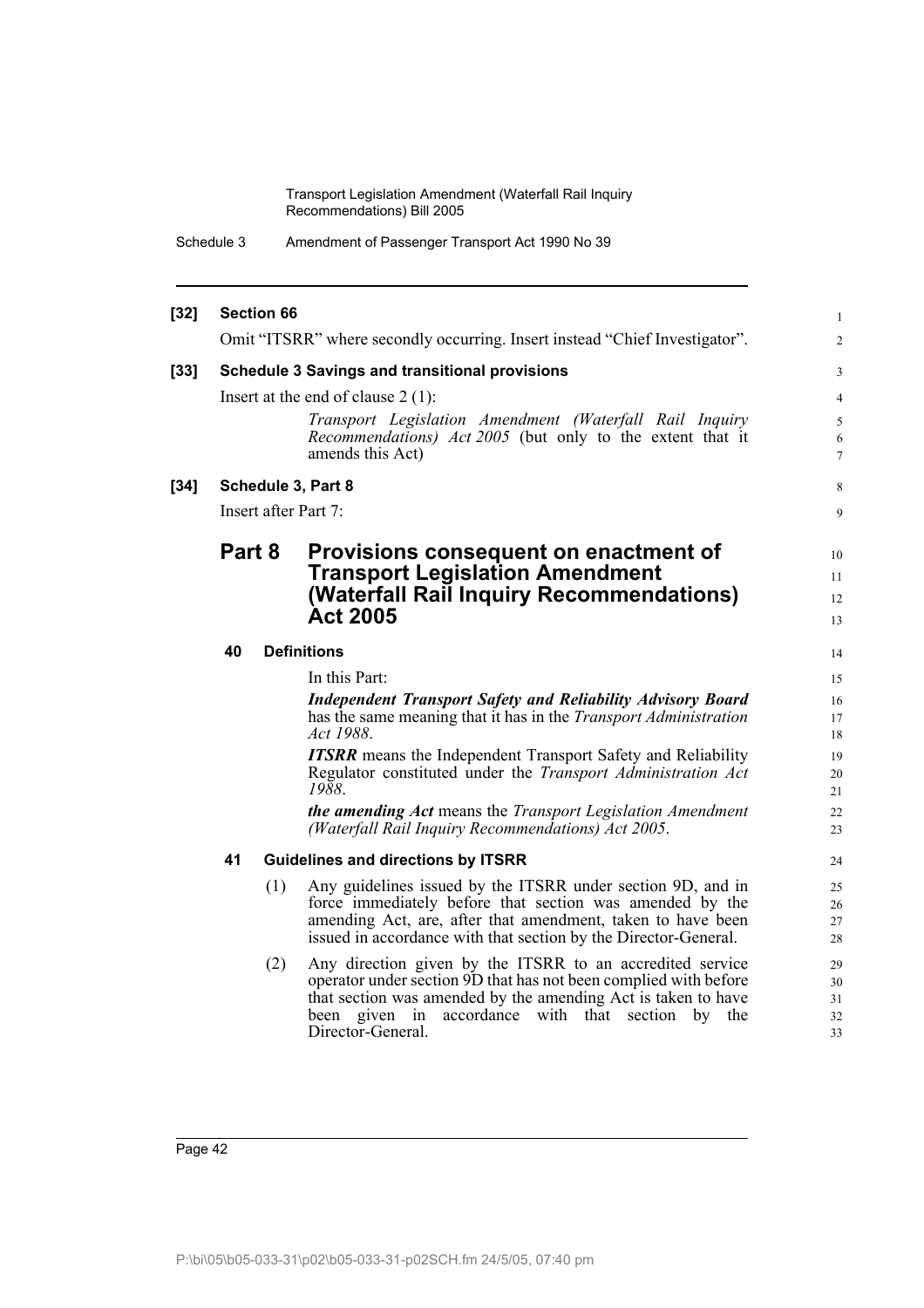**[32] Section 66**

Omit "ITSRR" where secondly occurring. Insert instead "Chief Investigator".

**[33] Schedule 3 Savings and transitional provisions**

Insert at the end of clause 2 (1):

> *Transport Legislation Amendment (Waterfall Rail Inquiry Recommendations) Act 2005* (but only to the extent that it amends this Act)

**[34] Schedule 3, Part 8**

Insert after Part 7:

## Part 8 Provisions consequent on enactment of Transport Legislation Amendment (Waterfall Rail Inquiry Recommendations) Act 2005

### 40 Definitions

In this Part:

***Independent Transport Safety and Reliability Advisory Board*** has the same meaning that it has in the *Transport Administration Act 1988*.

***ITSRR*** means the Independent Transport Safety and Reliability Regulator constituted under the *Transport Administration Act 1988*.

***the amending Act*** means the *Transport Legislation Amendment (Waterfall Rail Inquiry Recommendations) Act 2005*.

### 41 Guidelines and directions by ITSRR

(1) Any guidelines issued by the ITSRR under section 9D, and in force immediately before that section was amended by the amending Act, are, after that amendment, taken to have been issued in accordance with that section by the Director-General.

(2) Any direction given by the ITSRR to an accredited service operator under section 9D that has not been complied with before that section was amended by the amending Act is taken to have been given in accordance with that section by the Director-General.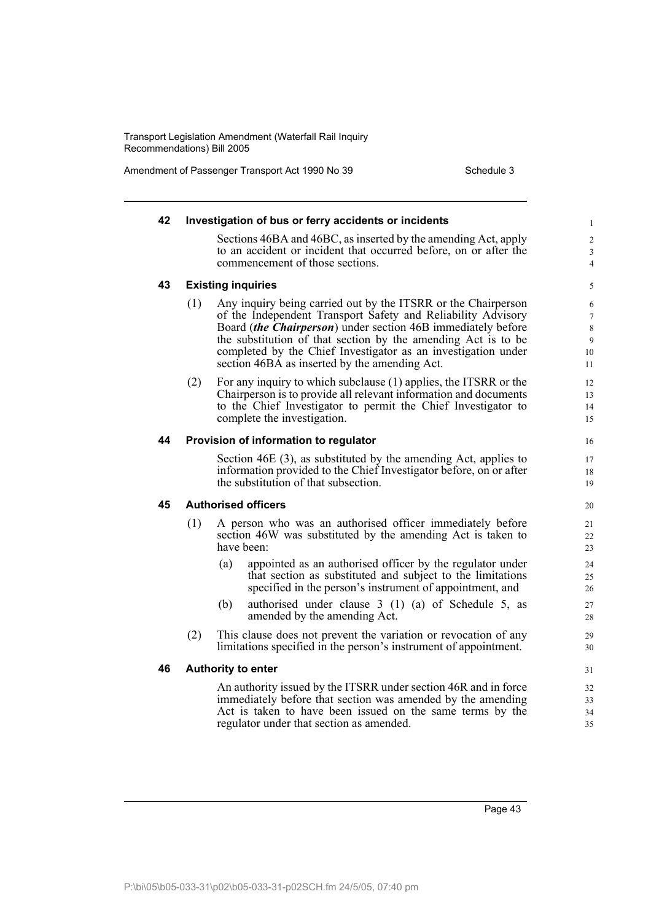**42 Investigation of bus or ferry accidents or incidents**

Sections 46BA and 46BC, as inserted by the amending Act, apply to an accident or incident that occurred before, on or after the commencement of those sections.

**43 Existing inquiries**

(1) Any inquiry being carried out by the ITSRR or the Chairperson of the Independent Transport Safety and Reliability Advisory Board (***the Chairperson***) under section 46B immediately before the substitution of that section by the amending Act is to be completed by the Chief Investigator as an investigation under section 46BA as inserted by the amending Act.

(2) For any inquiry to which subclause (1) applies, the ITSRR or the Chairperson is to provide all relevant information and documents to the Chief Investigator to permit the Chief Investigator to complete the investigation.

**44 Provision of information to regulator**

Section 46E (3), as substituted by the amending Act, applies to information provided to the Chief Investigator before, on or after the substitution of that subsection.

**45 Authorised officers**

(1) A person who was an authorised officer immediately before section 46W was substituted by the amending Act is taken to have been:

- (a) appointed as an authorised officer by the regulator under that section as substituted and subject to the limitations specified in the person's instrument of appointment, and
- (b) authorised under clause 3 (1) (a) of Schedule 5, as amended by the amending Act.

(2) This clause does not prevent the variation or revocation of any limitations specified in the person's instrument of appointment.

**46 Authority to enter**

An authority issued by the ITSRR under section 46R and in force immediately before that section was amended by the amending Act is taken to have been issued on the same terms by the regulator under that section as amended.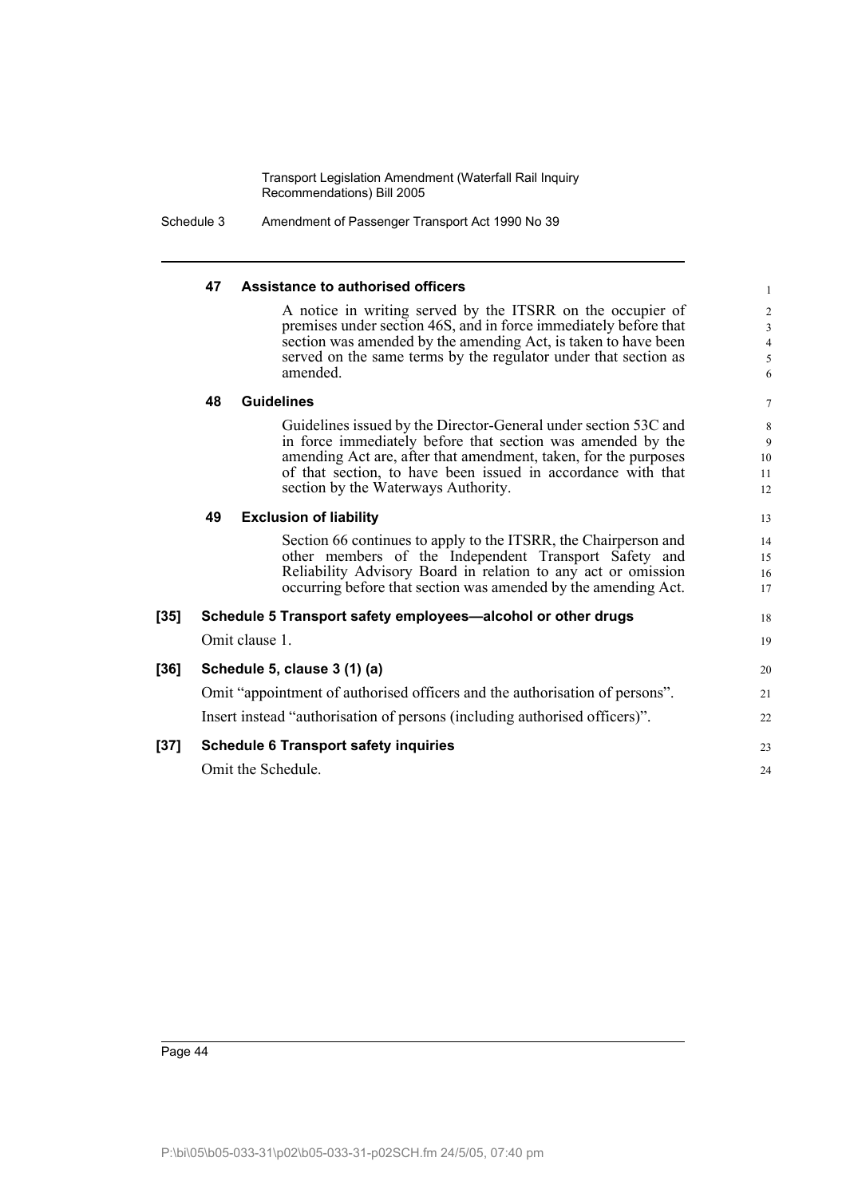### 47 Assistance to authorised officers

A notice in writing served by the ITSRR on the occupier of premises under section 46S, and in force immediately before that section was amended by the amending Act, is taken to have been served on the same terms by the regulator under that section as amended.

### 48 Guidelines

Guidelines issued by the Director-General under section 53C and in force immediately before that section was amended by the amending Act are, after that amendment, taken, for the purposes of that section, to have been issued in accordance with that section by the Waterways Authority.

### 49 Exclusion of liability

Section 66 continues to apply to the ITSRR, the Chairperson and other members of the Independent Transport Safety and Reliability Advisory Board in relation to any act or omission occurring before that section was amended by the amending Act.

**[35] Schedule 5 Transport safety employees—alcohol or other drugs**

Omit clause 1.

**[36] Schedule 5, clause 3 (1) (a)**

Omit "appointment of authorised officers and the authorisation of persons".

Insert instead "authorisation of persons (including authorised officers)".

**[37] Schedule 6 Transport safety inquiries**

Omit the Schedule.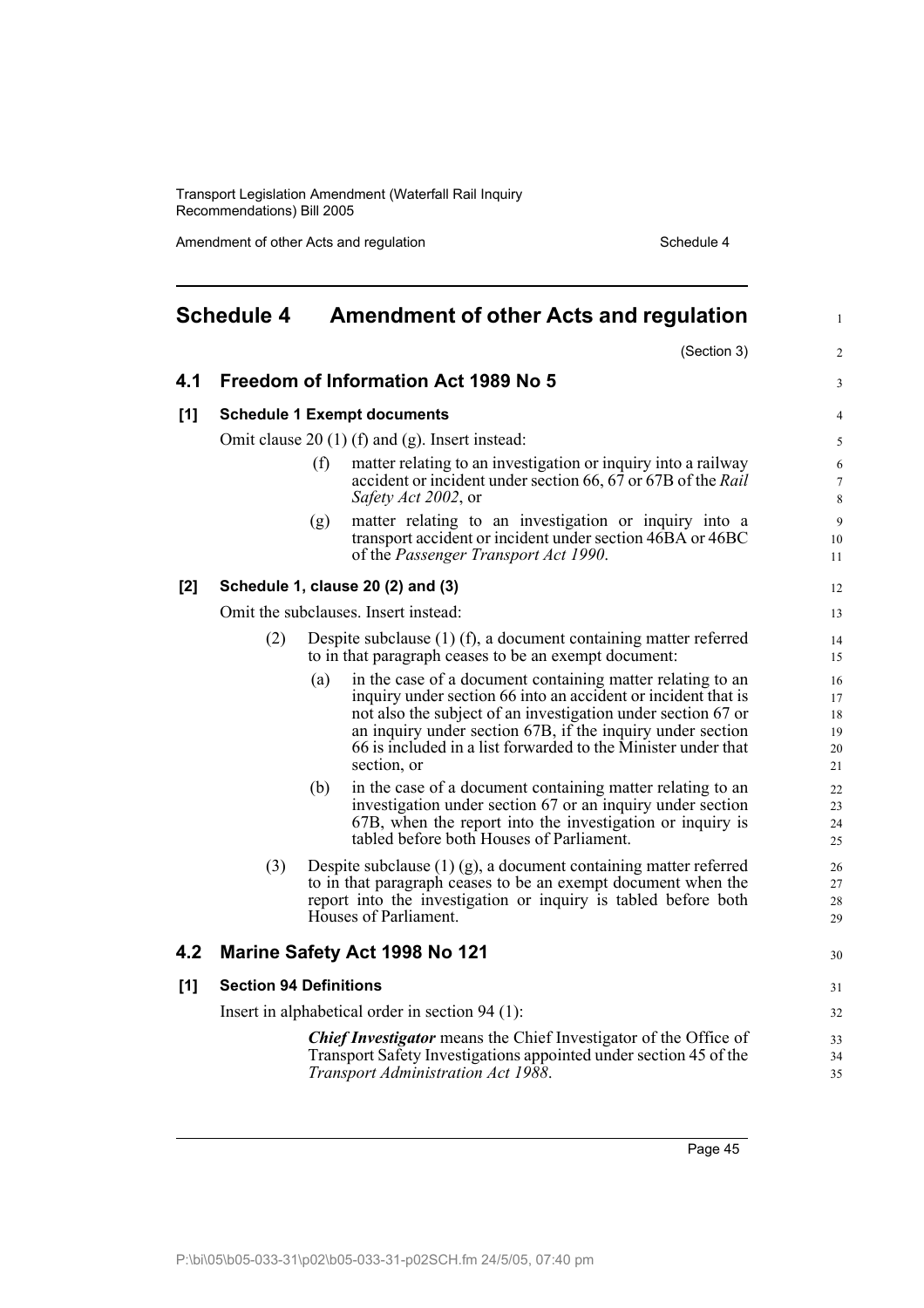# Schedule 4 Amendment of other Acts and regulation

(Section 3)

## 4.1 Freedom of Information Act 1989 No 5

### [1] Schedule 1 Exempt documents

Omit clause 20 (1) (f) and (g). Insert instead:

- (f) matter relating to an investigation or inquiry into a railway accident or incident under section 66, 67 or 67B of the *Rail Safety Act 2002*, or
- (g) matter relating to an investigation or inquiry into a transport accident or incident under section 46BA or 46BC of the *Passenger Transport Act 1990*.

### [2] Schedule 1, clause 20 (2) and (3)

Omit the subclauses. Insert instead:

(2) Despite subclause (1) (f), a document containing matter referred to in that paragraph ceases to be an exempt document:

- (a) in the case of a document containing matter relating to an inquiry under section 66 into an accident or incident that is not also the subject of an investigation under section 67 or an inquiry under section 67B, if the inquiry under section 66 is included in a list forwarded to the Minister under that section, or
- (b) in the case of a document containing matter relating to an investigation under section 67 or an inquiry under section 67B, when the report into the investigation or inquiry is tabled before both Houses of Parliament.

(3) Despite subclause (1) (g), a document containing matter referred to in that paragraph ceases to be an exempt document when the report into the investigation or inquiry is tabled before both Houses of Parliament.

## 4.2 Marine Safety Act 1998 No 121

### [1] Section 94 Definitions

Insert in alphabetical order in section 94 (1):

***Chief Investigator*** means the Chief Investigator of the Office of Transport Safety Investigations appointed under section 45 of the *Transport Administration Act 1988*.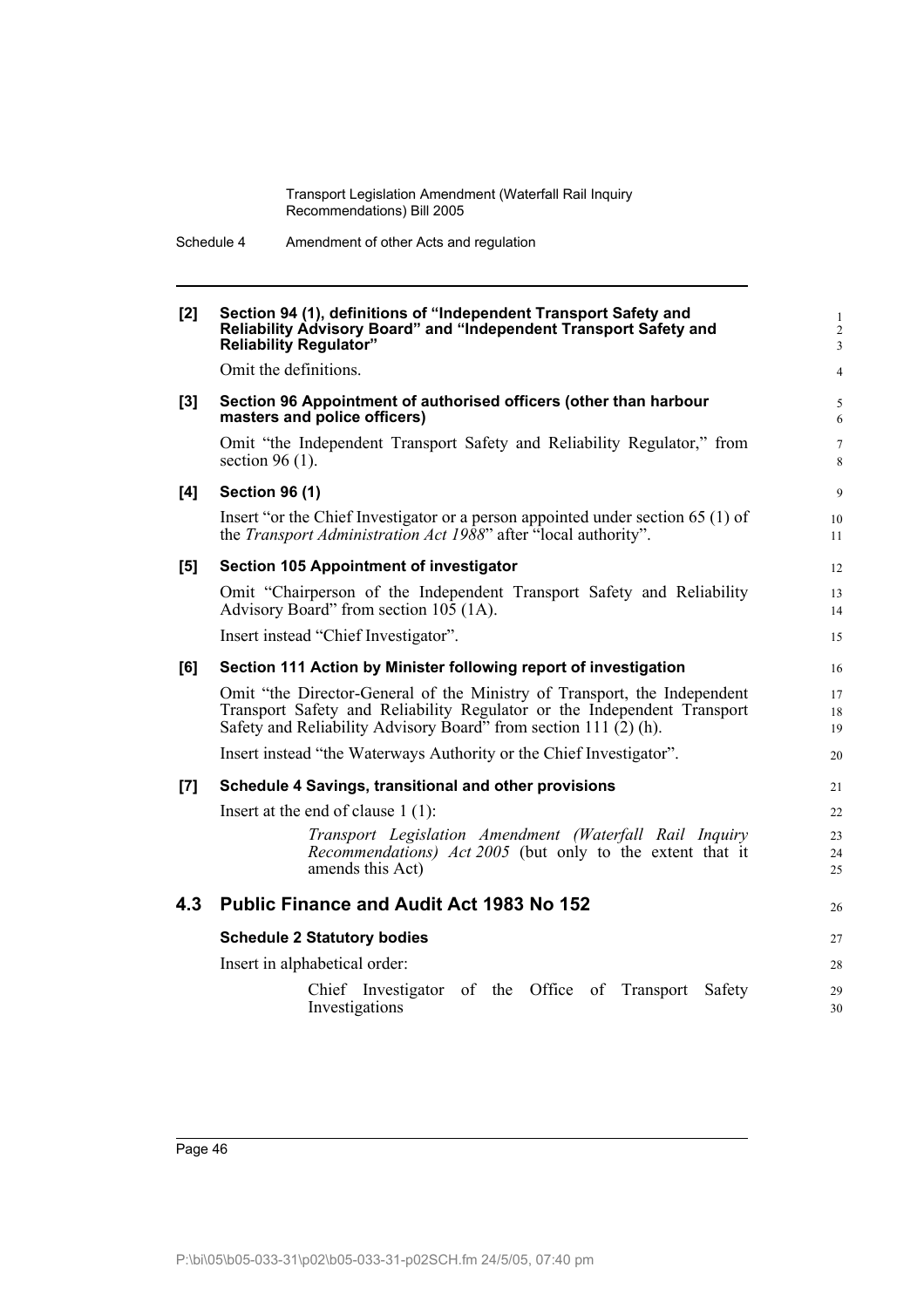**[2] Section 94 (1), definitions of "Independent Transport Safety and Reliability Advisory Board" and "Independent Transport Safety and Reliability Regulator"**

Omit the definitions.

**[3] Section 96 Appointment of authorised officers (other than harbour masters and police officers)**

Omit "the Independent Transport Safety and Reliability Regulator," from section 96 (1).

**[4] Section 96 (1)**

Insert "or the Chief Investigator or a person appointed under section 65 (1) of the *Transport Administration Act 1988*" after "local authority".

**[5] Section 105 Appointment of investigator**

Omit "Chairperson of the Independent Transport Safety and Reliability Advisory Board" from section 105 (1A).

Insert instead "Chief Investigator".

**[6] Section 111 Action by Minister following report of investigation**

Omit "the Director-General of the Ministry of Transport, the Independent Transport Safety and Reliability Regulator or the Independent Transport Safety and Reliability Advisory Board" from section 111 (2) (h).

Insert instead "the Waterways Authority or the Chief Investigator".

**[7] Schedule 4 Savings, transitional and other provisions**

Insert at the end of clause 1 (1):

> *Transport Legislation Amendment (Waterfall Rail Inquiry Recommendations) Act 2005* (but only to the extent that it amends this Act)

## 4.3 Public Finance and Audit Act 1983 No 152

**Schedule 2 Statutory bodies**

Insert in alphabetical order:

> Chief Investigator of the Office of Transport Safety Investigations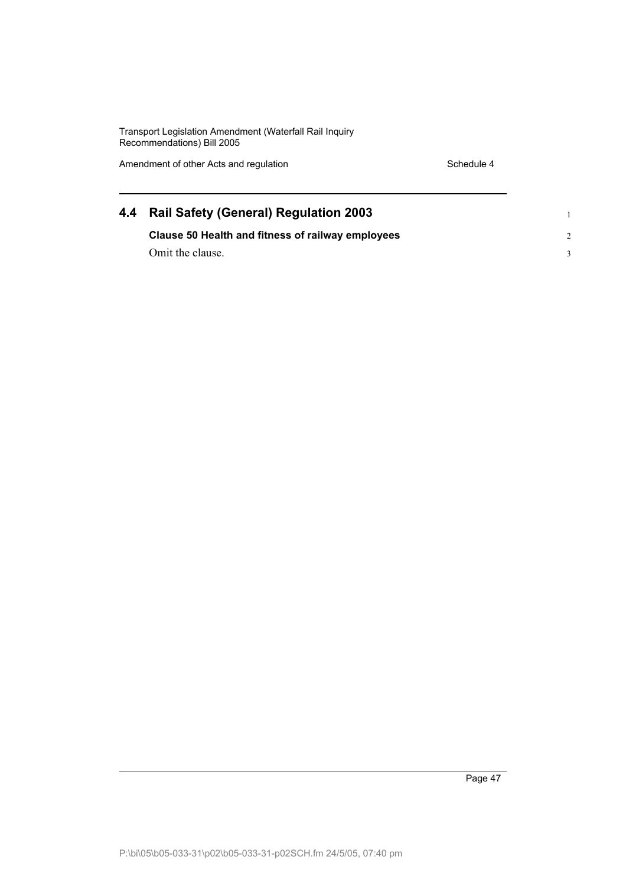## 4.4 Rail Safety (General) Regulation 2003

**Clause 50 Health and fitness of railway employees**

Omit the clause.